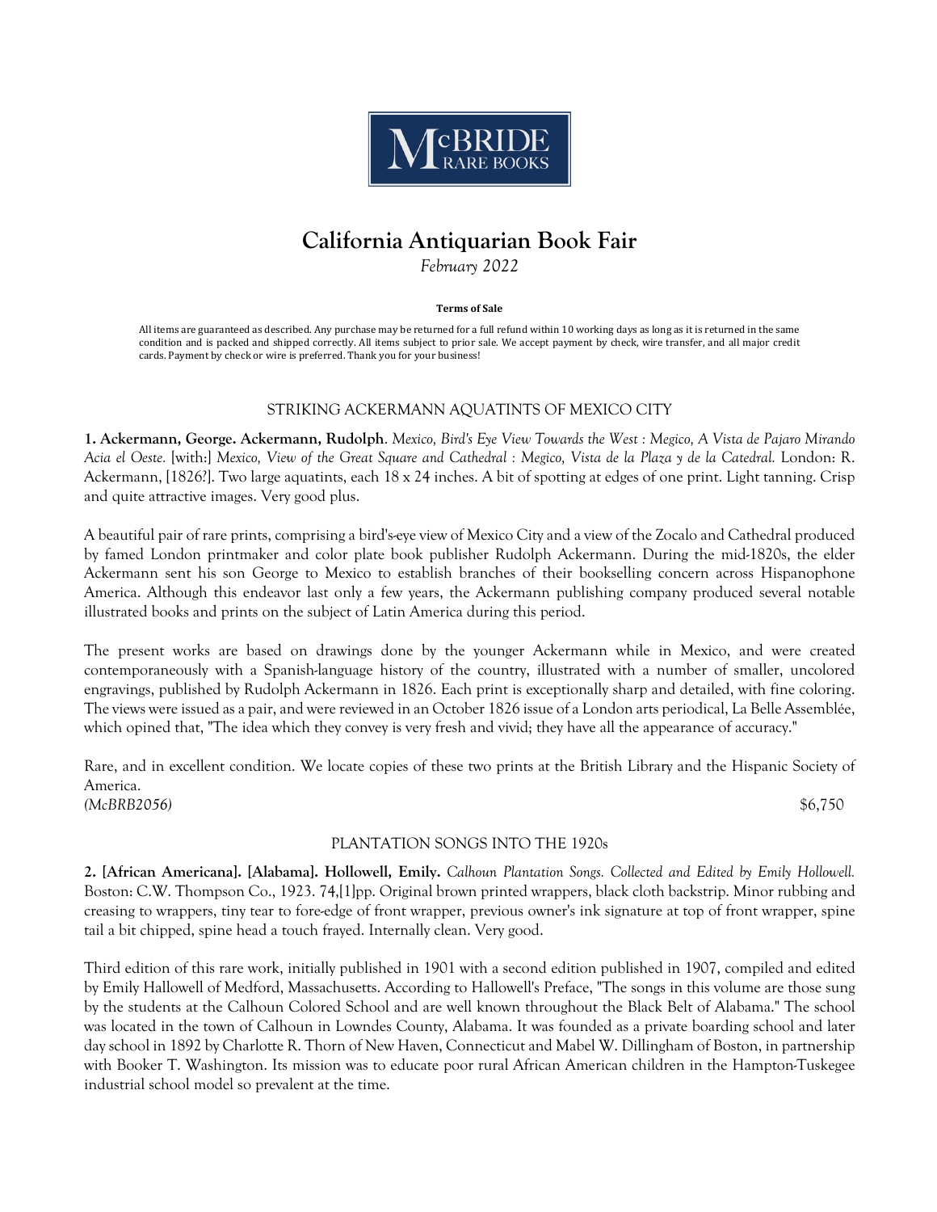McBRIDE RARE BOOKS

# California Antiquarian Book Fair

*February 2022*

**Terms of Sale**

All items are guaranteed as described. Any purchase may be returned for a full refund within 10 working days as long as it is returned in the same condition and is packed and shipped correctly. All items subject to prior sale. We accept payment by check, wire transfer, and all major credit cards. Payment by check or wire is preferred. Thank you for your business!

## STRIKING ACKERMANN AQUATINTS OF MEXICO CITY

**1. Ackermann, George. Ackermann, Rudolph**. *Mexico, Bird's Eye View Towards the West : Megico, A Vista de Pajaro Mirando Acia el Oeste.* [with:] *Mexico, View of the Great Square and Cathedral : Megico, Vista de la Plaza y de la Catedral.* London: R. Ackermann, [1826?]. Two large aquatints, each 18 x 24 inches. A bit of spotting at edges of one print. Light tanning. Crisp and quite attractive images. Very good plus.

A beautiful pair of rare prints, comprising a bird's-eye view of Mexico City and a view of the Zocalo and Cathedral produced by famed London printmaker and color plate book publisher Rudolph Ackermann. During the mid-1820s, the elder Ackermann sent his son George to Mexico to establish branches of their bookselling concern across Hispanophone America. Although this endeavor last only a few years, the Ackermann publishing company produced several notable illustrated books and prints on the subject of Latin America during this period.

The present works are based on drawings done by the younger Ackermann while in Mexico, and were created contemporaneously with a Spanish-language history of the country, illustrated with a number of smaller, uncolored engravings, published by Rudolph Ackermann in 1826. Each print is exceptionally sharp and detailed, with fine coloring. The views were issued as a pair, and were reviewed in an October 1826 issue of a London arts periodical, La Belle Assemblée, which opined that, "The idea which they convey is very fresh and vivid; they have all the appearance of accuracy."

Rare, and in excellent condition. We locate copies of these two prints at the British Library and the Hispanic Society of America.

*(McBRB2056)* $6,750

## PLANTATION SONGS INTO THE 1920s

**2. [African Americana]. [Alabama]. Hollowell, Emily.** *Calhoun Plantation Songs. Collected and Edited by Emily Hollowell.* Boston: C.W. Thompson Co., 1923. 74,[1]pp. Original brown printed wrappers, black cloth backstrip. Minor rubbing and creasing to wrappers, tiny tear to fore-edge of front wrapper, previous owner's ink signature at top of front wrapper, spine tail a bit chipped, spine head a touch frayed. Internally clean. Very good.

Third edition of this rare work, initially published in 1901 with a second edition published in 1907, compiled and edited by Emily Hallowell of Medford, Massachusetts. According to Hallowell's Preface, "The songs in this volume are those sung by the students at the Calhoun Colored School and are well known throughout the Black Belt of Alabama." The school was located in the town of Calhoun in Lowndes County, Alabama. It was founded as a private boarding school and later day school in 1892 by Charlotte R. Thorn of New Haven, Connecticut and Mabel W. Dillingham of Boston, in partnership with Booker T. Washington. Its mission was to educate poor rural African American children in the Hampton-Tuskegee industrial school model so prevalent at the time.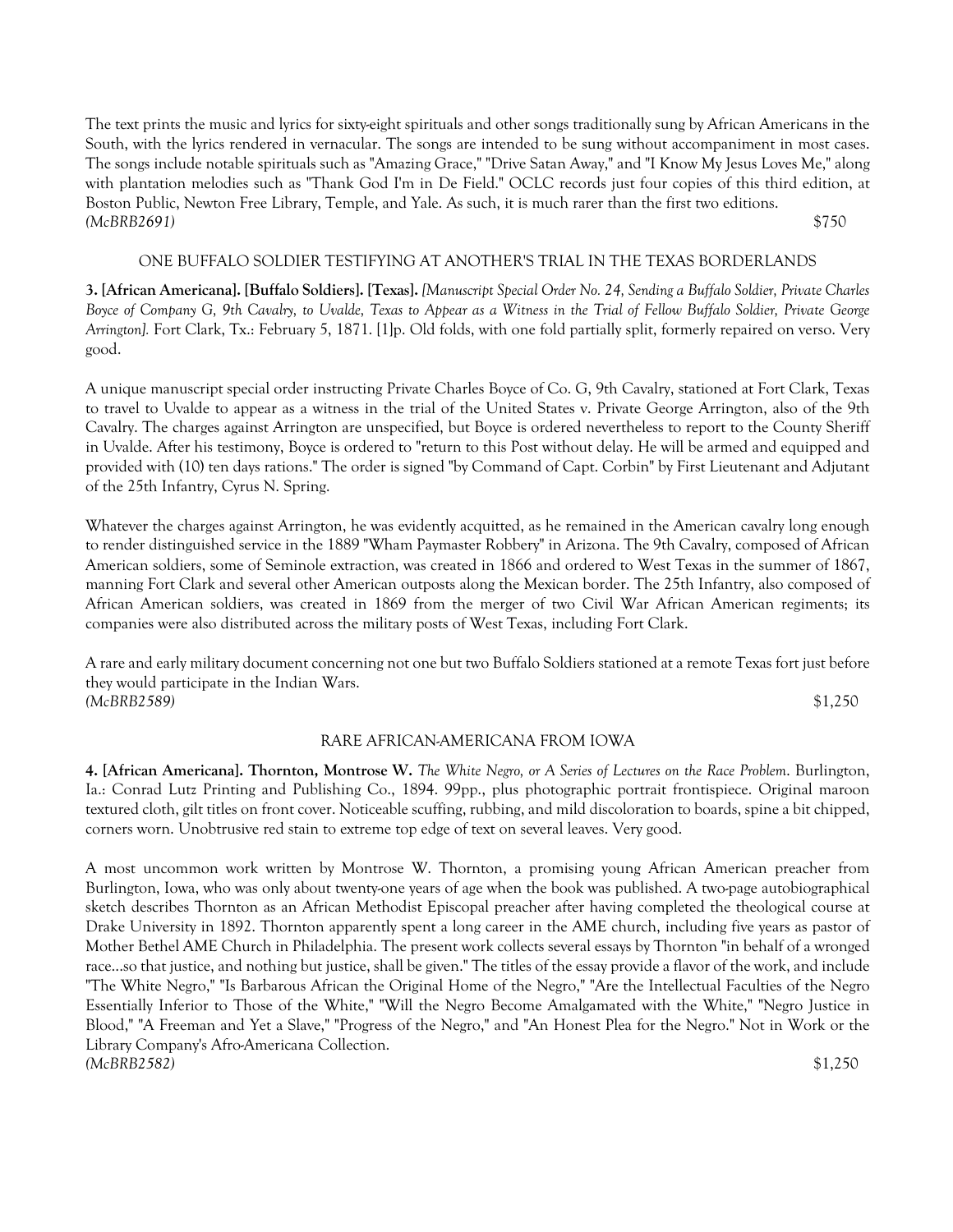The text prints the music and lyrics for sixty-eight spirituals and other songs traditionally sung by African Americans in the South, with the lyrics rendered in vernacular. The songs are intended to be sung without accompaniment in most cases. The songs include notable spirituals such as "Amazing Grace," "Drive Satan Away," and "I Know My Jesus Loves Me," along with plantation melodies such as "Thank God I'm in De Field." OCLC records just four copies of this third edition, at Boston Public, Newton Free Library, Temple, and Yale. As such, it is much rarer than the first two editions.
*(McBRB2691)* $750

### ONE BUFFALO SOLDIER TESTIFYING AT ANOTHER'S TRIAL IN THE TEXAS BORDERLANDS

**3. [African Americana]. [Buffalo Soldiers]. [Texas].** *[Manuscript Special Order No. 24, Sending a Buffalo Soldier, Private Charles Boyce of Company G, 9th Cavalry, to Uvalde, Texas to Appear as a Witness in the Trial of Fellow Buffalo Soldier, Private George Arrington].* Fort Clark, Tx.: February 5, 1871. [1]p. Old folds, with one fold partially split, formerly repaired on verso. Very good.

A unique manuscript special order instructing Private Charles Boyce of Co. G, 9th Cavalry, stationed at Fort Clark, Texas to travel to Uvalde to appear as a witness in the trial of the United States v. Private George Arrington, also of the 9th Cavalry. The charges against Arrington are unspecified, but Boyce is ordered nevertheless to report to the County Sheriff in Uvalde. After his testimony, Boyce is ordered to "return to this Post without delay. He will be armed and equipped and provided with (10) ten days rations." The order is signed "by Command of Capt. Corbin" by First Lieutenant and Adjutant of the 25th Infantry, Cyrus N. Spring.

Whatever the charges against Arrington, he was evidently acquitted, as he remained in the American cavalry long enough to render distinguished service in the 1889 "Wham Paymaster Robbery" in Arizona. The 9th Cavalry, composed of African American soldiers, some of Seminole extraction, was created in 1866 and ordered to West Texas in the summer of 1867, manning Fort Clark and several other American outposts along the Mexican border. The 25th Infantry, also composed of African American soldiers, was created in 1869 from the merger of two Civil War African American regiments; its companies were also distributed across the military posts of West Texas, including Fort Clark.

A rare and early military document concerning not one but two Buffalo Soldiers stationed at a remote Texas fort just before they would participate in the Indian Wars.
*(McBRB2589)* $1,250

### RARE AFRICAN-AMERICANA FROM IOWA

**4. [African Americana]. Thornton, Montrose W.** *The White Negro, or A Series of Lectures on the Race Problem*. Burlington, Ia.: Conrad Lutz Printing and Publishing Co., 1894. 99pp., plus photographic portrait frontispiece. Original maroon textured cloth, gilt titles on front cover. Noticeable scuffing, rubbing, and mild discoloration to boards, spine a bit chipped, corners worn. Unobtrusive red stain to extreme top edge of text on several leaves. Very good.

A most uncommon work written by Montrose W. Thornton, a promising young African American preacher from Burlington, Iowa, who was only about twenty-one years of age when the book was published. A two-page autobiographical sketch describes Thornton as an African Methodist Episcopal preacher after having completed the theological course at Drake University in 1892. Thornton apparently spent a long career in the AME church, including five years as pastor of Mother Bethel AME Church in Philadelphia. The present work collects several essays by Thornton "in behalf of a wronged race...so that justice, and nothing but justice, shall be given." The titles of the essay provide a flavor of the work, and include "The White Negro," "Is Barbarous African the Original Home of the Negro," "Are the Intellectual Faculties of the Negro Essentially Inferior to Those of the White," "Will the Negro Become Amalgamated with the White," "Negro Justice in Blood," "A Freeman and Yet a Slave," "Progress of the Negro," and "An Honest Plea for the Negro." Not in Work or the Library Company's Afro-Americana Collection.
*(McBRB2582)* $1,250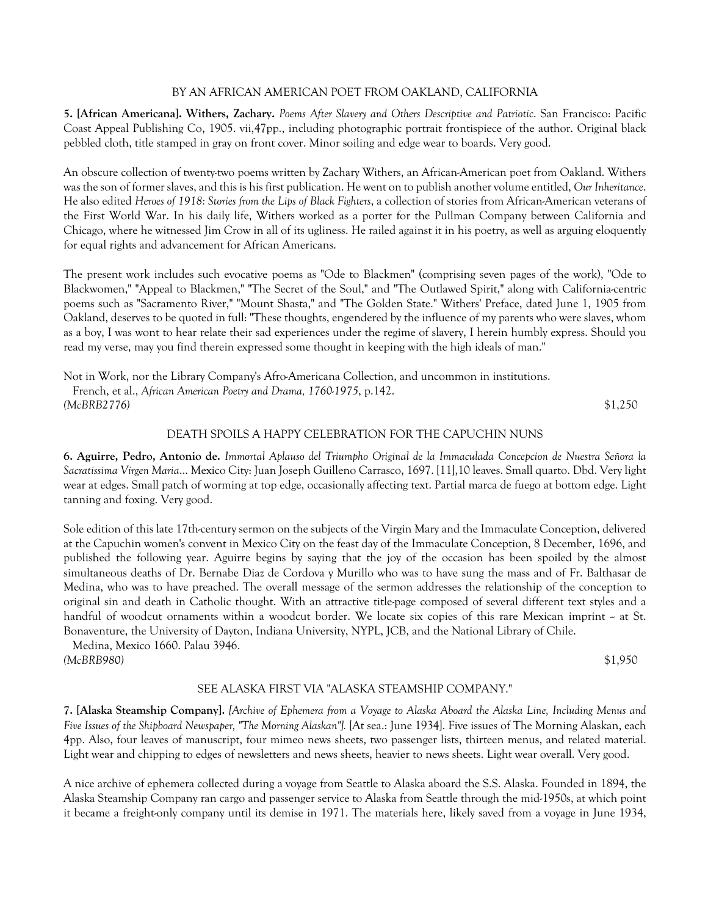### BY AN AFRICAN AMERICAN POET FROM OAKLAND, CALIFORNIA

**5. [African Americana]. Withers, Zachary.** *Poems After Slavery and Others Descriptive and Patriotic*. San Francisco: Pacific Coast Appeal Publishing Co, 1905. vii,47pp., including photographic portrait frontispiece of the author. Original black pebbled cloth, title stamped in gray on front cover. Minor soiling and edge wear to boards. Very good.

An obscure collection of twenty-two poems written by Zachary Withers, an African-American poet from Oakland. Withers was the son of former slaves, and this is his first publication. He went on to publish another volume entitled, *Our Inheritance*. He also edited *Heroes of 1918: Stories from the Lips of Black Fighters*, a collection of stories from African-American veterans of the First World War. In his daily life, Withers worked as a porter for the Pullman Company between California and Chicago, where he witnessed Jim Crow in all of its ugliness. He railed against it in his poetry, as well as arguing eloquently for equal rights and advancement for African Americans.

The present work includes such evocative poems as "Ode to Blackmen" (comprising seven pages of the work), "Ode to Blackwomen," "Appeal to Blackmen," "The Secret of the Soul," and "The Outlawed Spirit," along with California-centric poems such as "Sacramento River," "Mount Shasta," and "The Golden State." Withers' Preface, dated June 1, 1905 from Oakland, deserves to be quoted in full: "These thoughts, engendered by the influence of my parents who were slaves, whom as a boy, I was wont to hear relate their sad experiences under the regime of slavery, I herein humbly express. Should you read my verse, may you find therein expressed some thought in keeping with the high ideals of man."

Not in Work, nor the Library Company's Afro-Americana Collection, and uncommon in institutions.
French, et al., *African American Poetry and Drama, 1760-1975*, p.142.
*(McBRB2776)* $1,250

### DEATH SPOILS A HAPPY CELEBRATION FOR THE CAPUCHIN NUNS

**6. Aguirre, Pedro, Antonio de.** *Immortal Aplauso del Triumpho Original de la Immaculada Concepcion de Nuestra Señora la Sacratissima Virgen Maria*... Mexico City: Juan Joseph Guilleno Carrasco, 1697. [11],10 leaves. Small quarto. Dbd. Very light wear at edges. Small patch of worming at top edge, occasionally affecting text. Partial marca de fuego at bottom edge. Light tanning and foxing. Very good.

Sole edition of this late 17th-century sermon on the subjects of the Virgin Mary and the Immaculate Conception, delivered at the Capuchin women's convent in Mexico City on the feast day of the Immaculate Conception, 8 December, 1696, and published the following year. Aguirre begins by saying that the joy of the occasion has been spoiled by the almost simultaneous deaths of Dr. Bernabe Diaz de Cordova y Murillo who was to have sung the mass and of Fr. Balthasar de Medina, who was to have preached. The overall message of the sermon addresses the relationship of the conception to original sin and death in Catholic thought. With an attractive title-page composed of several different text styles and a handful of woodcut ornaments within a woodcut border. We locate six copies of this rare Mexican imprint -- at St. Bonaventure, the University of Dayton, Indiana University, NYPL, JCB, and the National Library of Chile.
Medina, Mexico 1660. Palau 3946.
*(McBRB980)* $1,950

### SEE ALASKA FIRST VIA "ALASKA STEAMSHIP COMPANY."

**7. [Alaska Steamship Company].** *[Archive of Ephemera from a Voyage to Alaska Aboard the Alaska Line, Including Menus and Five Issues of the Shipboard Newspaper, "The Morning Alaskan"].* [At sea.: June 1934]. Five issues of The Morning Alaskan, each 4pp. Also, four leaves of manuscript, four mimeo news sheets, two passenger lists, thirteen menus, and related material. Light wear and chipping to edges of newsletters and news sheets, heavier to news sheets. Light wear overall. Very good.

A nice archive of ephemera collected during a voyage from Seattle to Alaska aboard the S.S. Alaska. Founded in 1894, the Alaska Steamship Company ran cargo and passenger service to Alaska from Seattle through the mid-1950s, at which point it became a freight-only company until its demise in 1971. The materials here, likely saved from a voyage in June 1934,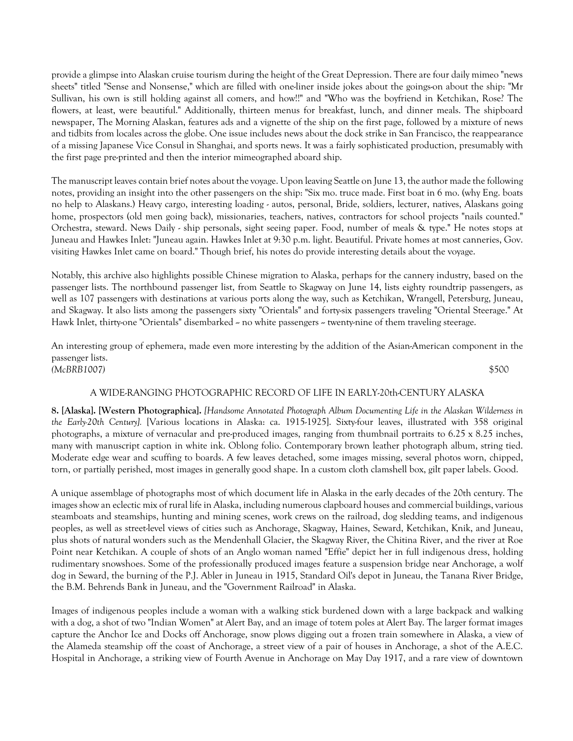provide a glimpse into Alaskan cruise tourism during the height of the Great Depression. There are four daily mimeo "news sheets" titled "Sense and Nonsense," which are filled with one-liner inside jokes about the goings-on about the ship: "Mr Sullivan, his own is still holding against all comers, and how!!" and "Who was the boyfriend in Ketchikan, Rose? The flowers, at least, were beautiful." Additionally, thirteen menus for breakfast, lunch, and dinner meals. The shipboard newspaper, The Morning Alaskan, features ads and a vignette of the ship on the first page, followed by a mixture of news and tidbits from locales across the globe. One issue includes news about the dock strike in San Francisco, the reappearance of a missing Japanese Vice Consul in Shanghai, and sports news. It was a fairly sophisticated production, presumably with the first page pre-printed and then the interior mimeographed aboard ship.

The manuscript leaves contain brief notes about the voyage. Upon leaving Seattle on June 13, the author made the following notes, providing an insight into the other passengers on the ship: "Six mo. truce made. First boat in 6 mo. (why Eng. boats no help to Alaskans.) Heavy cargo, interesting loading - autos, personal, Bride, soldiers, lecturer, natives, Alaskans going home, prospectors (old men going back), missionaries, teachers, natives, contractors for school projects "nails counted." Orchestra, steward. News Daily - ship personals, sight seeing paper. Food, number of meals & type." He notes stops at Juneau and Hawkes Inlet: "Juneau again. Hawkes Inlet at 9:30 p.m. light. Beautiful. Private homes at most canneries, Gov. visiting Hawkes Inlet came on board." Though brief, his notes do provide interesting details about the voyage.

Notably, this archive also highlights possible Chinese migration to Alaska, perhaps for the cannery industry, based on the passenger lists. The northbound passenger list, from Seattle to Skagway on June 14, lists eighty roundtrip passengers, as well as 107 passengers with destinations at various ports along the way, such as Ketchikan, Wrangell, Petersburg, Juneau, and Skagway. It also lists among the passengers sixty "Orientals" and forty-six passengers traveling "Oriental Steerage." At Hawk Inlet, thirty-one "Orientals" disembarked -- no white passengers -- twenty-nine of them traveling steerage.

An interesting group of ephemera, made even more interesting by the addition of the Asian-American component in the passenger lists.

*(McBRB1007)* $500

## A WIDE-RANGING PHOTOGRAPHIC RECORD OF LIFE IN EARLY-20th-CENTURY ALASKA

**8. [Alaska]. [Western Photographica].** *[Handsome Annotated Photograph Album Documenting Life in the Alaskan Wilderness in the Early-20th Century].* [Various locations in Alaska: ca. 1915-1925]. Sixty-four leaves, illustrated with 358 original photographs, a mixture of vernacular and pre-produced images, ranging from thumbnail portraits to 6.25 x 8.25 inches, many with manuscript caption in white ink. Oblong folio. Contemporary brown leather photograph album, string tied. Moderate edge wear and scuffing to boards. A few leaves detached, some images missing, several photos worn, chipped, torn, or partially perished, most images in generally good shape. In a custom cloth clamshell box, gilt paper labels. Good.

A unique assemblage of photographs most of which document life in Alaska in the early decades of the 20th century. The images show an eclectic mix of rural life in Alaska, including numerous clapboard houses and commercial buildings, various steamboats and steamships, hunting and mining scenes, work crews on the railroad, dog sledding teams, and indigenous peoples, as well as street-level views of cities such as Anchorage, Skagway, Haines, Seward, Ketchikan, Knik, and Juneau, plus shots of natural wonders such as the Mendenhall Glacier, the Skagway River, the Chitina River, and the river at Roe Point near Ketchikan. A couple of shots of an Anglo woman named "Effie" depict her in full indigenous dress, holding rudimentary snowshoes. Some of the professionally produced images feature a suspension bridge near Anchorage, a wolf dog in Seward, the burning of the P.J. Abler in Juneau in 1915, Standard Oil's depot in Juneau, the Tanana River Bridge, the B.M. Behrends Bank in Juneau, and the "Government Railroad" in Alaska.

Images of indigenous peoples include a woman with a walking stick burdened down with a large backpack and walking with a dog, a shot of two "Indian Women" at Alert Bay, and an image of totem poles at Alert Bay. The larger format images capture the Anchor Ice and Docks off Anchorage, snow plows digging out a frozen train somewhere in Alaska, a view of the Alameda steamship off the coast of Anchorage, a street view of a pair of houses in Anchorage, a shot of the A.E.C. Hospital in Anchorage, a striking view of Fourth Avenue in Anchorage on May Day 1917, and a rare view of downtown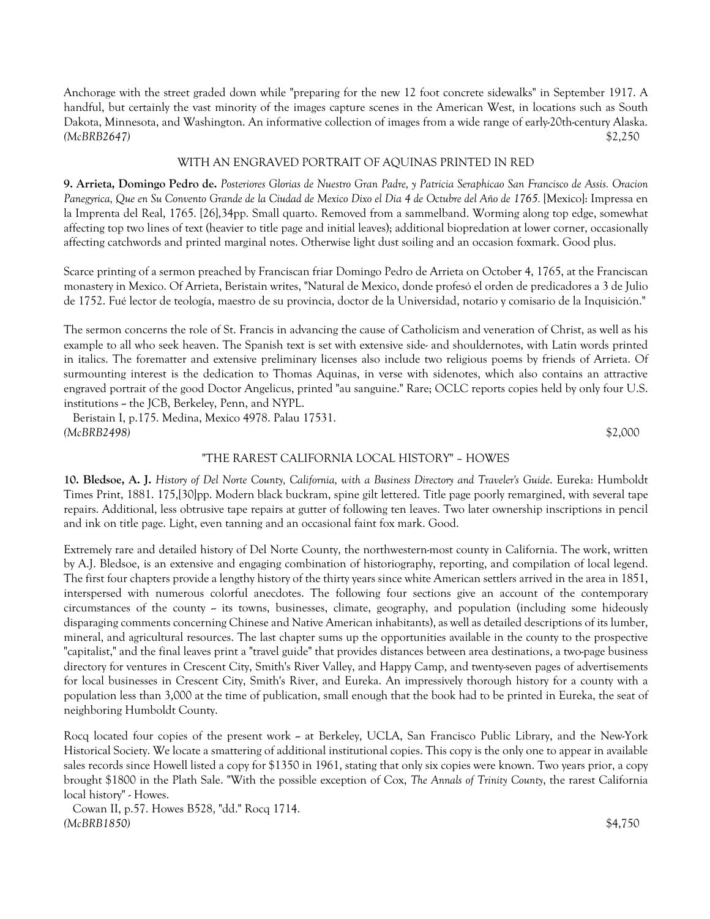Anchorage with the street graded down while "preparing for the new 12 foot concrete sidewalks" in September 1917. A handful, but certainly the vast minority of the images capture scenes in the American West, in locations such as South Dakota, Minnesota, and Washington. An informative collection of images from a wide range of early-20th-century Alaska.
*(McBRB2647)* $2,250

### WITH AN ENGRAVED PORTRAIT OF AQUINAS PRINTED IN RED

**9. Arrieta, Domingo Pedro de.** *Posteriores Glorias de Nuestro Gran Padre, y Patricia Seraphicao San Francisco de Assis. Oracion Panegyrica, Que en Su Convento Grande de la Ciudad de Mexico Dixo el Dia 4 de Octubre del Año de 1765.* [Mexico]: Impressa en la Imprenta del Real, 1765. [26],34pp. Small quarto. Removed from a sammelband. Worming along top edge, somewhat affecting top two lines of text (heavier to title page and initial leaves); additional biopredation at lower corner, occasionally affecting catchwords and printed marginal notes. Otherwise light dust soiling and an occasion foxmark. Good plus.

Scarce printing of a sermon preached by Franciscan friar Domingo Pedro de Arrieta on October 4, 1765, at the Franciscan monastery in Mexico. Of Arrieta, Beristain writes, "Natural de Mexico, donde profesó el orden de predicadores a 3 de Julio de 1752. Fué lector de teología, maestro de su provincia, doctor de la Universidad, notario y comisario de la Inquisición."

The sermon concerns the role of St. Francis in advancing the cause of Catholicism and veneration of Christ, as well as his example to all who seek heaven. The Spanish text is set with extensive side- and shouldernotes, with Latin words printed in italics. The forematter and extensive preliminary licenses also include two religious poems by friends of Arrieta. Of surmounting interest is the dedication to Thomas Aquinas, in verse with sidenotes, which also contains an attractive engraved portrait of the good Doctor Angelicus, printed "au sanguine." Rare; OCLC reports copies held by only four U.S. institutions ~ the JCB, Berkeley, Penn, and NYPL.

Beristain I, p.175. Medina, Mexico 4978. Palau 17531.
*(McBRB2498)* $2,000

### "THE RAREST CALIFORNIA LOCAL HISTORY" – HOWES

**10. Bledsoe, A. J.** *History of Del Norte County, California, with a Business Directory and Traveler's Guide*. Eureka: Humboldt Times Print, 1881. 175,[30]pp. Modern black buckram, spine gilt lettered. Title page poorly remargined, with several tape repairs. Additional, less obtrusive tape repairs at gutter of following ten leaves. Two later ownership inscriptions in pencil and ink on title page. Light, even tanning and an occasional faint fox mark. Good.

Extremely rare and detailed history of Del Norte County, the northwestern-most county in California. The work, written by A.J. Bledsoe, is an extensive and engaging combination of historiography, reporting, and compilation of local legend. The first four chapters provide a lengthy history of the thirty years since white American settlers arrived in the area in 1851, interspersed with numerous colorful anecdotes. The following four sections give an account of the contemporary circumstances of the county ~ its towns, businesses, climate, geography, and population (including some hideously disparaging comments concerning Chinese and Native American inhabitants), as well as detailed descriptions of its lumber, mineral, and agricultural resources. The last chapter sums up the opportunities available in the county to the prospective "capitalist," and the final leaves print a "travel guide" that provides distances between area destinations, a two-page business directory for ventures in Crescent City, Smith's River Valley, and Happy Camp, and twenty-seven pages of advertisements for local businesses in Crescent City, Smith's River, and Eureka. An impressively thorough history for a county with a population less than 3,000 at the time of publication, small enough that the book had to be printed in Eureka, the seat of neighboring Humboldt County.

Rocq located four copies of the present work ~ at Berkeley, UCLA, San Francisco Public Library, and the New-York Historical Society. We locate a smattering of additional institutional copies. This copy is the only one to appear in available sales records since Howell listed a copy for $1350 in 1961, stating that only six copies were known. Two years prior, a copy brought $1800 in the Plath Sale. "With the possible exception of Cox, *The Annals of Trinity County*, the rarest California local history" - Howes.

Cowan II, p.57. Howes B528, "dd." Rocq 1714.
*(McBRB1850)* $4,750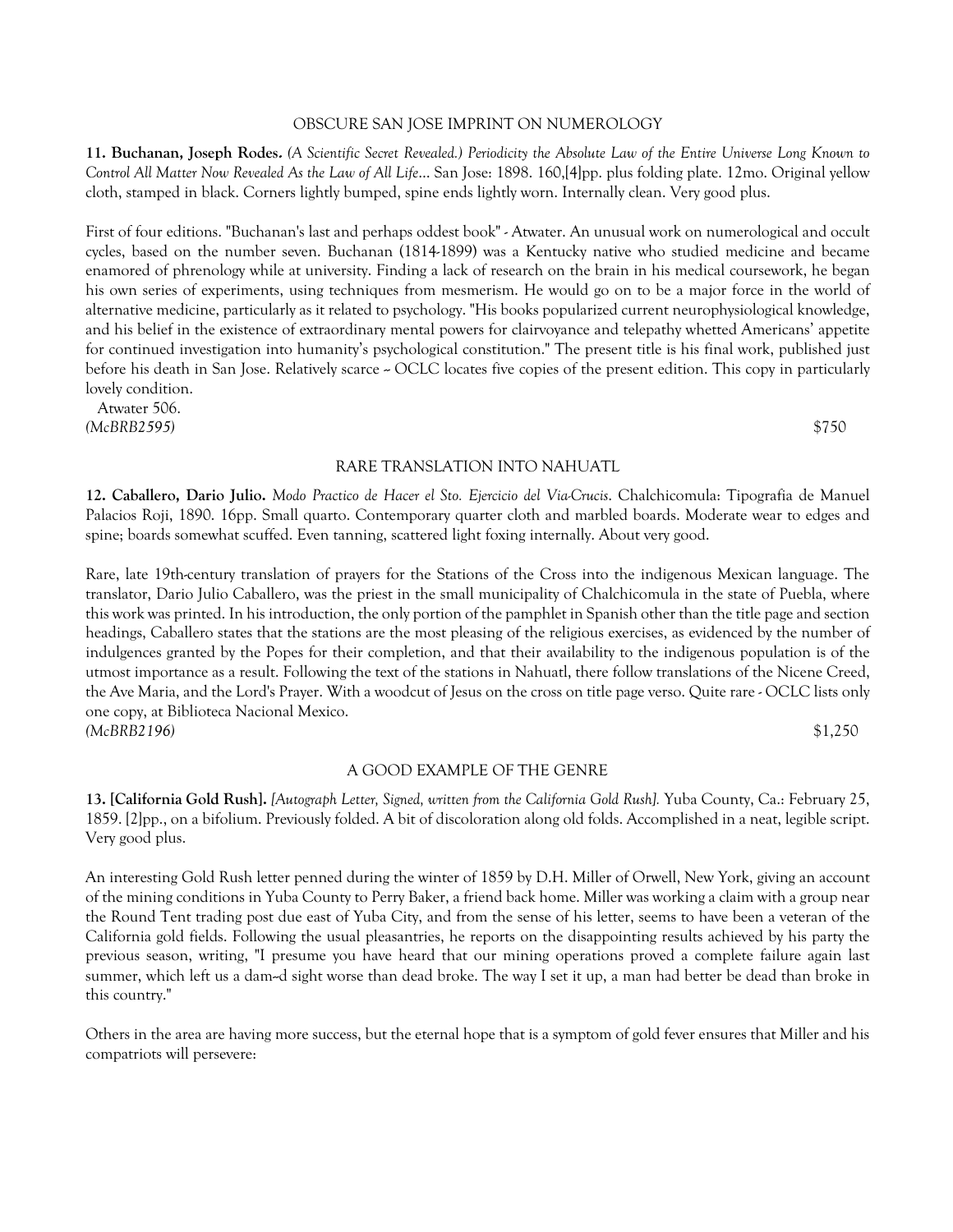### OBSCURE SAN JOSE IMPRINT ON NUMEROLOGY

**11. Buchanan, Joseph Rodes.** *(A Scientific Secret Revealed.) Periodicity the Absolute Law of the Entire Universe Long Known to Control All Matter Now Revealed As the Law of All Life...* San Jose: 1898. 160,[4]pp. plus folding plate. 12mo. Original yellow cloth, stamped in black. Corners lightly bumped, spine ends lightly worn. Internally clean. Very good plus.

First of four editions. "Buchanan's last and perhaps oddest book" - Atwater. An unusual work on numerological and occult cycles, based on the number seven. Buchanan (1814-1899) was a Kentucky native who studied medicine and became enamored of phrenology while at university. Finding a lack of research on the brain in his medical coursework, he began his own series of experiments, using techniques from mesmerism. He would go on to be a major force in the world of alternative medicine, particularly as it related to psychology. "His books popularized current neurophysiological knowledge, and his belief in the existence of extraordinary mental powers for clairvoyance and telepathy whetted Americans' appetite for continued investigation into humanity's psychological constitution." The present title is his final work, published just before his death in San Jose. Relatively scarce -- OCLC locates five copies of the present edition. This copy in particularly lovely condition.

Atwater 506.

*(McBRB2595)* $750

### RARE TRANSLATION INTO NAHUATL

**12. Caballero, Dario Julio.** *Modo Practico de Hacer el Sto. Ejercicio del Via-Crucis*. Chalchicomula: Tipografia de Manuel Palacios Roji, 1890. 16pp. Small quarto. Contemporary quarter cloth and marbled boards. Moderate wear to edges and spine; boards somewhat scuffed. Even tanning, scattered light foxing internally. About very good.

Rare, late 19th-century translation of prayers for the Stations of the Cross into the indigenous Mexican language. The translator, Dario Julio Caballero, was the priest in the small municipality of Chalchicomula in the state of Puebla, where this work was printed. In his introduction, the only portion of the pamphlet in Spanish other than the title page and section headings, Caballero states that the stations are the most pleasing of the religious exercises, as evidenced by the number of indulgences granted by the Popes for their completion, and that their availability to the indigenous population is of the utmost importance as a result. Following the text of the stations in Nahuatl, there follow translations of the Nicene Creed, the Ave Maria, and the Lord's Prayer. With a woodcut of Jesus on the cross on title page verso. Quite rare - OCLC lists only one copy, at Biblioteca Nacional Mexico.

*(McBRB2196)* $1,250

### A GOOD EXAMPLE OF THE GENRE

**13. [California Gold Rush].** *[Autograph Letter, Signed, written from the California Gold Rush].* Yuba County, Ca.: February 25, 1859. [2]pp., on a bifolium. Previously folded. A bit of discoloration along old folds. Accomplished in a neat, legible script. Very good plus.

An interesting Gold Rush letter penned during the winter of 1859 by D.H. Miller of Orwell, New York, giving an account of the mining conditions in Yuba County to Perry Baker, a friend back home. Miller was working a claim with a group near the Round Tent trading post due east of Yuba City, and from the sense of his letter, seems to have been a veteran of the California gold fields. Following the usual pleasantries, he reports on the disappointing results achieved by his party the previous season, writing, "I presume you have heard that our mining operations proved a complete failure again last summer, which left us a dam--d sight worse than dead broke. The way I set it up, a man had better be dead than broke in this country."

Others in the area are having more success, but the eternal hope that is a symptom of gold fever ensures that Miller and his compatriots will persevere: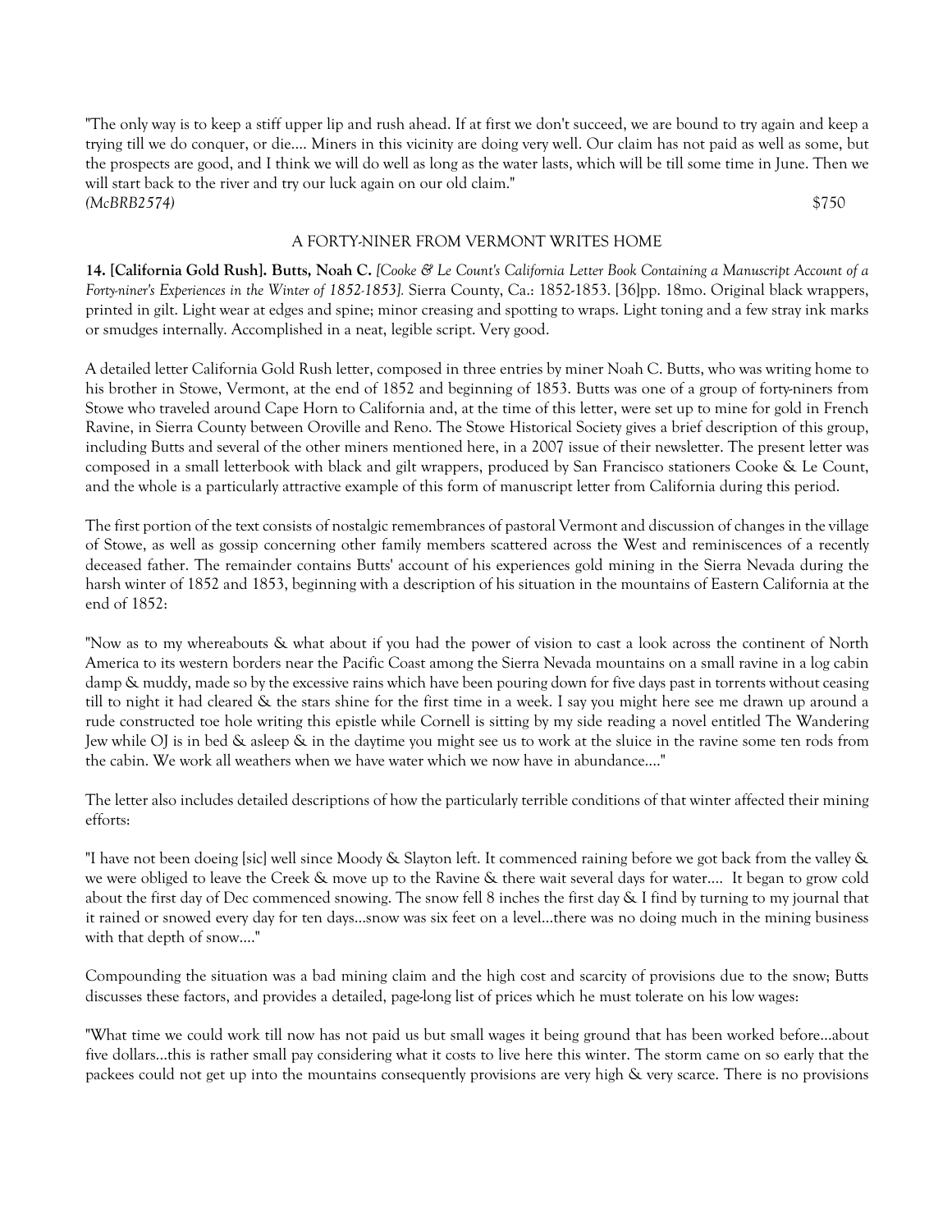"The only way is to keep a stiff upper lip and rush ahead. If at first we don't succeed, we are bound to try again and keep a trying till we do conquer, or die.... Miners in this vicinity are doing very well. Our claim has not paid as well as some, but the prospects are good, and I think we will do well as long as the water lasts, which will be till some time in June. Then we will start back to the river and try our luck again on our old claim."

*(McBRB2574)* $750

## A FORTY-NINER FROM VERMONT WRITES HOME

**14. [California Gold Rush]. Butts, Noah C.** *[Cooke & Le Count's California Letter Book Containing a Manuscript Account of a Forty-niner's Experiences in the Winter of 1852-1853].* Sierra County, Ca.: 1852-1853. [36]pp. 18mo. Original black wrappers, printed in gilt. Light wear at edges and spine; minor creasing and spotting to wraps. Light toning and a few stray ink marks or smudges internally. Accomplished in a neat, legible script. Very good.

A detailed letter California Gold Rush letter, composed in three entries by miner Noah C. Butts, who was writing home to his brother in Stowe, Vermont, at the end of 1852 and beginning of 1853. Butts was one of a group of forty-niners from Stowe who traveled around Cape Horn to California and, at the time of this letter, were set up to mine for gold in French Ravine, in Sierra County between Oroville and Reno. The Stowe Historical Society gives a brief description of this group, including Butts and several of the other miners mentioned here, in a 2007 issue of their newsletter. The present letter was composed in a small letterbook with black and gilt wrappers, produced by San Francisco stationers Cooke & Le Count, and the whole is a particularly attractive example of this form of manuscript letter from California during this period.

The first portion of the text consists of nostalgic remembrances of pastoral Vermont and discussion of changes in the village of Stowe, as well as gossip concerning other family members scattered across the West and reminiscences of a recently deceased father. The remainder contains Butts' account of his experiences gold mining in the Sierra Nevada during the harsh winter of 1852 and 1853, beginning with a description of his situation in the mountains of Eastern California at the end of 1852:

"Now as to my whereabouts & what about if you had the power of vision to cast a look across the continent of North America to its western borders near the Pacific Coast among the Sierra Nevada mountains on a small ravine in a log cabin damp & muddy, made so by the excessive rains which have been pouring down for five days past in torrents without ceasing till to night it had cleared & the stars shine for the first time in a week. I say you might here see me drawn up around a rude constructed toe hole writing this epistle while Cornell is sitting by my side reading a novel entitled The Wandering Jew while OJ is in bed & asleep & in the daytime you might see us to work at the sluice in the ravine some ten rods from the cabin. We work all weathers when we have water which we now have in abundance...."

The letter also includes detailed descriptions of how the particularly terrible conditions of that winter affected their mining efforts:

"I have not been doeing [sic] well since Moody & Slayton left. It commenced raining before we got back from the valley & we were obliged to leave the Creek & move up to the Ravine & there wait several days for water.... It began to grow cold about the first day of Dec commenced snowing. The snow fell 8 inches the first day & I find by turning to my journal that it rained or snowed every day for ten days...snow was six feet on a level...there was no doing much in the mining business with that depth of snow...."

Compounding the situation was a bad mining claim and the high cost and scarcity of provisions due to the snow; Butts discusses these factors, and provides a detailed, page-long list of prices which he must tolerate on his low wages:

"What time we could work till now has not paid us but small wages it being ground that has been worked before...about five dollars...this is rather small pay considering what it costs to live here this winter. The storm came on so early that the packees could not get up into the mountains consequently provisions are very high & very scarce. There is no provisions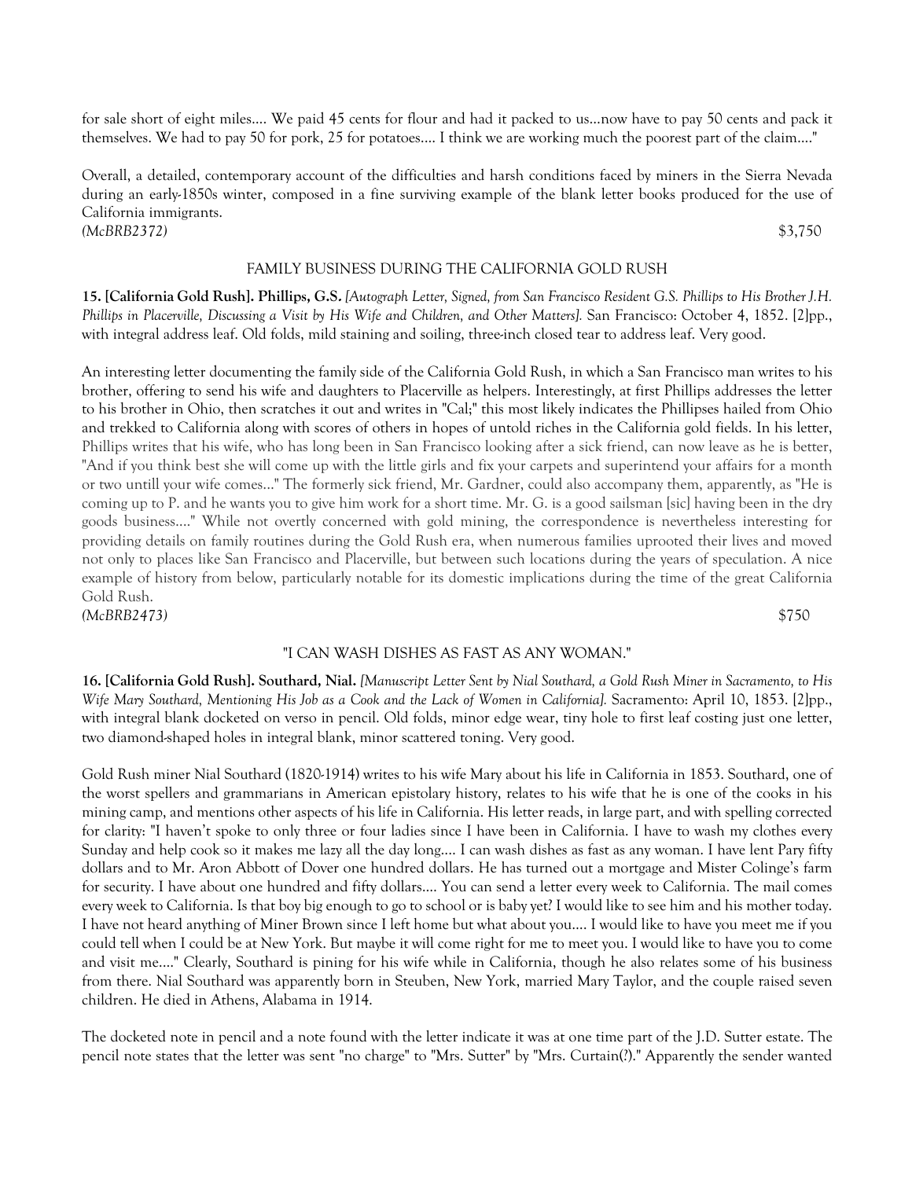for sale short of eight miles.... We paid 45 cents for flour and had it packed to us...now have to pay 50 cents and pack it themselves. We had to pay 50 for pork, 25 for potatoes.... I think we are working much the poorest part of the claim...."

Overall, a detailed, contemporary account of the difficulties and harsh conditions faced by miners in the Sierra Nevada during an early-1850s winter, composed in a fine surviving example of the blank letter books produced for the use of California immigrants.

*(McBRB2372)* $3,750

### FAMILY BUSINESS DURING THE CALIFORNIA GOLD RUSH

**15. [California Gold Rush]. Phillips, G.S.** *[Autograph Letter, Signed, from San Francisco Resident G.S. Phillips to His Brother J.H. Phillips in Placerville, Discussing a Visit by His Wife and Children, and Other Matters].* San Francisco: October 4, 1852. [2]pp., with integral address leaf. Old folds, mild staining and soiling, three-inch closed tear to address leaf. Very good.

An interesting letter documenting the family side of the California Gold Rush, in which a San Francisco man writes to his brother, offering to send his wife and daughters to Placerville as helpers. Interestingly, at first Phillips addresses the letter to his brother in Ohio, then scratches it out and writes in "Cal;" this most likely indicates the Phillipses hailed from Ohio and trekked to California along with scores of others in hopes of untold riches in the California gold fields. In his letter, Phillips writes that his wife, who has long been in San Francisco looking after a sick friend, can now leave as he is better, "And if you think best she will come up with the little girls and fix your carpets and superintend your affairs for a month or two untill your wife comes..." The formerly sick friend, Mr. Gardner, could also accompany them, apparently, as "He is coming up to P. and he wants you to give him work for a short time. Mr. G. is a good sailsman [sic] having been in the dry goods business...." While not overtly concerned with gold mining, the correspondence is nevertheless interesting for providing details on family routines during the Gold Rush era, when numerous families uprooted their lives and moved not only to places like San Francisco and Placerville, but between such locations during the years of speculation. A nice example of history from below, particularly notable for its domestic implications during the time of the great California Gold Rush.

*(McBRB2473)* $750

### "I CAN WASH DISHES AS FAST AS ANY WOMAN."

**16. [California Gold Rush]. Southard, Nial.** *[Manuscript Letter Sent by Nial Southard, a Gold Rush Miner in Sacramento, to His Wife Mary Southard, Mentioning His Job as a Cook and the Lack of Women in California].* Sacramento: April 10, 1853. [2]pp., with integral blank docketed on verso in pencil. Old folds, minor edge wear, tiny hole to first leaf costing just one letter, two diamond-shaped holes in integral blank, minor scattered toning. Very good.

Gold Rush miner Nial Southard (1820-1914) writes to his wife Mary about his life in California in 1853. Southard, one of the worst spellers and grammarians in American epistolary history, relates to his wife that he is one of the cooks in his mining camp, and mentions other aspects of his life in California. His letter reads, in large part, and with spelling corrected for clarity: "I haven't spoke to only three or four ladies since I have been in California. I have to wash my clothes every Sunday and help cook so it makes me lazy all the day long.... I can wash dishes as fast as any woman. I have lent Pary fifty dollars and to Mr. Aron Abbott of Dover one hundred dollars. He has turned out a mortgage and Mister Colinge's farm for security. I have about one hundred and fifty dollars.... You can send a letter every week to California. The mail comes every week to California. Is that boy big enough to go to school or is baby yet? I would like to see him and his mother today. I have not heard anything of Miner Brown since I left home but what about you.... I would like to have you meet me if you could tell when I could be at New York. But maybe it will come right for me to meet you. I would like to have you to come and visit me...." Clearly, Southard is pining for his wife while in California, though he also relates some of his business from there. Nial Southard was apparently born in Steuben, New York, married Mary Taylor, and the couple raised seven children. He died in Athens, Alabama in 1914.

The docketed note in pencil and a note found with the letter indicate it was at one time part of the J.D. Sutter estate. The pencil note states that the letter was sent "no charge" to "Mrs. Sutter" by "Mrs. Curtain(?)." Apparently the sender wanted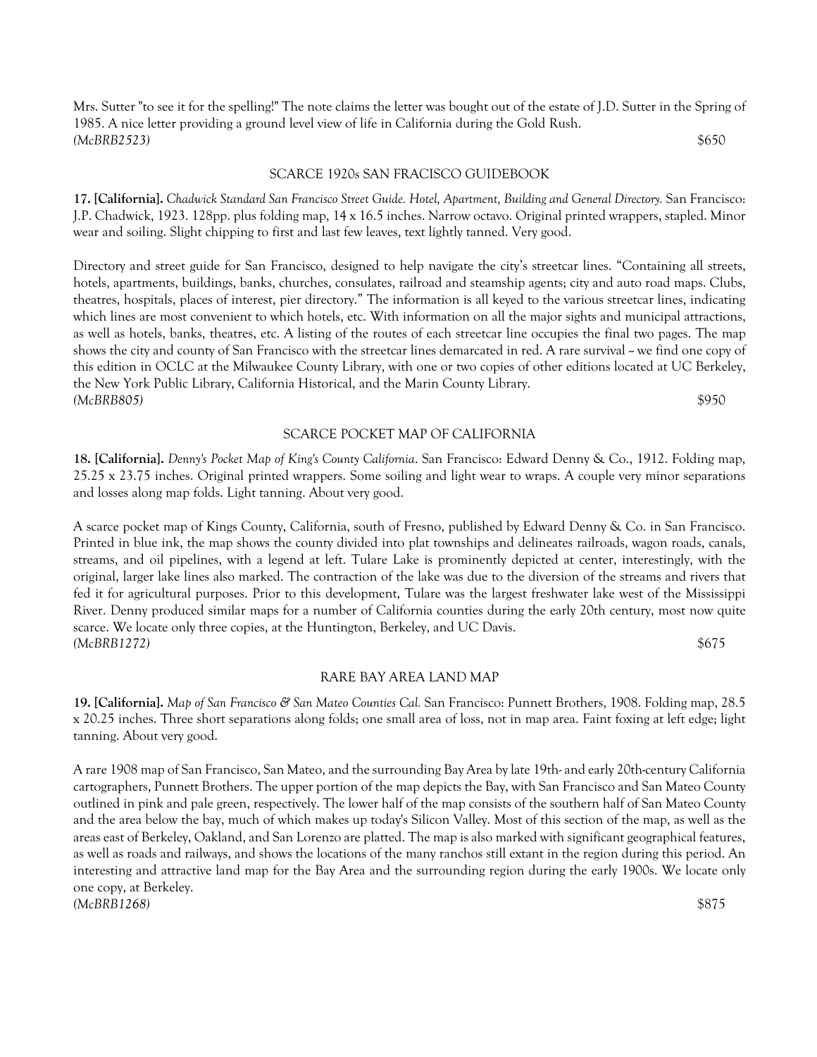Mrs. Sutter "to see it for the spelling!" The note claims the letter was bought out of the estate of J.D. Sutter in the Spring of 1985. A nice letter providing a ground level view of life in California during the Gold Rush.
*(McBRB2523)* $650

## SCARCE 1920s SAN FRACISCO GUIDEBOOK

**17. [California].** *Chadwick Standard San Francisco Street Guide. Hotel, Apartment, Building and General Directory.* San Francisco: J.P. Chadwick, 1923. 128pp. plus folding map, 14 x 16.5 inches. Narrow octavo. Original printed wrappers, stapled. Minor wear and soiling. Slight chipping to first and last few leaves, text lightly tanned. Very good.

Directory and street guide for San Francisco, designed to help navigate the city's streetcar lines. "Containing all streets, hotels, apartments, buildings, banks, churches, consulates, railroad and steamship agents; city and auto road maps. Clubs, theatres, hospitals, places of interest, pier directory." The information is all keyed to the various streetcar lines, indicating which lines are most convenient to which hotels, etc. With information on all the major sights and municipal attractions, as well as hotels, banks, theatres, etc. A listing of the routes of each streetcar line occupies the final two pages. The map shows the city and county of San Francisco with the streetcar lines demarcated in red. A rare survival -- we find one copy of this edition in OCLC at the Milwaukee County Library, with one or two copies of other editions located at UC Berkeley, the New York Public Library, California Historical, and the Marin County Library.
*(McBRB805)* $950

## SCARCE POCKET MAP OF CALIFORNIA

**18. [California].** *Denny's Pocket Map of King's County California*. San Francisco: Edward Denny & Co., 1912. Folding map, 25.25 x 23.75 inches. Original printed wrappers. Some soiling and light wear to wraps. A couple very minor separations and losses along map folds. Light tanning. About very good.

A scarce pocket map of Kings County, California, south of Fresno, published by Edward Denny & Co. in San Francisco. Printed in blue ink, the map shows the county divided into plat townships and delineates railroads, wagon roads, canals, streams, and oil pipelines, with a legend at left. Tulare Lake is prominently depicted at center, interestingly, with the original, larger lake lines also marked. The contraction of the lake was due to the diversion of the streams and rivers that fed it for agricultural purposes. Prior to this development, Tulare was the largest freshwater lake west of the Mississippi River. Denny produced similar maps for a number of California counties during the early 20th century, most now quite scarce. We locate only three copies, at the Huntington, Berkeley, and UC Davis.
*(McBRB1272)* $675

## RARE BAY AREA LAND MAP

**19. [California].** *Map of San Francisco & San Mateo Counties Cal.* San Francisco: Punnett Brothers, 1908. Folding map, 28.5 x 20.25 inches. Three short separations along folds; one small area of loss, not in map area. Faint foxing at left edge; light tanning. About very good.

A rare 1908 map of San Francisco, San Mateo, and the surrounding Bay Area by late 19th- and early 20th-century California cartographers, Punnett Brothers. The upper portion of the map depicts the Bay, with San Francisco and San Mateo County outlined in pink and pale green, respectively. The lower half of the map consists of the southern half of San Mateo County and the area below the bay, much of which makes up today's Silicon Valley. Most of this section of the map, as well as the areas east of Berkeley, Oakland, and San Lorenzo are platted. The map is also marked with significant geographical features, as well as roads and railways, and shows the locations of the many ranchos still extant in the region during this period. An interesting and attractive land map for the Bay Area and the surrounding region during the early 1900s. We locate only one copy, at Berkeley.
*(McBRB1268)* $875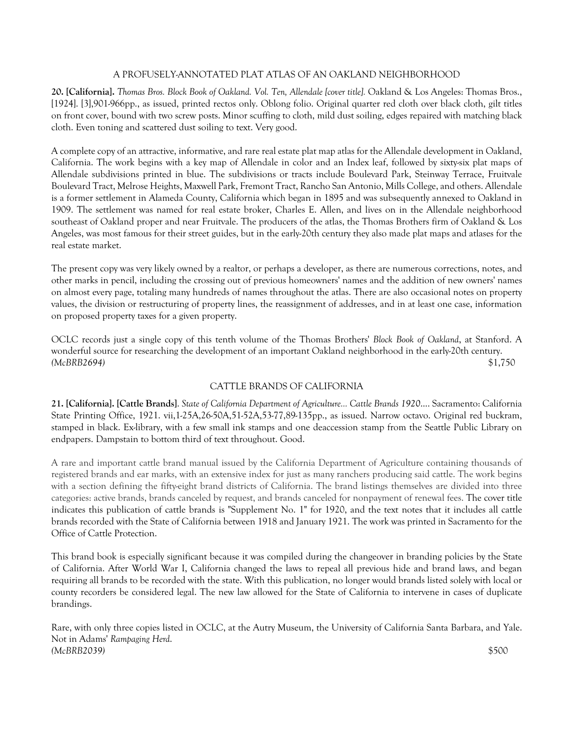## A PROFUSELY-ANNOTATED PLAT ATLAS OF AN OAKLAND NEIGHBORHOOD

**20. [California].** *Thomas Bros. Block Book of Oakland. Vol. Ten, Allendale [cover title].* Oakland & Los Angeles: Thomas Bros., [1924]. [3],901-966pp., as issued, printed rectos only. Oblong folio. Original quarter red cloth over black cloth, gilt titles on front cover, bound with two screw posts. Minor scuffing to cloth, mild dust soiling, edges repaired with matching black cloth. Even toning and scattered dust soiling to text. Very good.

A complete copy of an attractive, informative, and rare real estate plat map atlas for the Allendale development in Oakland, California. The work begins with a key map of Allendale in color and an Index leaf, followed by sixty-six plat maps of Allendale subdivisions printed in blue. The subdivisions or tracts include Boulevard Park, Steinway Terrace, Fruitvale Boulevard Tract, Melrose Heights, Maxwell Park, Fremont Tract, Rancho San Antonio, Mills College, and others. Allendale is a former settlement in Alameda County, California which began in 1895 and was subsequently annexed to Oakland in 1909. The settlement was named for real estate broker, Charles E. Allen, and lives on in the Allendale neighborhood southeast of Oakland proper and near Fruitvale. The producers of the atlas, the Thomas Brothers firm of Oakland & Los Angeles, was most famous for their street guides, but in the early-20th century they also made plat maps and atlases for the real estate market.

The present copy was very likely owned by a realtor, or perhaps a developer, as there are numerous corrections, notes, and other marks in pencil, including the crossing out of previous homeowners' names and the addition of new owners' names on almost every page, totaling many hundreds of names throughout the atlas. There are also occasional notes on property values, the division or restructuring of property lines, the reassignment of addresses, and in at least one case, information on proposed property taxes for a given property.

OCLC records just a single copy of this tenth volume of the Thomas Brothers' *Block Book of Oakland*, at Stanford. A wonderful source for researching the development of an important Oakland neighborhood in the early-20th century.
*(McBRB2694)* $1,750

## CATTLE BRANDS OF CALIFORNIA

**21. [California]. [Cattle Brands]**. *State of California Department of Agriculture... Cattle Brands 1920....* Sacramento: California State Printing Office, 1921. vii,1-25A,26-50A,51-52A,53-77,89-135pp., as issued. Narrow octavo. Original red buckram, stamped in black. Ex-library, with a few small ink stamps and one deaccession stamp from the Seattle Public Library on endpapers. Dampstain to bottom third of text throughout. Good.

A rare and important cattle brand manual issued by the California Department of Agriculture containing thousands of registered brands and ear marks, with an extensive index for just as many ranchers producing said cattle. The work begins with a section defining the fifty-eight brand districts of California. The brand listings themselves are divided into three categories: active brands, brands canceled by request, and brands canceled for nonpayment of renewal fees. The cover title indicates this publication of cattle brands is "Supplement No. 1" for 1920, and the text notes that it includes all cattle brands recorded with the State of California between 1918 and January 1921. The work was printed in Sacramento for the Office of Cattle Protection.

This brand book is especially significant because it was compiled during the changeover in branding policies by the State of California. After World War I, California changed the laws to repeal all previous hide and brand laws, and began requiring all brands to be recorded with the state. With this publication, no longer would brands listed solely with local or county recorders be considered legal. The new law allowed for the State of California to intervene in cases of duplicate brandings.

Rare, with only three copies listed in OCLC, at the Autry Museum, the University of California Santa Barbara, and Yale. Not in Adams' *Rampaging Herd*.
*(McBRB2039)* $500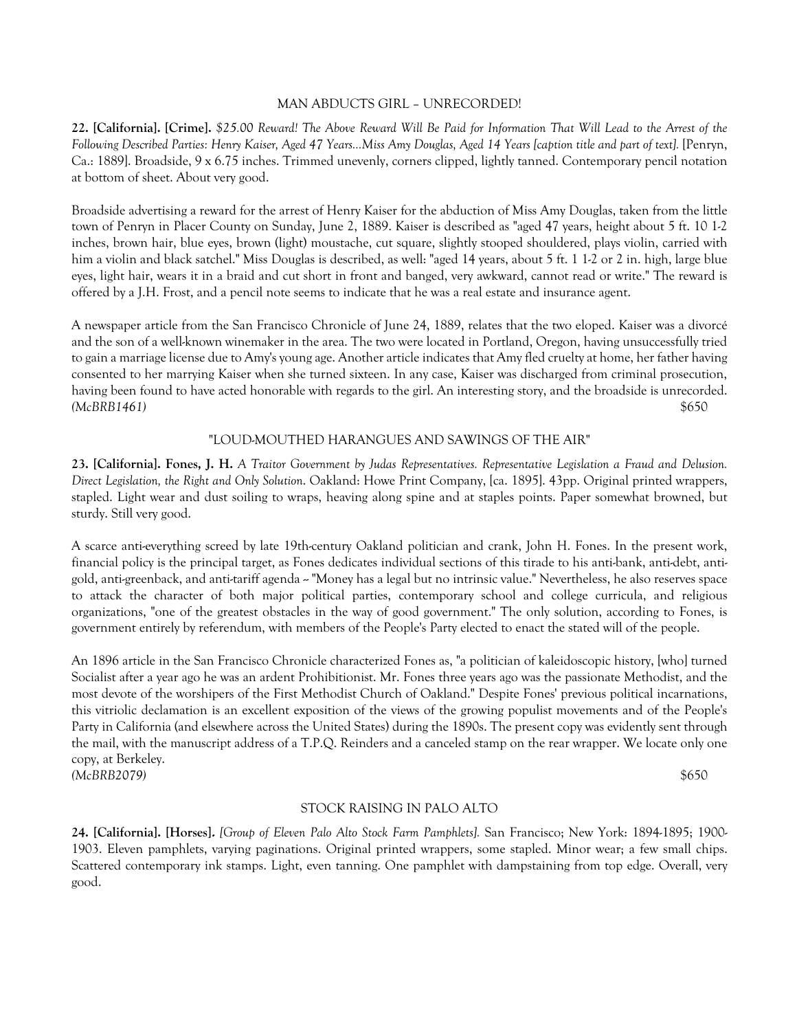### MAN ABDUCTS GIRL – UNRECORDED!

**22. [California]. [Crime].** *$25.00 Reward! The Above Reward Will Be Paid for Information That Will Lead to the Arrest of the Following Described Parties: Henry Kaiser, Aged 47 Years...Miss Amy Douglas, Aged 14 Years [caption title and part of text].* [Penryn, Ca.: 1889]. Broadside, 9 x 6.75 inches. Trimmed unevenly, corners clipped, lightly tanned. Contemporary pencil notation at bottom of sheet. About very good.

Broadside advertising a reward for the arrest of Henry Kaiser for the abduction of Miss Amy Douglas, taken from the little town of Penryn in Placer County on Sunday, June 2, 1889. Kaiser is described as "aged 47 years, height about 5 ft. 10 1-2 inches, brown hair, blue eyes, brown (light) moustache, cut square, slightly stooped shouldered, plays violin, carried with him a violin and black satchel." Miss Douglas is described, as well: "aged 14 years, about 5 ft. 1 1-2 or 2 in. high, large blue eyes, light hair, wears it in a braid and cut short in front and banged, very awkward, cannot read or write." The reward is offered by a J.H. Frost, and a pencil note seems to indicate that he was a real estate and insurance agent.

A newspaper article from the San Francisco Chronicle of June 24, 1889, relates that the two eloped. Kaiser was a divorcé and the son of a well-known winemaker in the area. The two were located in Portland, Oregon, having unsuccessfully tried to gain a marriage license due to Amy's young age. Another article indicates that Amy fled cruelty at home, her father having consented to her marrying Kaiser when she turned sixteen. In any case, Kaiser was discharged from criminal prosecution, having been found to have acted honorable with regards to the girl. An interesting story, and the broadside is unrecorded.
*(McBRB1461)* $650

### "LOUD-MOUTHED HARANGUES AND SAWINGS OF THE AIR"

**23. [California]. Fones, J. H.** *A Traitor Government by Judas Representatives. Representative Legislation a Fraud and Delusion. Direct Legislation, the Right and Only Solution*. Oakland: Howe Print Company, [ca. 1895]. 43pp. Original printed wrappers, stapled. Light wear and dust soiling to wraps, heaving along spine and at staples points. Paper somewhat browned, but sturdy. Still very good.

A scarce anti-everything screed by late 19th-century Oakland politician and crank, John H. Fones. In the present work, financial policy is the principal target, as Fones dedicates individual sections of this tirade to his anti-bank, anti-debt, anti-gold, anti-greenback, and anti-tariff agenda -- "Money has a legal but no intrinsic value." Nevertheless, he also reserves space to attack the character of both major political parties, contemporary school and college curricula, and religious organizations, "one of the greatest obstacles in the way of good government." The only solution, according to Fones, is government entirely by referendum, with members of the People's Party elected to enact the stated will of the people.

An 1896 article in the San Francisco Chronicle characterized Fones as, "a politician of kaleidoscopic history, [who] turned Socialist after a year ago he was an ardent Prohibitionist. Mr. Fones three years ago was the passionate Methodist, and the most devote of the worshipers of the First Methodist Church of Oakland." Despite Fones' previous political incarnations, this vitriolic declamation is an excellent exposition of the views of the growing populist movements and of the People's Party in California (and elsewhere across the United States) during the 1890s. The present copy was evidently sent through the mail, with the manuscript address of a T.P.Q. Reinders and a canceled stamp on the rear wrapper. We locate only one copy, at Berkeley.
*(McBRB2079)* $650

### STOCK RAISING IN PALO ALTO

**24. [California]. [Horses].** *[Group of Eleven Palo Alto Stock Farm Pamphlets].* San Francisco; New York: 1894-1895; 1900-1903. Eleven pamphlets, varying paginations. Original printed wrappers, some stapled. Minor wear; a few small chips. Scattered contemporary ink stamps. Light, even tanning. One pamphlet with dampstaining from top edge. Overall, very good.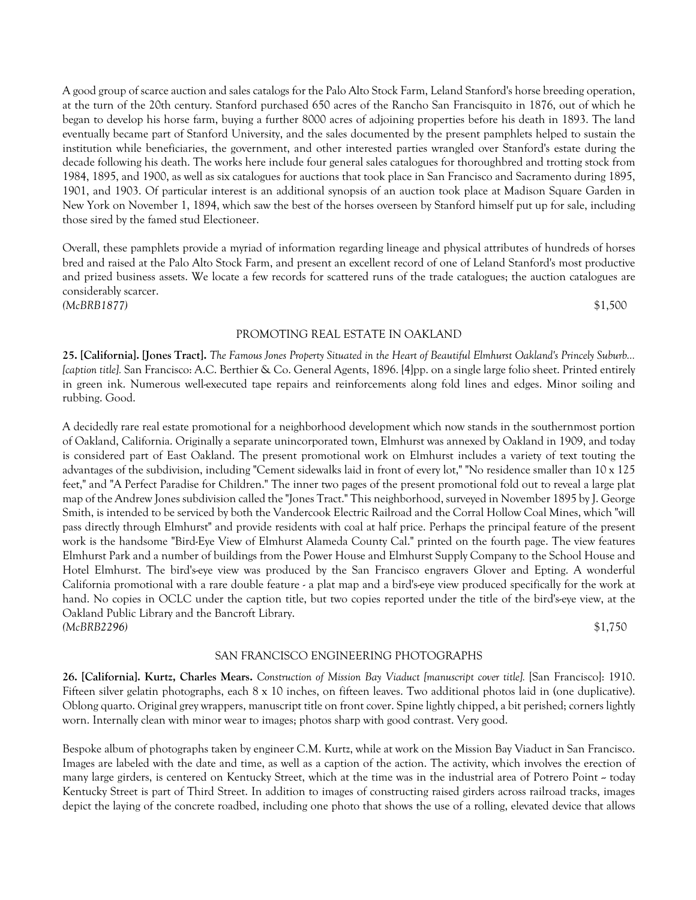A good group of scarce auction and sales catalogs for the Palo Alto Stock Farm, Leland Stanford's horse breeding operation, at the turn of the 20th century. Stanford purchased 650 acres of the Rancho San Francisquito in 1876, out of which he began to develop his horse farm, buying a further 8000 acres of adjoining properties before his death in 1893. The land eventually became part of Stanford University, and the sales documented by the present pamphlets helped to sustain the institution while beneficiaries, the government, and other interested parties wrangled over Stanford's estate during the decade following his death. The works here include four general sales catalogues for thoroughbred and trotting stock from 1984, 1895, and 1900, as well as six catalogues for auctions that took place in San Francisco and Sacramento during 1895, 1901, and 1903. Of particular interest is an additional synopsis of an auction took place at Madison Square Garden in New York on November 1, 1894, which saw the best of the horses overseen by Stanford himself put up for sale, including those sired by the famed stud Electioneer.

Overall, these pamphlets provide a myriad of information regarding lineage and physical attributes of hundreds of horses bred and raised at the Palo Alto Stock Farm, and present an excellent record of one of Leland Stanford's most productive and prized business assets. We locate a few records for scattered runs of the trade catalogues; the auction catalogues are considerably scarcer.
*(McBRB1877)* $1,500

## PROMOTING REAL ESTATE IN OAKLAND

**25. [California]. [Jones Tract].** *The Famous Jones Property Situated in the Heart of Beautiful Elmhurst Oakland's Princely Suburb... [caption title].* San Francisco: A.C. Berthier & Co. General Agents, 1896. [4]pp. on a single large folio sheet. Printed entirely in green ink. Numerous well-executed tape repairs and reinforcements along fold lines and edges. Minor soiling and rubbing. Good.

A decidedly rare real estate promotional for a neighborhood development which now stands in the southernmost portion of Oakland, California. Originally a separate unincorporated town, Elmhurst was annexed by Oakland in 1909, and today is considered part of East Oakland. The present promotional work on Elmhurst includes a variety of text touting the advantages of the subdivision, including "Cement sidewalks laid in front of every lot," "No residence smaller than 10 x 125 feet," and "A Perfect Paradise for Children." The inner two pages of the present promotional fold out to reveal a large plat map of the Andrew Jones subdivision called the "Jones Tract." This neighborhood, surveyed in November 1895 by J. George Smith, is intended to be serviced by both the Vandercook Electric Railroad and the Corral Hollow Coal Mines, which "will pass directly through Elmhurst" and provide residents with coal at half price. Perhaps the principal feature of the present work is the handsome "Bird-Eye View of Elmhurst Alameda County Cal." printed on the fourth page. The view features Elmhurst Park and a number of buildings from the Power House and Elmhurst Supply Company to the School House and Hotel Elmhurst. The bird's-eye view was produced by the San Francisco engravers Glover and Epting. A wonderful California promotional with a rare double feature - a plat map and a bird's-eye view produced specifically for the work at hand. No copies in OCLC under the caption title, but two copies reported under the title of the bird's-eye view, at the Oakland Public Library and the Bancroft Library.
*(McBRB2296)* $1,750

## SAN FRANCISCO ENGINEERING PHOTOGRAPHS

**26. [California]. Kurtz, Charles Mears.** *Construction of Mission Bay Viaduct [manuscript cover title].* [San Francisco]: 1910. Fifteen silver gelatin photographs, each 8 x 10 inches, on fifteen leaves. Two additional photos laid in (one duplicative). Oblong quarto. Original grey wrappers, manuscript title on front cover. Spine lightly chipped, a bit perished; corners lightly worn. Internally clean with minor wear to images; photos sharp with good contrast. Very good.

Bespoke album of photographs taken by engineer C.M. Kurtz, while at work on the Mission Bay Viaduct in San Francisco. Images are labeled with the date and time, as well as a caption of the action. The activity, which involves the erection of many large girders, is centered on Kentucky Street, which at the time was in the industrial area of Potrero Point ~ today Kentucky Street is part of Third Street. In addition to images of constructing raised girders across railroad tracks, images depict the laying of the concrete roadbed, including one photo that shows the use of a rolling, elevated device that allows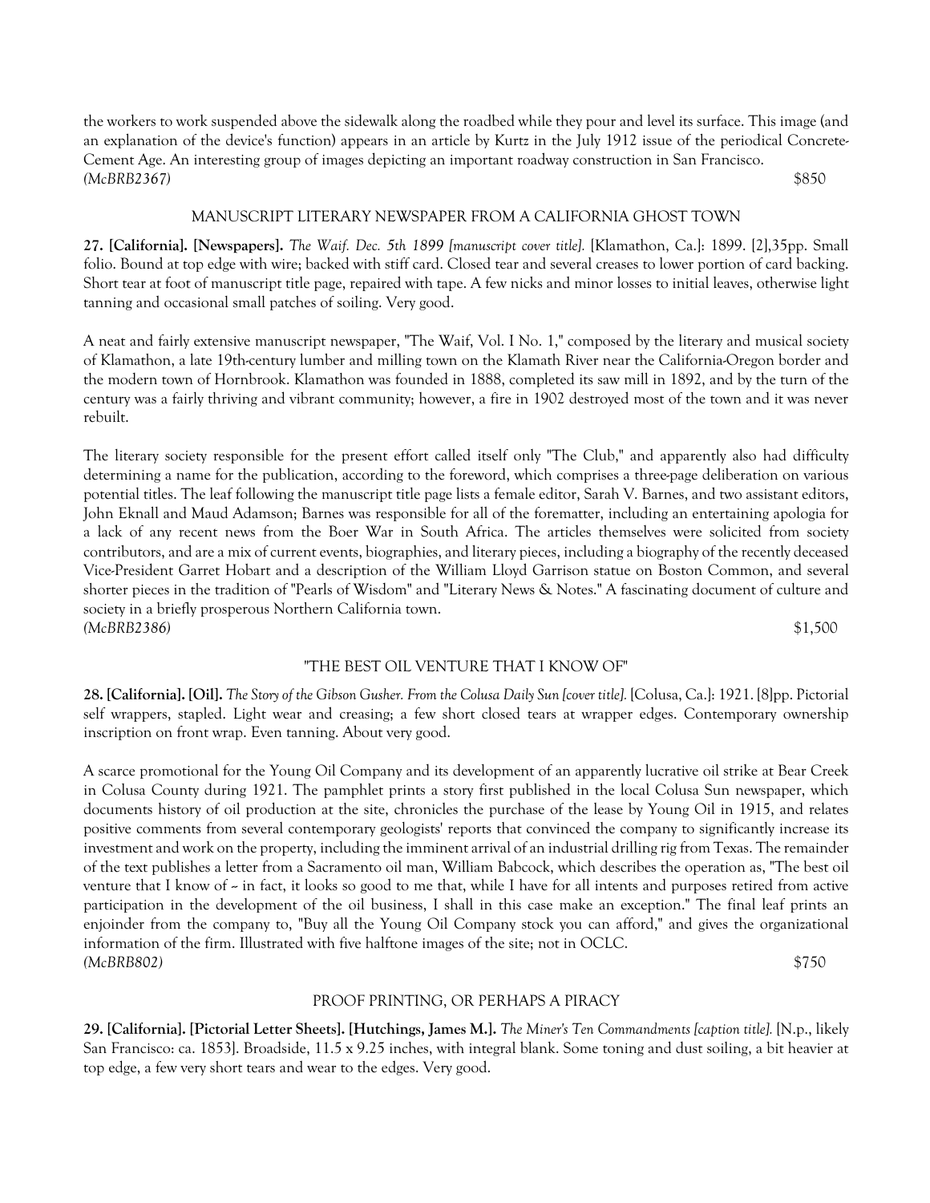the workers to work suspended above the sidewalk along the roadbed while they pour and level its surface. This image (and an explanation of the device's function) appears in an article by Kurtz in the July 1912 issue of the periodical Concrete-Cement Age. An interesting group of images depicting an important roadway construction in San Francisco.
*(McBRB2367)* $850

### MANUSCRIPT LITERARY NEWSPAPER FROM A CALIFORNIA GHOST TOWN

**27. [California]. [Newspapers].** *The Waif. Dec. 5th 1899 [manuscript cover title].* [Klamathon, Ca.]: 1899. [2],35pp. Small folio. Bound at top edge with wire; backed with stiff card. Closed tear and several creases to lower portion of card backing. Short tear at foot of manuscript title page, repaired with tape. A few nicks and minor losses to initial leaves, otherwise light tanning and occasional small patches of soiling. Very good.

A neat and fairly extensive manuscript newspaper, "The Waif, Vol. I No. 1," composed by the literary and musical society of Klamathon, a late 19th-century lumber and milling town on the Klamath River near the California-Oregon border and the modern town of Hornbrook. Klamathon was founded in 1888, completed its saw mill in 1892, and by the turn of the century was a fairly thriving and vibrant community; however, a fire in 1902 destroyed most of the town and it was never rebuilt.

The literary society responsible for the present effort called itself only "The Club," and apparently also had difficulty determining a name for the publication, according to the foreword, which comprises a three-page deliberation on various potential titles. The leaf following the manuscript title page lists a female editor, Sarah V. Barnes, and two assistant editors, John Eknall and Maud Adamson; Barnes was responsible for all of the forematter, including an entertaining apologia for a lack of any recent news from the Boer War in South Africa. The articles themselves were solicited from society contributors, and are a mix of current events, biographies, and literary pieces, including a biography of the recently deceased Vice-President Garret Hobart and a description of the William Lloyd Garrison statue on Boston Common, and several shorter pieces in the tradition of "Pearls of Wisdom" and "Literary News & Notes." A fascinating document of culture and society in a briefly prosperous Northern California town.
*(McBRB2386)* $1,500

### "THE BEST OIL VENTURE THAT I KNOW OF"

**28. [California]. [Oil].** *The Story of the Gibson Gusher. From the Colusa Daily Sun [cover title].* [Colusa, Ca.]: 1921. [8]pp. Pictorial self wrappers, stapled. Light wear and creasing; a few short closed tears at wrapper edges. Contemporary ownership inscription on front wrap. Even tanning. About very good.

A scarce promotional for the Young Oil Company and its development of an apparently lucrative oil strike at Bear Creek in Colusa County during 1921. The pamphlet prints a story first published in the local Colusa Sun newspaper, which documents history of oil production at the site, chronicles the purchase of the lease by Young Oil in 1915, and relates positive comments from several contemporary geologists' reports that convinced the company to significantly increase its investment and work on the property, including the imminent arrival of an industrial drilling rig from Texas. The remainder of the text publishes a letter from a Sacramento oil man, William Babcock, which describes the operation as, "The best oil venture that I know of -- in fact, it looks so good to me that, while I have for all intents and purposes retired from active participation in the development of the oil business, I shall in this case make an exception." The final leaf prints an enjoinder from the company to, "Buy all the Young Oil Company stock you can afford," and gives the organizational information of the firm. Illustrated with five halftone images of the site; not in OCLC.
*(McBRB802)* $750

### PROOF PRINTING, OR PERHAPS A PIRACY

**29. [California]. [Pictorial Letter Sheets]. [Hutchings, James M.].** *The Miner's Ten Commandments [caption title].* [N.p., likely San Francisco: ca. 1853]. Broadside, 11.5 x 9.25 inches, with integral blank. Some toning and dust soiling, a bit heavier at top edge, a few very short tears and wear to the edges. Very good.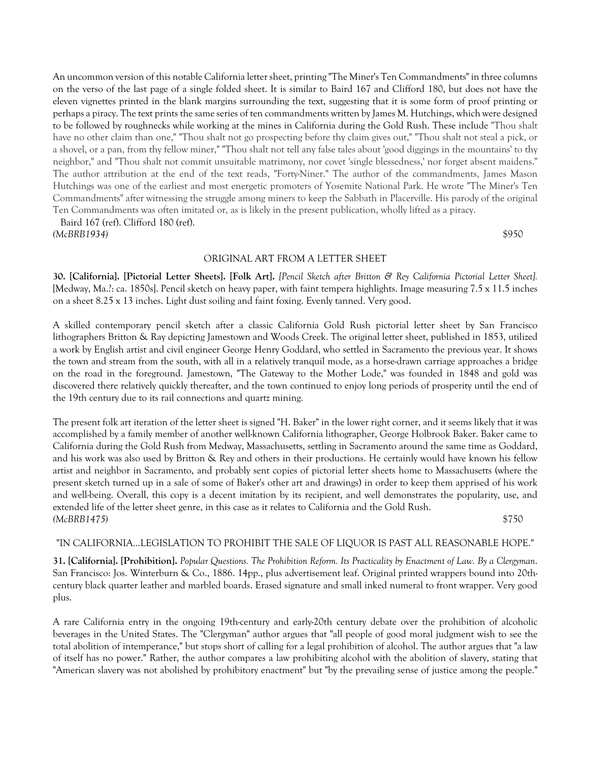An uncommon version of this notable California letter sheet, printing "The Miner's Ten Commandments" in three columns on the verso of the last page of a single folded sheet. It is similar to Baird 167 and Clifford 180, but does not have the eleven vignettes printed in the blank margins surrounding the text, suggesting that it is some form of proof printing or perhaps a piracy. The text prints the same series of ten commandments written by James M. Hutchings, which were designed to be followed by roughnecks while working at the mines in California during the Gold Rush. These include "Thou shalt have no other claim than one," "Thou shalt not go prospecting before thy claim gives out," "Thou shalt not steal a pick, or a shovel, or a pan, from thy fellow miner," "Thou shalt not tell any false tales about 'good diggings in the mountains' to thy neighbor," and "Thou shalt not commit unsuitable matrimony, nor covet 'single blessedness,' nor forget absent maidens." The author attribution at the end of the text reads, "Forty-Niner." The author of the commandments, James Mason Hutchings was one of the earliest and most energetic promoters of Yosemite National Park. He wrote "The Miner's Ten Commandments" after witnessing the struggle among miners to keep the Sabbath in Placerville. His parody of the original Ten Commandments was often imitated or, as is likely in the present publication, wholly lifted as a piracy.

Baird 167 (ref). Clifford 180 (ref).

*(McBRB1934)* $950

ORIGINAL ART FROM A LETTER SHEET

**30. [California]. [Pictorial Letter Sheets]. [Folk Art].** *[Pencil Sketch after Britton & Rey California Pictorial Letter Sheet].* [Medway, Ma.?: ca. 1850s]. Pencil sketch on heavy paper, with faint tempera highlights. Image measuring 7.5 x 11.5 inches on a sheet 8.25 x 13 inches. Light dust soiling and faint foxing. Evenly tanned. Very good.

A skilled contemporary pencil sketch after a classic California Gold Rush pictorial letter sheet by San Francisco lithographers Britton & Ray depicting Jamestown and Woods Creek. The original letter sheet, published in 1853, utilized a work by English artist and civil engineer George Henry Goddard, who settled in Sacramento the previous year. It shows the town and stream from the south, with all in a relatively tranquil mode, as a horse-drawn carriage approaches a bridge on the road in the foreground. Jamestown, "The Gateway to the Mother Lode," was founded in 1848 and gold was discovered there relatively quickly thereafter, and the town continued to enjoy long periods of prosperity until the end of the 19th century due to its rail connections and quartz mining.

The present folk art iteration of the letter sheet is signed "H. Baker" in the lower right corner, and it seems likely that it was accomplished by a family member of another well-known California lithographer, George Holbrook Baker. Baker came to California during the Gold Rush from Medway, Massachusetts, settling in Sacramento around the same time as Goddard, and his work was also used by Britton & Rey and others in their productions. He certainly would have known his fellow artist and neighbor in Sacramento, and probably sent copies of pictorial letter sheets home to Massachusetts (where the present sketch turned up in a sale of some of Baker's other art and drawings) in order to keep them apprised of his work and well-being. Overall, this copy is a decent imitation by its recipient, and well demonstrates the popularity, use, and extended life of the letter sheet genre, in this case as it relates to California and the Gold Rush.

*(McBRB1475)* $750

"IN CALIFORNIA...LEGISLATION TO PROHIBIT THE SALE OF LIQUOR IS PAST ALL REASONABLE HOPE."

**31. [California]. [Prohibition].** *Popular Questions. The Prohibition Reform. Its Practicality by Enactment of Law. By a Clergyman*. San Francisco: Jos. Winterburn & Co., 1886. 14pp., plus advertisement leaf. Original printed wrappers bound into 20th-century black quarter leather and marbled boards. Erased signature and small inked numeral to front wrapper. Very good plus.

A rare California entry in the ongoing 19th-century and early-20th century debate over the prohibition of alcoholic beverages in the United States. The "Clergyman" author argues that "all people of good moral judgment wish to see the total abolition of intemperance," but stops short of calling for a legal prohibition of alcohol. The author argues that "a law of itself has no power." Rather, the author compares a law prohibiting alcohol with the abolition of slavery, stating that "American slavery was not abolished by prohibitory enactment" but "by the prevailing sense of justice among the people."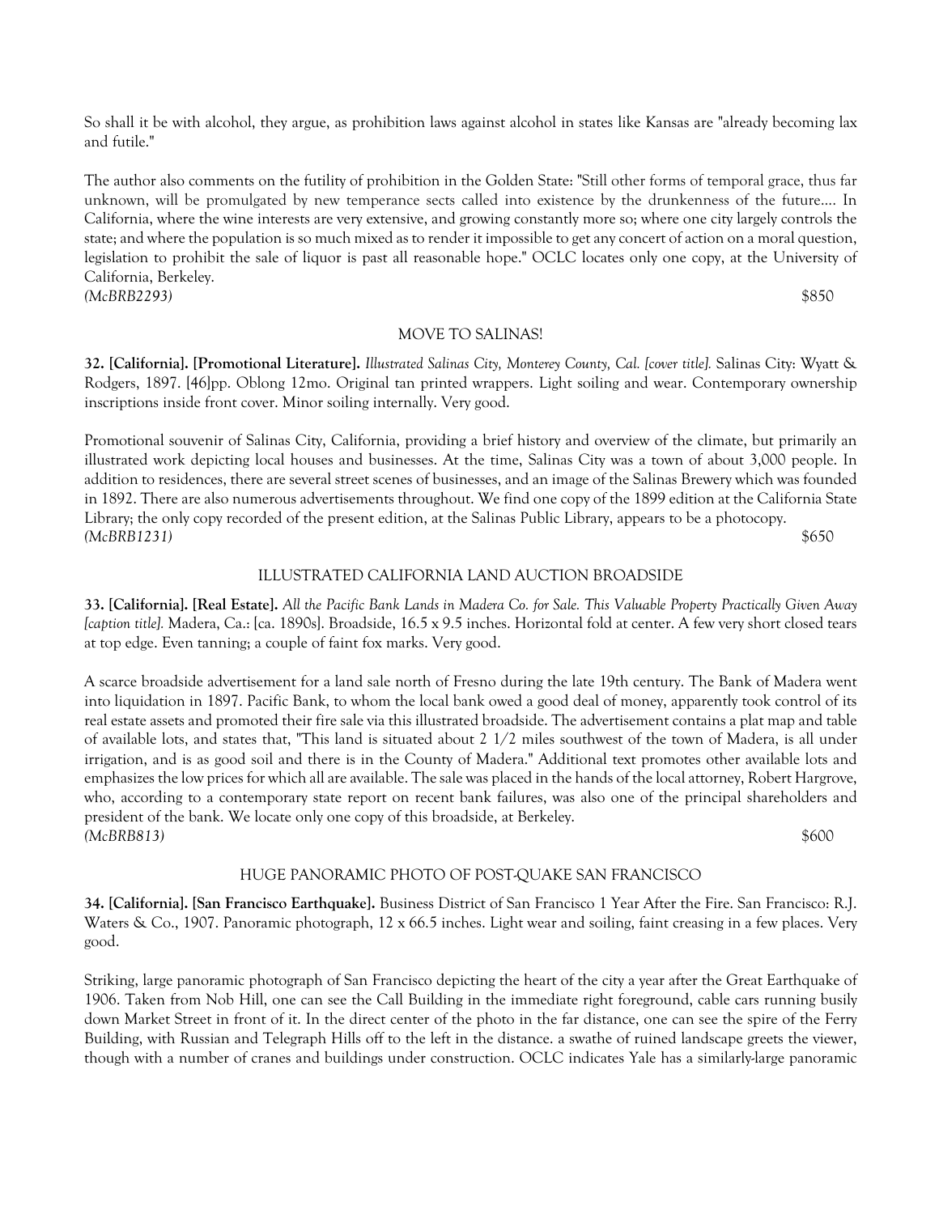So shall it be with alcohol, they argue, as prohibition laws against alcohol in states like Kansas are "already becoming lax and futile."

The author also comments on the futility of prohibition in the Golden State: "Still other forms of temporal grace, thus far unknown, will be promulgated by new temperance sects called into existence by the drunkenness of the future.... In California, where the wine interests are very extensive, and growing constantly more so; where one city largely controls the state; and where the population is so much mixed as to render it impossible to get any concert of action on a moral question, legislation to prohibit the sale of liquor is past all reasonable hope." OCLC locates only one copy, at the University of California, Berkeley.

*(McBRB2293)* $850

MOVE TO SALINAS!

**32. [California]. [Promotional Literature].** *Illustrated Salinas City, Monterey County, Cal. [cover title].* Salinas City: Wyatt & Rodgers, 1897. [46]pp. Oblong 12mo. Original tan printed wrappers. Light soiling and wear. Contemporary ownership inscriptions inside front cover. Minor soiling internally. Very good.

Promotional souvenir of Salinas City, California, providing a brief history and overview of the climate, but primarily an illustrated work depicting local houses and businesses. At the time, Salinas City was a town of about 3,000 people. In addition to residences, there are several street scenes of businesses, and an image of the Salinas Brewery which was founded in 1892. There are also numerous advertisements throughout. We find one copy of the 1899 edition at the California State Library; the only copy recorded of the present edition, at the Salinas Public Library, appears to be a photocopy.

*(McBRB1231)* $650

ILLUSTRATED CALIFORNIA LAND AUCTION BROADSIDE

**33. [California]. [Real Estate].** *All the Pacific Bank Lands in Madera Co. for Sale. This Valuable Property Practically Given Away [caption title].* Madera, Ca.: [ca. 1890s]. Broadside, 16.5 x 9.5 inches. Horizontal fold at center. A few very short closed tears at top edge. Even tanning; a couple of faint fox marks. Very good.

A scarce broadside advertisement for a land sale north of Fresno during the late 19th century. The Bank of Madera went into liquidation in 1897. Pacific Bank, to whom the local bank owed a good deal of money, apparently took control of its real estate assets and promoted their fire sale via this illustrated broadside. The advertisement contains a plat map and table of available lots, and states that, "This land is situated about 2 1/2 miles southwest of the town of Madera, is all under irrigation, and is as good soil and there is in the County of Madera." Additional text promotes other available lots and emphasizes the low prices for which all are available. The sale was placed in the hands of the local attorney, Robert Hargrove, who, according to a contemporary state report on recent bank failures, was also one of the principal shareholders and president of the bank. We locate only one copy of this broadside, at Berkeley.

*(McBRB813)* $600

HUGE PANORAMIC PHOTO OF POST-QUAKE SAN FRANCISCO

**34. [California]. [San Francisco Earthquake].** Business District of San Francisco 1 Year After the Fire. San Francisco: R.J. Waters & Co., 1907. Panoramic photograph, 12 x 66.5 inches. Light wear and soiling, faint creasing in a few places. Very good.

Striking, large panoramic photograph of San Francisco depicting the heart of the city a year after the Great Earthquake of 1906. Taken from Nob Hill, one can see the Call Building in the immediate right foreground, cable cars running busily down Market Street in front of it. In the direct center of the photo in the far distance, one can see the spire of the Ferry Building, with Russian and Telegraph Hills off to the left in the distance. a swathe of ruined landscape greets the viewer, though with a number of cranes and buildings under construction. OCLC indicates Yale has a similarly-large panoramic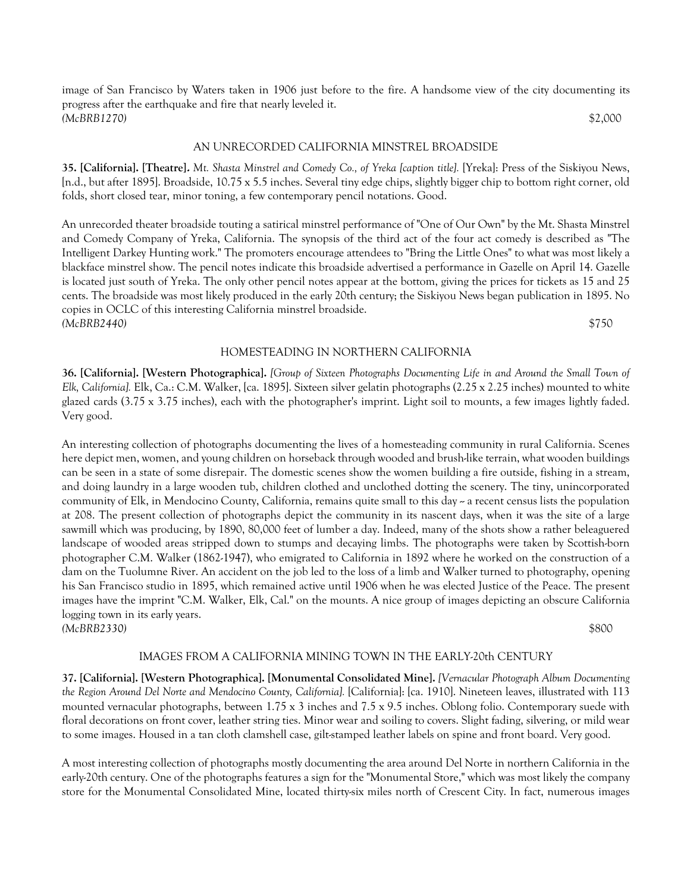image of San Francisco by Waters taken in 1906 just before to the fire. A handsome view of the city documenting its progress after the earthquake and fire that nearly leveled it.
*(McBRB1270)* $2,000

### AN UNRECORDED CALIFORNIA MINSTREL BROADSIDE

**35. [California]. [Theatre].** *Mt. Shasta Minstrel and Comedy Co., of Yreka [caption title].* [Yreka]: Press of the Siskiyou News, [n.d., but after 1895]. Broadside, 10.75 x 5.5 inches. Several tiny edge chips, slightly bigger chip to bottom right corner, old folds, short closed tear, minor toning, a few contemporary pencil notations. Good.

An unrecorded theater broadside touting a satirical minstrel performance of "One of Our Own" by the Mt. Shasta Minstrel and Comedy Company of Yreka, California. The synopsis of the third act of the four act comedy is described as "The Intelligent Darkey Hunting work." The promoters encourage attendees to "Bring the Little Ones" to what was most likely a blackface minstrel show. The pencil notes indicate this broadside advertised a performance in Gazelle on April 14. Gazelle is located just south of Yreka. The only other pencil notes appear at the bottom, giving the prices for tickets as 15 and 25 cents. The broadside was most likely produced in the early 20th century; the Siskiyou News began publication in 1895. No copies in OCLC of this interesting California minstrel broadside.
*(McBRB2440)* $750

### HOMESTEADING IN NORTHERN CALIFORNIA

**36. [California]. [Western Photographica].** *[Group of Sixteen Photographs Documenting Life in and Around the Small Town of Elk, California].* Elk, Ca.: C.M. Walker, [ca. 1895]. Sixteen silver gelatin photographs (2.25 x 2.25 inches) mounted to white glazed cards (3.75 x 3.75 inches), each with the photographer's imprint. Light soil to mounts, a few images lightly faded. Very good.

An interesting collection of photographs documenting the lives of a homesteading community in rural California. Scenes here depict men, women, and young children on horseback through wooded and brush-like terrain, what wooden buildings can be seen in a state of some disrepair. The domestic scenes show the women building a fire outside, fishing in a stream, and doing laundry in a large wooden tub, children clothed and unclothed dotting the scenery. The tiny, unincorporated community of Elk, in Mendocino County, California, remains quite small to this day -- a recent census lists the population at 208. The present collection of photographs depict the community in its nascent days, when it was the site of a large sawmill which was producing, by 1890, 80,000 feet of lumber a day. Indeed, many of the shots show a rather beleaguered landscape of wooded areas stripped down to stumps and decaying limbs. The photographs were taken by Scottish-born photographer C.M. Walker (1862-1947), who emigrated to California in 1892 where he worked on the construction of a dam on the Tuolumne River. An accident on the job led to the loss of a limb and Walker turned to photography, opening his San Francisco studio in 1895, which remained active until 1906 when he was elected Justice of the Peace. The present images have the imprint "C.M. Walker, Elk, Cal." on the mounts. A nice group of images depicting an obscure California logging town in its early years.
*(McBRB2330)* $800

### IMAGES FROM A CALIFORNIA MINING TOWN IN THE EARLY-20th CENTURY

**37. [California]. [Western Photographica]. [Monumental Consolidated Mine].** *[Vernacular Photograph Album Documenting the Region Around Del Norte and Mendocino County, California].* [California]: [ca. 1910]. Nineteen leaves, illustrated with 113 mounted vernacular photographs, between 1.75 x 3 inches and 7.5 x 9.5 inches. Oblong folio. Contemporary suede with floral decorations on front cover, leather string ties. Minor wear and soiling to covers. Slight fading, silvering, or mild wear to some images. Housed in a tan cloth clamshell case, gilt-stamped leather labels on spine and front board. Very good.

A most interesting collection of photographs mostly documenting the area around Del Norte in northern California in the early-20th century. One of the photographs features a sign for the "Monumental Store," which was most likely the company store for the Monumental Consolidated Mine, located thirty-six miles north of Crescent City. In fact, numerous images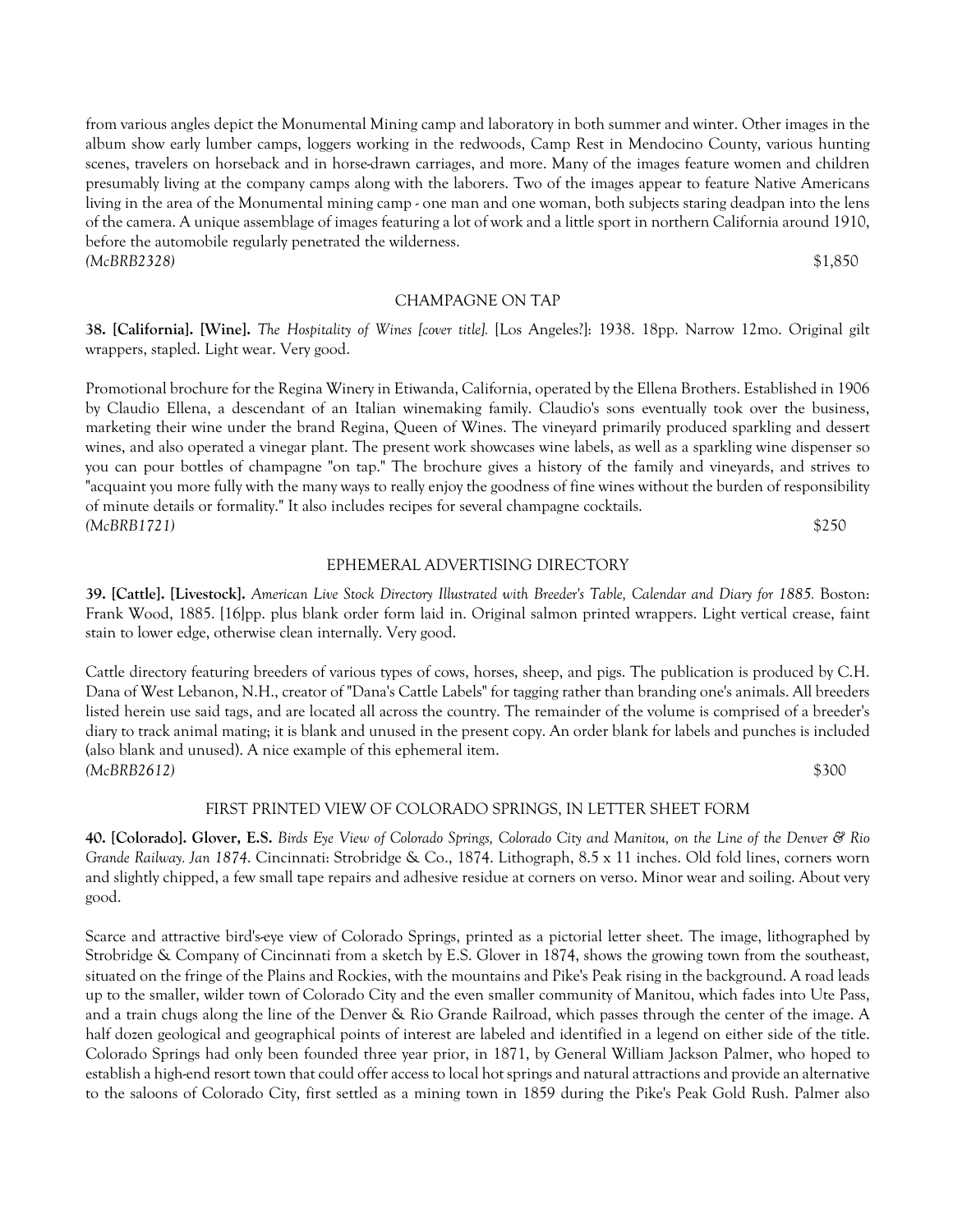from various angles depict the Monumental Mining camp and laboratory in both summer and winter. Other images in the album show early lumber camps, loggers working in the redwoods, Camp Rest in Mendocino County, various hunting scenes, travelers on horseback and in horse-drawn carriages, and more. Many of the images feature women and children presumably living at the company camps along with the laborers. Two of the images appear to feature Native Americans living in the area of the Monumental mining camp - one man and one woman, both subjects staring deadpan into the lens of the camera. A unique assemblage of images featuring a lot of work and a little sport in northern California around 1910, before the automobile regularly penetrated the wilderness.

*(McBRB2328)* $1,850

CHAMPAGNE ON TAP

**38. [California]. [Wine].** *The Hospitality of Wines [cover title].* [Los Angeles?]: 1938. 18pp. Narrow 12mo. Original gilt wrappers, stapled. Light wear. Very good.

Promotional brochure for the Regina Winery in Etiwanda, California, operated by the Ellena Brothers. Established in 1906 by Claudio Ellena, a descendant of an Italian winemaking family. Claudio's sons eventually took over the business, marketing their wine under the brand Regina, Queen of Wines. The vineyard primarily produced sparkling and dessert wines, and also operated a vinegar plant. The present work showcases wine labels, as well as a sparkling wine dispenser so you can pour bottles of champagne "on tap." The brochure gives a history of the family and vineyards, and strives to "acquaint you more fully with the many ways to really enjoy the goodness of fine wines without the burden of responsibility of minute details or formality." It also includes recipes for several champagne cocktails.

*(McBRB1721)* $250

EPHEMERAL ADVERTISING DIRECTORY

**39. [Cattle]. [Livestock].** *American Live Stock Directory Illustrated with Breeder's Table, Calendar and Diary for 1885.* Boston: Frank Wood, 1885. [16]pp. plus blank order form laid in. Original salmon printed wrappers. Light vertical crease, faint stain to lower edge, otherwise clean internally. Very good.

Cattle directory featuring breeders of various types of cows, horses, sheep, and pigs. The publication is produced by C.H. Dana of West Lebanon, N.H., creator of "Dana's Cattle Labels" for tagging rather than branding one's animals. All breeders listed herein use said tags, and are located all across the country. The remainder of the volume is comprised of a breeder's diary to track animal mating; it is blank and unused in the present copy. An order blank for labels and punches is included (also blank and unused). A nice example of this ephemeral item.

*(McBRB2612)* $300

FIRST PRINTED VIEW OF COLORADO SPRINGS, IN LETTER SHEET FORM

**40. [Colorado]. Glover, E.S.** *Birds Eye View of Colorado Springs, Colorado City and Manitou, on the Line of the Denver & Rio Grande Railway. Jan 1874.* Cincinnati: Strobridge & Co., 1874. Lithograph, 8.5 x 11 inches. Old fold lines, corners worn and slightly chipped, a few small tape repairs and adhesive residue at corners on verso. Minor wear and soiling. About very good.

Scarce and attractive bird's-eye view of Colorado Springs, printed as a pictorial letter sheet. The image, lithographed by Strobridge & Company of Cincinnati from a sketch by E.S. Glover in 1874, shows the growing town from the southeast, situated on the fringe of the Plains and Rockies, with the mountains and Pike's Peak rising in the background. A road leads up to the smaller, wilder town of Colorado City and the even smaller community of Manitou, which fades into Ute Pass, and a train chugs along the line of the Denver & Rio Grande Railroad, which passes through the center of the image. A half dozen geological and geographical points of interest are labeled and identified in a legend on either side of the title. Colorado Springs had only been founded three year prior, in 1871, by General William Jackson Palmer, who hoped to establish a high-end resort town that could offer access to local hot springs and natural attractions and provide an alternative to the saloons of Colorado City, first settled as a mining town in 1859 during the Pike's Peak Gold Rush. Palmer also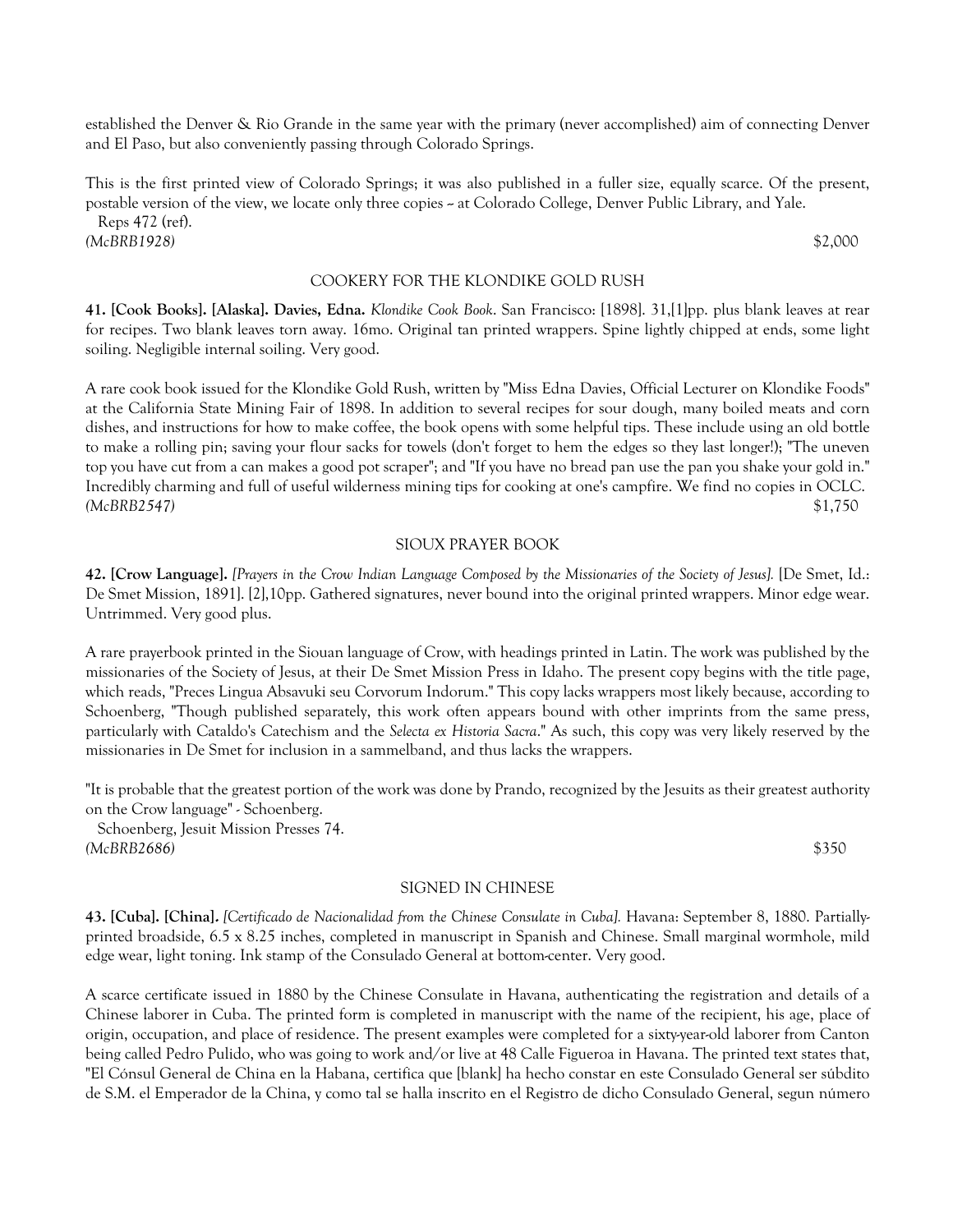established the Denver & Rio Grande in the same year with the primary (never accomplished) aim of connecting Denver and El Paso, but also conveniently passing through Colorado Springs.

This is the first printed view of Colorado Springs; it was also published in a fuller size, equally scarce. Of the present, postable version of the view, we locate only three copies -- at Colorado College, Denver Public Library, and Yale.

Reps 472 (ref).

*(McBRB1928)* $2,000

COOKERY FOR THE KLONDIKE GOLD RUSH

**41. [Cook Books]. [Alaska]. Davies, Edna.** *Klondike Cook Book*. San Francisco: [1898]. 31,[1]pp. plus blank leaves at rear for recipes. Two blank leaves torn away. 16mo. Original tan printed wrappers. Spine lightly chipped at ends, some light soiling. Negligible internal soiling. Very good.

A rare cook book issued for the Klondike Gold Rush, written by "Miss Edna Davies, Official Lecturer on Klondike Foods" at the California State Mining Fair of 1898. In addition to several recipes for sour dough, many boiled meats and corn dishes, and instructions for how to make coffee, the book opens with some helpful tips. These include using an old bottle to make a rolling pin; saving your flour sacks for towels (don't forget to hem the edges so they last longer!); "The uneven top you have cut from a can makes a good pot scraper"; and "If you have no bread pan use the pan you shake your gold in." Incredibly charming and full of useful wilderness mining tips for cooking at one's campfire. We find no copies in OCLC.

*(McBRB2547)* $1,750

SIOUX PRAYER BOOK

**42. [Crow Language].** *[Prayers in the Crow Indian Language Composed by the Missionaries of the Society of Jesus].* [De Smet, Id.: De Smet Mission, 1891]. [2],10pp. Gathered signatures, never bound into the original printed wrappers. Minor edge wear. Untrimmed. Very good plus.

A rare prayerbook printed in the Siouan language of Crow, with headings printed in Latin. The work was published by the missionaries of the Society of Jesus, at their De Smet Mission Press in Idaho. The present copy begins with the title page, which reads, "Preces Lingua Absavuki seu Corvorum Indorum." This copy lacks wrappers most likely because, according to Schoenberg, "Though published separately, this work often appears bound with other imprints from the same press, particularly with Cataldo's Catechism and the *Selecta ex Historia Sacra*." As such, this copy was very likely reserved by the missionaries in De Smet for inclusion in a sammelband, and thus lacks the wrappers.

"It is probable that the greatest portion of the work was done by Prando, recognized by the Jesuits as their greatest authority on the Crow language" - Schoenberg.

Schoenberg, Jesuit Mission Presses 74.

*(McBRB2686)* $350

SIGNED IN CHINESE

**43. [Cuba]. [China].** *[Certificado de Nacionalidad from the Chinese Consulate in Cuba].* Havana: September 8, 1880. Partially-printed broadside, 6.5 x 8.25 inches, completed in manuscript in Spanish and Chinese. Small marginal wormhole, mild edge wear, light toning. Ink stamp of the Consulado General at bottom-center. Very good.

A scarce certificate issued in 1880 by the Chinese Consulate in Havana, authenticating the registration and details of a Chinese laborer in Cuba. The printed form is completed in manuscript with the name of the recipient, his age, place of origin, occupation, and place of residence. The present examples were completed for a sixty-year-old laborer from Canton being called Pedro Pulido, who was going to work and/or live at 48 Calle Figueroa in Havana. The printed text states that, "El Cónsul General de China en la Habana, certifica que [blank] ha hecho constar en este Consulado General ser súbdito de S.M. el Emperador de la China, y como tal se halla inscrito en el Registro de dicho Consulado General, segun número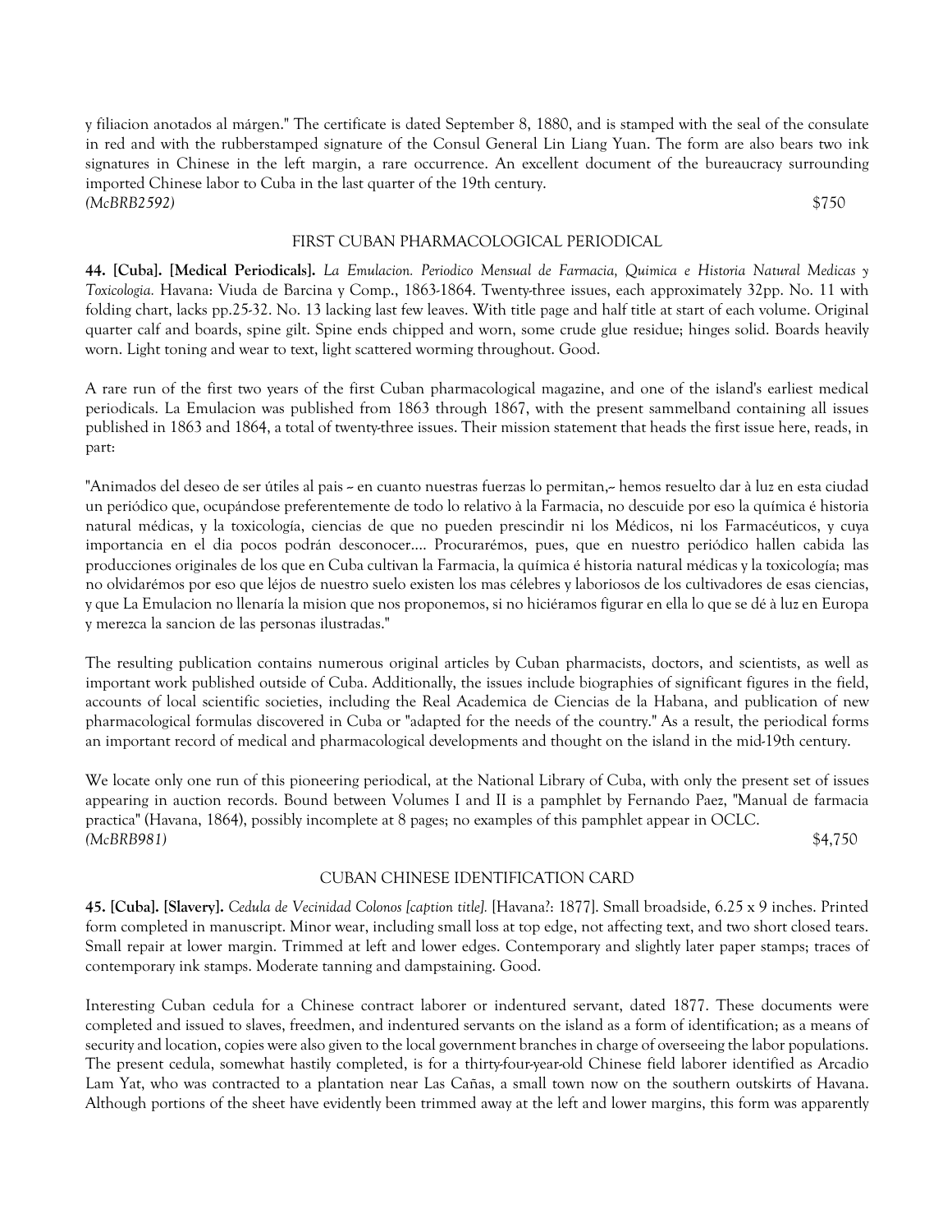y filiacion anotados al márgen." The certificate is dated September 8, 1880, and is stamped with the seal of the consulate in red and with the rubberstamped signature of the Consul General Lin Liang Yuan. The form are also bears two ink signatures in Chinese in the left margin, a rare occurrence. An excellent document of the bureaucracy surrounding imported Chinese labor to Cuba in the last quarter of the 19th century.

*(McBRB2592)* $750

### FIRST CUBAN PHARMACOLOGICAL PERIODICAL

**44. [Cuba]. [Medical Periodicals].** *La Emulacion. Periodico Mensual de Farmacia, Quimica e Historia Natural Medicas y Toxicologia.* Havana: Viuda de Barcina y Comp., 1863-1864. Twenty-three issues, each approximately 32pp. No. 11 with folding chart, lacks pp.25-32. No. 13 lacking last few leaves. With title page and half title at start of each volume. Original quarter calf and boards, spine gilt. Spine ends chipped and worn, some crude glue residue; hinges solid. Boards heavily worn. Light toning and wear to text, light scattered worming throughout. Good.

A rare run of the first two years of the first Cuban pharmacological magazine, and one of the island's earliest medical periodicals. La Emulacion was published from 1863 through 1867, with the present sammelband containing all issues published in 1863 and 1864, a total of twenty-three issues. Their mission statement that heads the first issue here, reads, in part:

"Animados del deseo de ser útiles al pais -- en cuanto nuestras fuerzas lo permitan,-- hemos resuelto dar à luz en esta ciudad un periódico que, ocupándose preferentemente de todo lo relativo à la Farmacia, no descuide por eso la química é historia natural médicas, y la toxicología, ciencias de que no pueden prescindir ni los Médicos, ni los Farmacéuticos, y cuya importancia en el dia pocos podrán desconocer.... Procurarémos, pues, que en nuestro periódico hallen cabida las producciones originales de los que en Cuba cultivan la Farmacia, la química é historia natural médicas y la toxicología; mas no olvidarémos por eso que léjos de nuestro suelo existen los mas célebres y laboriosos de los cultivadores de esas ciencias, y que La Emulacion no llenaría la mision que nos proponemos, si no hiciéramos figurar en ella lo que se dé à luz en Europa y merezca la sancion de las personas ilustradas."

The resulting publication contains numerous original articles by Cuban pharmacists, doctors, and scientists, as well as important work published outside of Cuba. Additionally, the issues include biographies of significant figures in the field, accounts of local scientific societies, including the Real Academica de Ciencias de la Habana, and publication of new pharmacological formulas discovered in Cuba or "adapted for the needs of the country." As a result, the periodical forms an important record of medical and pharmacological developments and thought on the island in the mid-19th century.

We locate only one run of this pioneering periodical, at the National Library of Cuba, with only the present set of issues appearing in auction records. Bound between Volumes I and II is a pamphlet by Fernando Paez, "Manual de farmacia practica" (Havana, 1864), possibly incomplete at 8 pages; no examples of this pamphlet appear in OCLC.

*(McBRB981)* $4,750

### CUBAN CHINESE IDENTIFICATION CARD

**45. [Cuba]. [Slavery].** *Cedula de Vecinidad Colonos [caption title].* [Havana?: 1877]. Small broadside, 6.25 x 9 inches. Printed form completed in manuscript. Minor wear, including small loss at top edge, not affecting text, and two short closed tears. Small repair at lower margin. Trimmed at left and lower edges. Contemporary and slightly later paper stamps; traces of contemporary ink stamps. Moderate tanning and dampstaining. Good.

Interesting Cuban cedula for a Chinese contract laborer or indentured servant, dated 1877. These documents were completed and issued to slaves, freedmen, and indentured servants on the island as a form of identification; as a means of security and location, copies were also given to the local government branches in charge of overseeing the labor populations. The present cedula, somewhat hastily completed, is for a thirty-four-year-old Chinese field laborer identified as Arcadio Lam Yat, who was contracted to a plantation near Las Cañas, a small town now on the southern outskirts of Havana. Although portions of the sheet have evidently been trimmed away at the left and lower margins, this form was apparently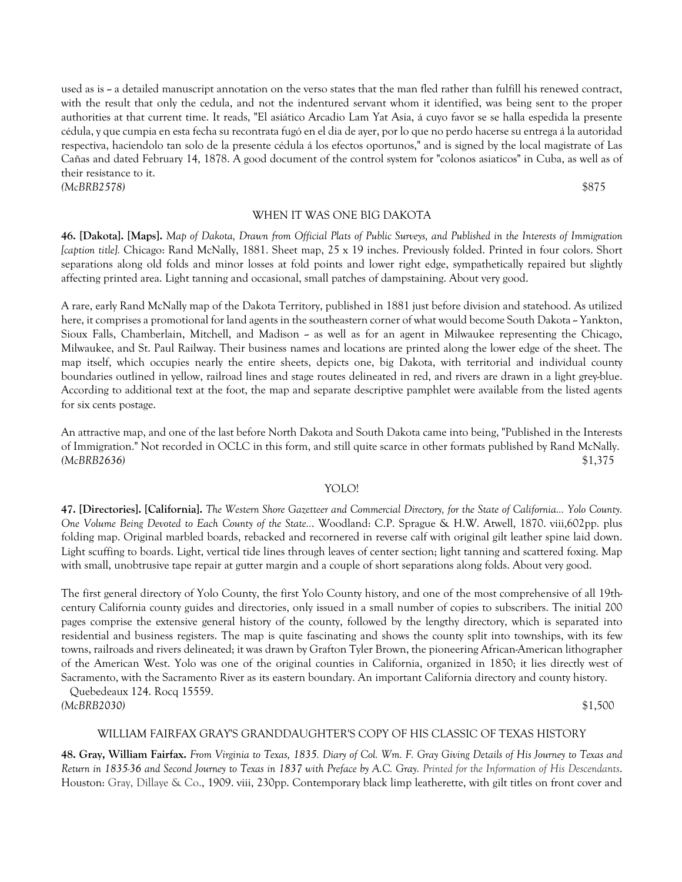used as is ~ a detailed manuscript annotation on the verso states that the man fled rather than fulfill his renewed contract, with the result that only the cedula, and not the indentured servant whom it identified, was being sent to the proper authorities at that current time. It reads, "El asiático Arcadio Lam Yat Asia, á cuyo favor se se halla espedida la presente cédula, y que cumpia en esta fecha su recontrata fugó en el dia de ayer, por lo que no perdo hacerse su entrega á la autoridad respectiva, haciendolo tan solo de la presente cédula á los efectos oportunos," and is signed by the local magistrate of Las Cañas and dated February 14, 1878. A good document of the control system for "colonos asiaticos" in Cuba, as well as of their resistance to it.

*(McBRB2578)* $875

## WHEN IT WAS ONE BIG DAKOTA

**46. [Dakota]. [Maps].** *Map of Dakota, Drawn from Official Plats of Public Surveys, and Published in the Interests of Immigration [caption title].* Chicago: Rand McNally, 1881. Sheet map, 25 x 19 inches. Previously folded. Printed in four colors. Short separations along old folds and minor losses at fold points and lower right edge, sympathetically repaired but slightly affecting printed area. Light tanning and occasional, small patches of dampstaining. About very good.

A rare, early Rand McNally map of the Dakota Territory, published in 1881 just before division and statehood. As utilized here, it comprises a promotional for land agents in the southeastern corner of what would become South Dakota ~ Yankton, Sioux Falls, Chamberlain, Mitchell, and Madison ~ as well as for an agent in Milwaukee representing the Chicago, Milwaukee, and St. Paul Railway. Their business names and locations are printed along the lower edge of the sheet. The map itself, which occupies nearly the entire sheets, depicts one, big Dakota, with territorial and individual county boundaries outlined in yellow, railroad lines and stage routes delineated in red, and rivers are drawn in a light grey-blue. According to additional text at the foot, the map and separate descriptive pamphlet were available from the listed agents for six cents postage.

An attractive map, and one of the last before North Dakota and South Dakota came into being, "Published in the Interests of Immigration." Not recorded in OCLC in this form, and still quite scarce in other formats published by Rand McNally.

*(McBRB2636)* $1,375

## YOLO!

**47. [Directories]. [California].** *The Western Shore Gazetteer and Commercial Directory, for the State of California... Yolo County. One Volume Being Devoted to Each County of the State...* Woodland: C.P. Sprague & H.W. Atwell, 1870. viii,602pp. plus folding map. Original marbled boards, rebacked and recornered in reverse calf with original gilt leather spine laid down. Light scuffing to boards. Light, vertical tide lines through leaves of center section; light tanning and scattered foxing. Map with small, unobtrusive tape repair at gutter margin and a couple of short separations along folds. About very good.

The first general directory of Yolo County, the first Yolo County history, and one of the most comprehensive of all 19th-century California county guides and directories, only issued in a small number of copies to subscribers. The initial 200 pages comprise the extensive general history of the county, followed by the lengthy directory, which is separated into residential and business registers. The map is quite fascinating and shows the county split into townships, with its few towns, railroads and rivers delineated; it was drawn by Grafton Tyler Brown, the pioneering African-American lithographer of the American West. Yolo was one of the original counties in California, organized in 1850; it lies directly west of Sacramento, with the Sacramento River as its eastern boundary. An important California directory and county history.

Quebedeaux 124. Rocq 15559.

*(McBRB2030)* $1,500

## WILLIAM FAIRFAX GRAY'S GRANDDAUGHTER'S COPY OF HIS CLASSIC OF TEXAS HISTORY

**48. Gray, William Fairfax.** *From Virginia to Texas, 1835. Diary of Col. Wm. F. Gray Giving Details of His Journey to Texas and Return in 1835-36 and Second Journey to Texas in 1837 with Preface by A.C. Gray. Printed for the Information of His Descendants.* Houston: Gray, Dillaye & Co., 1909. viii, 230pp. Contemporary black limp leatherette, with gilt titles on front cover and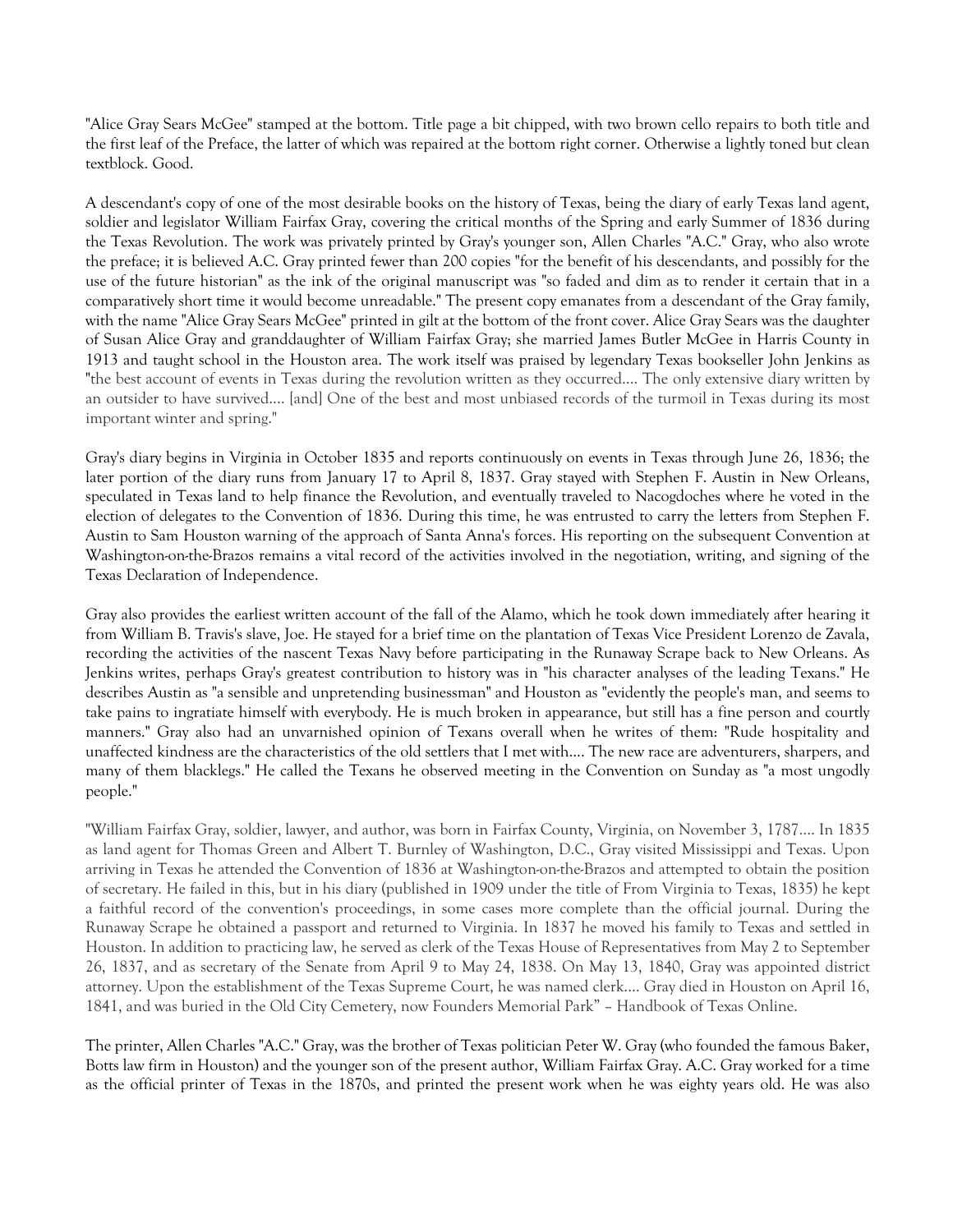"Alice Gray Sears McGee" stamped at the bottom. Title page a bit chipped, with two brown cello repairs to both title and the first leaf of the Preface, the latter of which was repaired at the bottom right corner. Otherwise a lightly toned but clean textblock. Good.

A descendant's copy of one of the most desirable books on the history of Texas, being the diary of early Texas land agent, soldier and legislator William Fairfax Gray, covering the critical months of the Spring and early Summer of 1836 during the Texas Revolution. The work was privately printed by Gray's younger son, Allen Charles "A.C." Gray, who also wrote the preface; it is believed A.C. Gray printed fewer than 200 copies "for the benefit of his descendants, and possibly for the use of the future historian" as the ink of the original manuscript was "so faded and dim as to render it certain that in a comparatively short time it would become unreadable." The present copy emanates from a descendant of the Gray family, with the name "Alice Gray Sears McGee" printed in gilt at the bottom of the front cover. Alice Gray Sears was the daughter of Susan Alice Gray and granddaughter of William Fairfax Gray; she married James Butler McGee in Harris County in 1913 and taught school in the Houston area. The work itself was praised by legendary Texas bookseller John Jenkins as "the best account of events in Texas during the revolution written as they occurred.... The only extensive diary written by an outsider to have survived.... [and] One of the best and most unbiased records of the turmoil in Texas during its most important winter and spring."

Gray's diary begins in Virginia in October 1835 and reports continuously on events in Texas through June 26, 1836; the later portion of the diary runs from January 17 to April 8, 1837. Gray stayed with Stephen F. Austin in New Orleans, speculated in Texas land to help finance the Revolution, and eventually traveled to Nacogdoches where he voted in the election of delegates to the Convention of 1836. During this time, he was entrusted to carry the letters from Stephen F. Austin to Sam Houston warning of the approach of Santa Anna's forces. His reporting on the subsequent Convention at Washington-on-the-Brazos remains a vital record of the activities involved in the negotiation, writing, and signing of the Texas Declaration of Independence.

Gray also provides the earliest written account of the fall of the Alamo, which he took down immediately after hearing it from William B. Travis's slave, Joe. He stayed for a brief time on the plantation of Texas Vice President Lorenzo de Zavala, recording the activities of the nascent Texas Navy before participating in the Runaway Scrape back to New Orleans. As Jenkins writes, perhaps Gray's greatest contribution to history was in "his character analyses of the leading Texans." He describes Austin as "a sensible and unpretending businessman" and Houston as "evidently the people's man, and seems to take pains to ingratiate himself with everybody. He is much broken in appearance, but still has a fine person and courtly manners." Gray also had an unvarnished opinion of Texans overall when he writes of them: "Rude hospitality and unaffected kindness are the characteristics of the old settlers that I met with.... The new race are adventurers, sharpers, and many of them blacklegs." He called the Texans he observed meeting in the Convention on Sunday as "a most ungodly people."

"William Fairfax Gray, soldier, lawyer, and author, was born in Fairfax County, Virginia, on November 3, 1787.... In 1835 as land agent for Thomas Green and Albert T. Burnley of Washington, D.C., Gray visited Mississippi and Texas. Upon arriving in Texas he attended the Convention of 1836 at Washington-on-the-Brazos and attempted to obtain the position of secretary. He failed in this, but in his diary (published in 1909 under the title of From Virginia to Texas, 1835) he kept a faithful record of the convention's proceedings, in some cases more complete than the official journal. During the Runaway Scrape he obtained a passport and returned to Virginia. In 1837 he moved his family to Texas and settled in Houston. In addition to practicing law, he served as clerk of the Texas House of Representatives from May 2 to September 26, 1837, and as secretary of the Senate from April 9 to May 24, 1838. On May 13, 1840, Gray was appointed district attorney. Upon the establishment of the Texas Supreme Court, he was named clerk.... Gray died in Houston on April 16, 1841, and was buried in the Old City Cemetery, now Founders Memorial Park" – Handbook of Texas Online.

The printer, Allen Charles "A.C." Gray, was the brother of Texas politician Peter W. Gray (who founded the famous Baker, Botts law firm in Houston) and the younger son of the present author, William Fairfax Gray. A.C. Gray worked for a time as the official printer of Texas in the 1870s, and printed the present work when he was eighty years old. He was also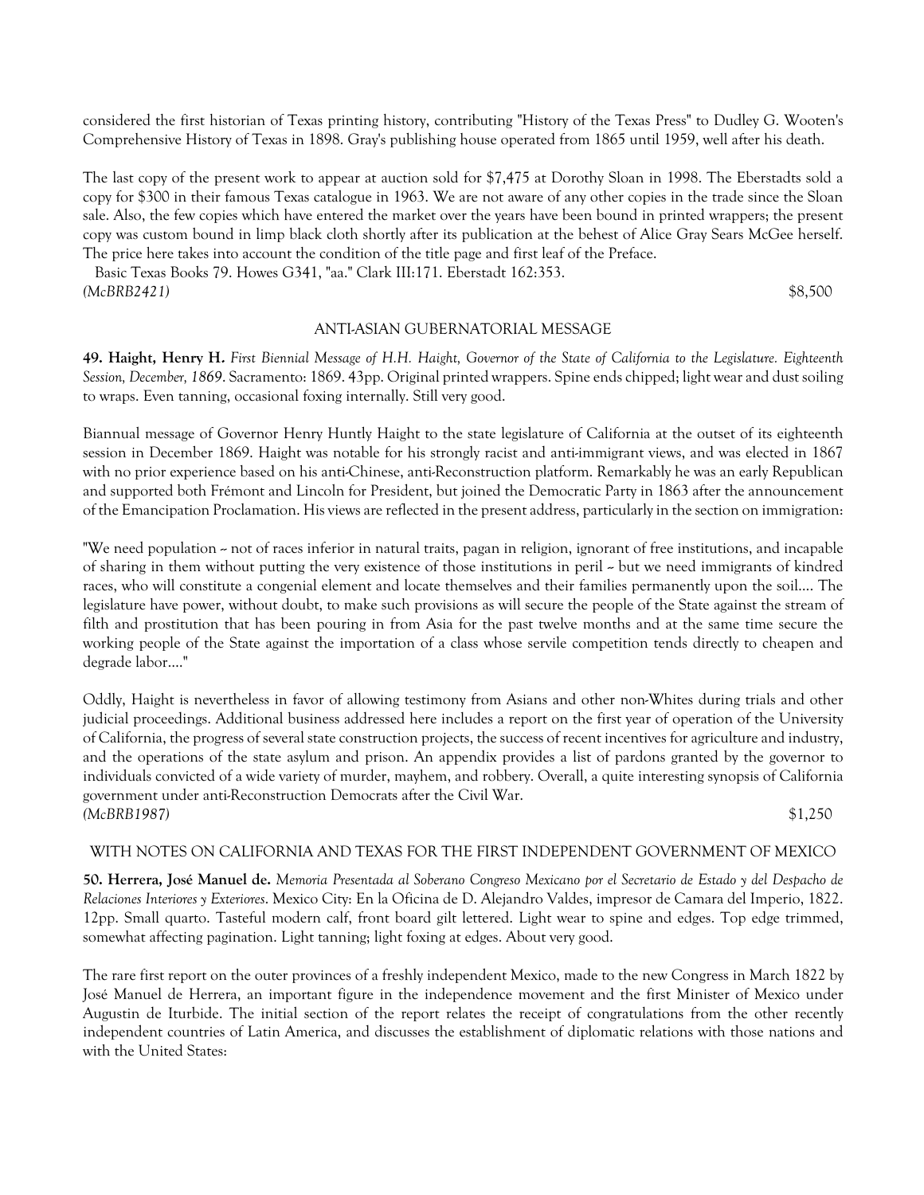considered the first historian of Texas printing history, contributing "History of the Texas Press" to Dudley G. Wooten's Comprehensive History of Texas in 1898. Gray's publishing house operated from 1865 until 1959, well after his death.

The last copy of the present work to appear at auction sold for $7,475 at Dorothy Sloan in 1998. The Eberstadts sold a copy for $300 in their famous Texas catalogue in 1963. We are not aware of any other copies in the trade since the Sloan sale. Also, the few copies which have entered the market over the years have been bound in printed wrappers; the present copy was custom bound in limp black cloth shortly after its publication at the behest of Alice Gray Sears McGee herself. The price here takes into account the condition of the title page and first leaf of the Preface.

Basic Texas Books 79. Howes G341, "aa." Clark III:171. Eberstadt 162:353.

*(McBRB2421)* $8,500

ANTI-ASIAN GUBERNATORIAL MESSAGE

**49. Haight, Henry H.** *First Biennial Message of H.H. Haight, Governor of the State of California to the Legislature. Eighteenth Session, December, 1869*. Sacramento: 1869. 43pp. Original printed wrappers. Spine ends chipped; light wear and dust soiling to wraps. Even tanning, occasional foxing internally. Still very good.

Biannual message of Governor Henry Huntly Haight to the state legislature of California at the outset of its eighteenth session in December 1869. Haight was notable for his strongly racist and anti-immigrant views, and was elected in 1867 with no prior experience based on his anti-Chinese, anti-Reconstruction platform. Remarkably he was an early Republican and supported both Frémont and Lincoln for President, but joined the Democratic Party in 1863 after the announcement of the Emancipation Proclamation. His views are reflected in the present address, particularly in the section on immigration:

"We need population -- not of races inferior in natural traits, pagan in religion, ignorant of free institutions, and incapable of sharing in them without putting the very existence of those institutions in peril -- but we need immigrants of kindred races, who will constitute a congenial element and locate themselves and their families permanently upon the soil.... The legislature have power, without doubt, to make such provisions as will secure the people of the State against the stream of filth and prostitution that has been pouring in from Asia for the past twelve months and at the same time secure the working people of the State against the importation of a class whose servile competition tends directly to cheapen and degrade labor...."

Oddly, Haight is nevertheless in favor of allowing testimony from Asians and other non-Whites during trials and other judicial proceedings. Additional business addressed here includes a report on the first year of operation of the University of California, the progress of several state construction projects, the success of recent incentives for agriculture and industry, and the operations of the state asylum and prison. An appendix provides a list of pardons granted by the governor to individuals convicted of a wide variety of murder, mayhem, and robbery. Overall, a quite interesting synopsis of California government under anti-Reconstruction Democrats after the Civil War.

*(McBRB1987)* $1,250

WITH NOTES ON CALIFORNIA AND TEXAS FOR THE FIRST INDEPENDENT GOVERNMENT OF MEXICO

**50. Herrera, José Manuel de.** *Memoria Presentada al Soberano Congreso Mexicano por el Secretario de Estado y del Despacho de Relaciones Interiores y Exteriores*. Mexico City: En la Oficina de D. Alejandro Valdes, impresor de Camara del Imperio, 1822. 12pp. Small quarto. Tasteful modern calf, front board gilt lettered. Light wear to spine and edges. Top edge trimmed, somewhat affecting pagination. Light tanning; light foxing at edges. About very good.

The rare first report on the outer provinces of a freshly independent Mexico, made to the new Congress in March 1822 by José Manuel de Herrera, an important figure in the independence movement and the first Minister of Mexico under Augustin de Iturbide. The initial section of the report relates the receipt of congratulations from the other recently independent countries of Latin America, and discusses the establishment of diplomatic relations with those nations and with the United States: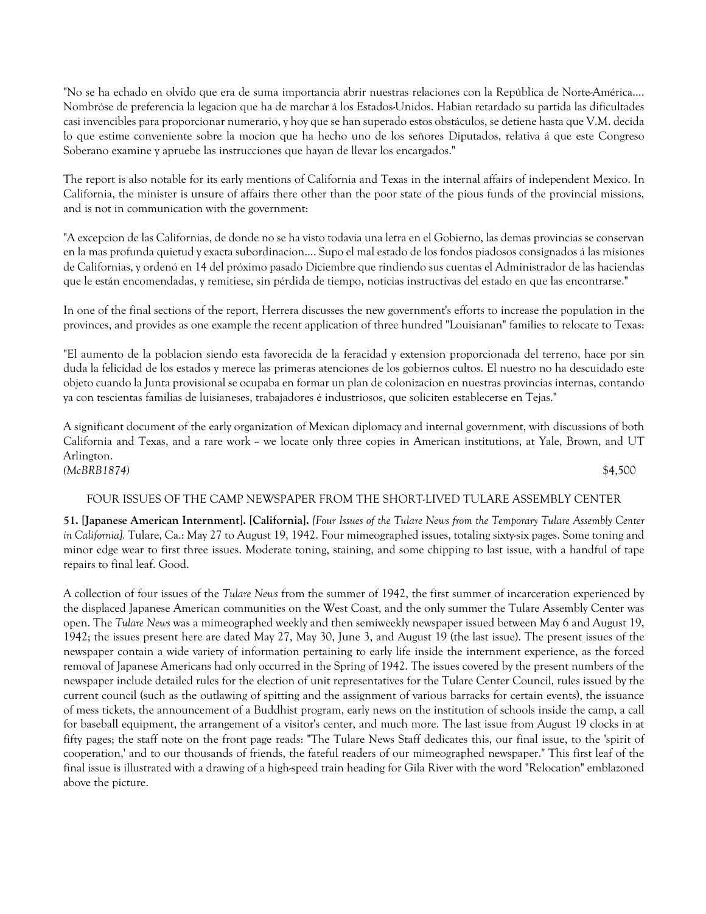"No se ha echado en olvido que era de suma importancia abrir nuestras relaciones con la República de Norte-América.... Nombróse de preferencia la legacion que ha de marchar á los Estados-Unidos. Habian retardado su partida las dificultades casi invencibles para proporcionar numerario, y hoy que se han superado estos obstáculos, se detiene hasta que V.M. decida lo que estime conveniente sobre la mocion que ha hecho uno de los señores Diputados, relativa á que este Congreso Soberano examine y apruebe las instrucciones que hayan de llevar los encargados."

The report is also notable for its early mentions of California and Texas in the internal affairs of independent Mexico. In California, the minister is unsure of affairs there other than the poor state of the pious funds of the provincial missions, and is not in communication with the government:

"A excepcion de las Californias, de donde no se ha visto todavia una letra en el Gobierno, las demas provincias se conservan en la mas profunda quietud y exacta subordinacion.... Supo el mal estado de los fondos piadosos consignados á las misiones de Californias, y ordenó en 14 del próximo pasado Diciembre que rindiendo sus cuentas el Administrador de las haciendas que le están encomendadas, y remitiese, sin pérdida de tiempo, noticias instructivas del estado en que las encontrarse."

In one of the final sections of the report, Herrera discusses the new government's efforts to increase the population in the provinces, and provides as one example the recent application of three hundred "Louisianan" families to relocate to Texas:

"El aumento de la poblacion siendo esta favorecida de la feracidad y extension proporcionada del terreno, hace por sin duda la felicidad de los estados y merece las primeras atenciones de los gobiernos cultos. El nuestro no ha descuidado este objeto cuando la Junta provisional se ocupaba en formar un plan de colonizacion en nuestras provincias internas, contando ya con tescientas familias de luisianeses, trabajadores é industriosos, que soliciten establecerse en Tejas."

A significant document of the early organization of Mexican diplomacy and internal government, with discussions of both California and Texas, and a rare work ~ we locate only three copies in American institutions, at Yale, Brown, and UT Arlington.

*(McBRB1874)* $4,500

FOUR ISSUES OF THE CAMP NEWSPAPER FROM THE SHORT-LIVED TULARE ASSEMBLY CENTER

**51. [Japanese American Internment]. [California].** *[Four Issues of the Tulare News from the Temporary Tulare Assembly Center in California].* Tulare, Ca.: May 27 to August 19, 1942. Four mimeographed issues, totaling sixty-six pages. Some toning and minor edge wear to first three issues. Moderate toning, staining, and some chipping to last issue, with a handful of tape repairs to final leaf. Good.

A collection of four issues of the *Tulare News* from the summer of 1942, the first summer of incarceration experienced by the displaced Japanese American communities on the West Coast, and the only summer the Tulare Assembly Center was open. The *Tulare News* was a mimeographed weekly and then semiweekly newspaper issued between May 6 and August 19, 1942; the issues present here are dated May 27, May 30, June 3, and August 19 (the last issue). The present issues of the newspaper contain a wide variety of information pertaining to early life inside the internment experience, as the forced removal of Japanese Americans had only occurred in the Spring of 1942. The issues covered by the present numbers of the newspaper include detailed rules for the election of unit representatives for the Tulare Center Council, rules issued by the current council (such as the outlawing of spitting and the assignment of various barracks for certain events), the issuance of mess tickets, the announcement of a Buddhist program, early news on the institution of schools inside the camp, a call for baseball equipment, the arrangement of a visitor's center, and much more. The last issue from August 19 clocks in at fifty pages; the staff note on the front page reads: "The Tulare News Staff dedicates this, our final issue, to the 'spirit of cooperation,' and to our thousands of friends, the fateful readers of our mimeographed newspaper." This first leaf of the final issue is illustrated with a drawing of a high-speed train heading for Gila River with the word "Relocation" emblazoned above the picture.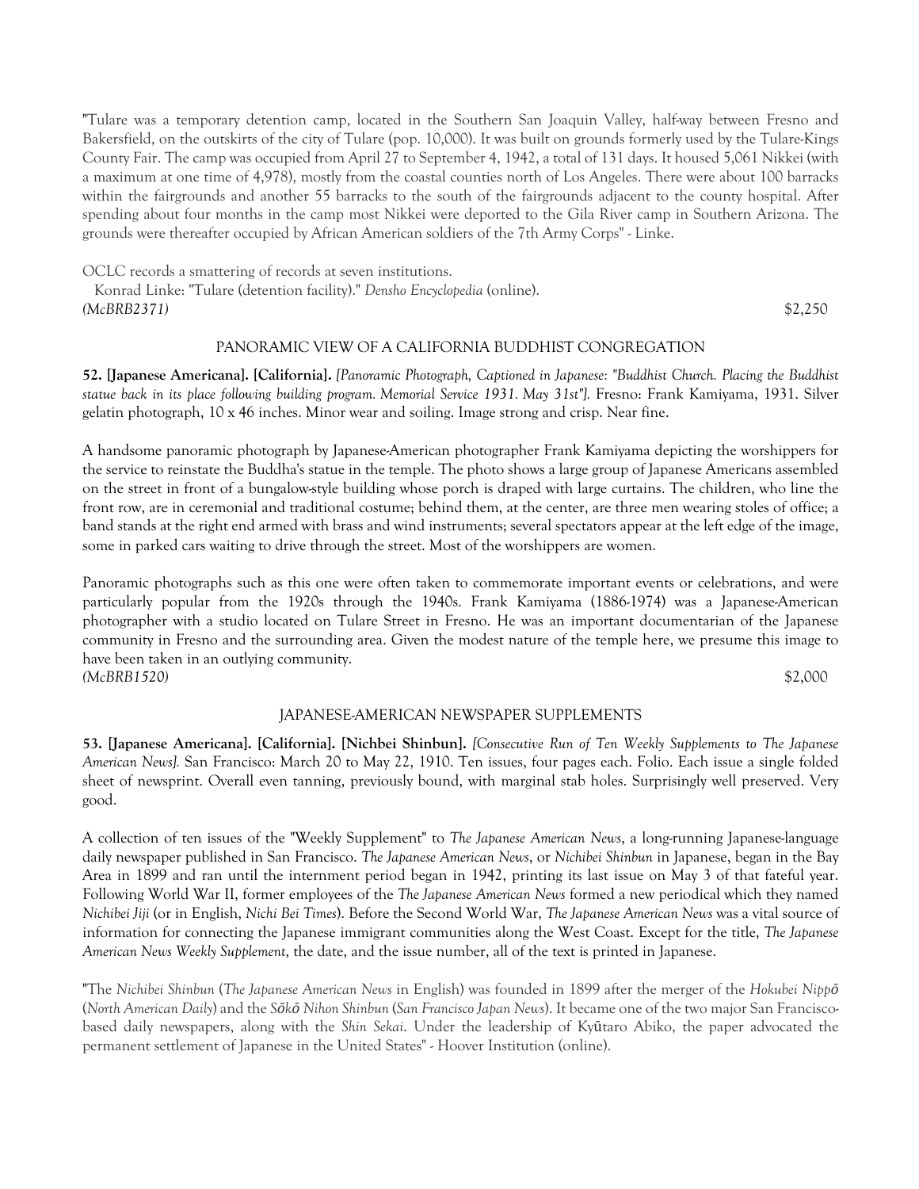"Tulare was a temporary detention camp, located in the Southern San Joaquin Valley, half-way between Fresno and Bakersfield, on the outskirts of the city of Tulare (pop. 10,000). It was built on grounds formerly used by the Tulare-Kings County Fair. The camp was occupied from April 27 to September 4, 1942, a total of 131 days. It housed 5,061 Nikkei (with a maximum at one time of 4,978), mostly from the coastal counties north of Los Angeles. There were about 100 barracks within the fairgrounds and another 55 barracks to the south of the fairgrounds adjacent to the county hospital. After spending about four months in the camp most Nikkei were deported to the Gila River camp in Southern Arizona. The grounds were thereafter occupied by African American soldiers of the 7th Army Corps" - Linke.

OCLC records a smattering of records at seven institutions.

Konrad Linke: "Tulare (detention facility)." *Densho Encyclopedia* (online).

*(McBRB2371)* $2,250

PANORAMIC VIEW OF A CALIFORNIA BUDDHIST CONGREGATION

**52. [Japanese Americana]. [California].** *[Panoramic Photograph, Captioned in Japanese: "Buddhist Church. Placing the Buddhist statue back in its place following building program. Memorial Service 1931. May 31st"].* Fresno: Frank Kamiyama, 1931. Silver gelatin photograph, 10 x 46 inches. Minor wear and soiling. Image strong and crisp. Near fine.

A handsome panoramic photograph by Japanese-American photographer Frank Kamiyama depicting the worshippers for the service to reinstate the Buddha's statue in the temple. The photo shows a large group of Japanese Americans assembled on the street in front of a bungalow-style building whose porch is draped with large curtains. The children, who line the front row, are in ceremonial and traditional costume; behind them, at the center, are three men wearing stoles of office; a band stands at the right end armed with brass and wind instruments; several spectators appear at the left edge of the image, some in parked cars waiting to drive through the street. Most of the worshippers are women.

Panoramic photographs such as this one were often taken to commemorate important events or celebrations, and were particularly popular from the 1920s through the 1940s. Frank Kamiyama (1886-1974) was a Japanese-American photographer with a studio located on Tulare Street in Fresno. He was an important documentarian of the Japanese community in Fresno and the surrounding area. Given the modest nature of the temple here, we presume this image to have been taken in an outlying community.

*(McBRB1520)* $2,000

JAPANESE-AMERICAN NEWSPAPER SUPPLEMENTS

**53. [Japanese Americana]. [California]. [Nichbei Shinbun].** *[Consecutive Run of Ten Weekly Supplements to The Japanese American News].* San Francisco: March 20 to May 22, 1910. Ten issues, four pages each. Folio. Each issue a single folded sheet of newsprint. Overall even tanning, previously bound, with marginal stab holes. Surprisingly well preserved. Very good.

A collection of ten issues of the "Weekly Supplement" to *The Japanese American News*, a long-running Japanese-language daily newspaper published in San Francisco. *The Japanese American News*, or *Nichibei Shinbun* in Japanese, began in the Bay Area in 1899 and ran until the internment period began in 1942, printing its last issue on May 3 of that fateful year. Following World War II, former employees of the *The Japanese American News* formed a new periodical which they named *Nichibei Jiji* (or in English, *Nichi Bei Times*). Before the Second World War, *The Japanese American News* was a vital source of information for connecting the Japanese immigrant communities along the West Coast. Except for the title, *The Japanese American News Weekly Supplement*, the date, and the issue number, all of the text is printed in Japanese.

"The *Nichibei Shinbun* (*The Japanese American News* in English) was founded in 1899 after the merger of the *Hokubei Nippō* (*North American Daily*) and the *Sōkō Nihon Shinbun* (*San Francisco Japan News*). It became one of the two major San Francisco-based daily newspapers, along with the *Shin Sekai*. Under the leadership of Kyūtaro Abiko, the paper advocated the permanent settlement of Japanese in the United States" - Hoover Institution (online).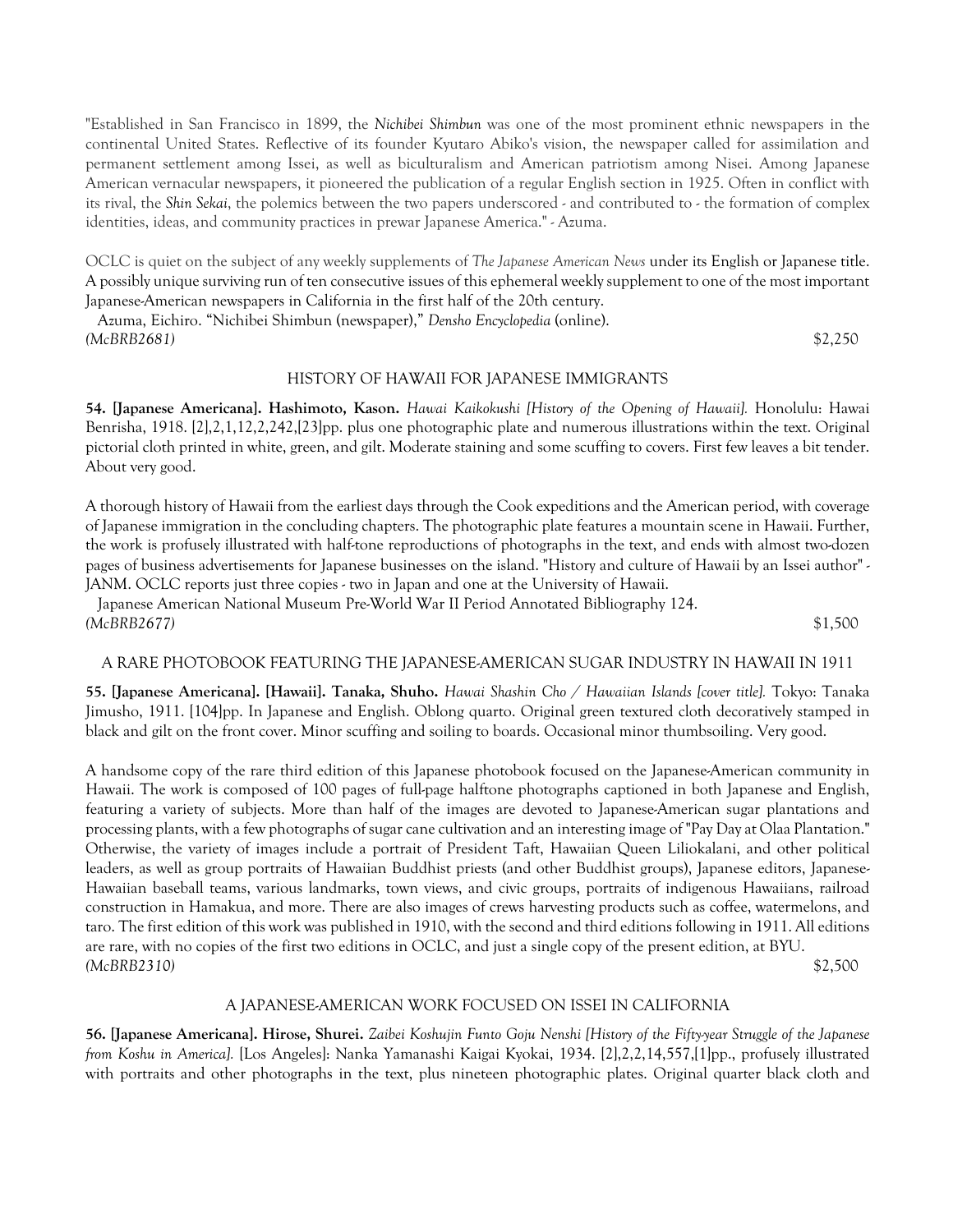"Established in San Francisco in 1899, the *Nichibei Shimbun* was one of the most prominent ethnic newspapers in the continental United States. Reflective of its founder Kyutaro Abiko's vision, the newspaper called for assimilation and permanent settlement among Issei, as well as biculturalism and American patriotism among Nisei. Among Japanese American vernacular newspapers, it pioneered the publication of a regular English section in 1925. Often in conflict with its rival, the *Shin Sekai*, the polemics between the two papers underscored - and contributed to - the formation of complex identities, ideas, and community practices in prewar Japanese America." - Azuma.

OCLC is quiet on the subject of any weekly supplements of *The Japanese American News* under its English or Japanese title. A possibly unique surviving run of ten consecutive issues of this ephemeral weekly supplement to one of the most important Japanese-American newspapers in California in the first half of the 20th century.

Azuma, Eichiro. "Nichibei Shimbun (newspaper)," *Densho Encyclopedia* (online).

*(McBRB2681)* $2,250

## HISTORY OF HAWAII FOR JAPANESE IMMIGRANTS

**54. [Japanese Americana]. Hashimoto, Kason.** *Hawai Kaikokushi [History of the Opening of Hawaii].* Honolulu: Hawai Benrisha, 1918. [2],2,1,12,2,242,[23]pp. plus one photographic plate and numerous illustrations within the text. Original pictorial cloth printed in white, green, and gilt. Moderate staining and some scuffing to covers. First few leaves a bit tender. About very good.

A thorough history of Hawaii from the earliest days through the Cook expeditions and the American period, with coverage of Japanese immigration in the concluding chapters. The photographic plate features a mountain scene in Hawaii. Further, the work is profusely illustrated with half-tone reproductions of photographs in the text, and ends with almost two-dozen pages of business advertisements for Japanese businesses on the island. "History and culture of Hawaii by an Issei author" - JANM. OCLC reports just three copies - two in Japan and one at the University of Hawaii.

Japanese American National Museum Pre-World War II Period Annotated Bibliography 124.

*(McBRB2677)* $1,500

## A RARE PHOTOBOOK FEATURING THE JAPANESE-AMERICAN SUGAR INDUSTRY IN HAWAII IN 1911

**55. [Japanese Americana]. [Hawaii]. Tanaka, Shuho.** *Hawai Shashin Cho / Hawaiian Islands [cover title].* Tokyo: Tanaka Jimusho, 1911. [104]pp. In Japanese and English. Oblong quarto. Original green textured cloth decoratively stamped in black and gilt on the front cover. Minor scuffing and soiling to boards. Occasional minor thumbsoiling. Very good.

A handsome copy of the rare third edition of this Japanese photobook focused on the Japanese-American community in Hawaii. The work is composed of 100 pages of full-page halftone photographs captioned in both Japanese and English, featuring a variety of subjects. More than half of the images are devoted to Japanese-American sugar plantations and processing plants, with a few photographs of sugar cane cultivation and an interesting image of "Pay Day at Olaa Plantation." Otherwise, the variety of images include a portrait of President Taft, Hawaiian Queen Liliokalani, and other political leaders, as well as group portraits of Hawaiian Buddhist priests (and other Buddhist groups), Japanese editors, Japanese-Hawaiian baseball teams, various landmarks, town views, and civic groups, portraits of indigenous Hawaiians, railroad construction in Hamakua, and more. There are also images of crews harvesting products such as coffee, watermelons, and taro. The first edition of this work was published in 1910, with the second and third editions following in 1911. All editions are rare, with no copies of the first two editions in OCLC, and just a single copy of the present edition, at BYU.

*(McBRB2310)* $2,500

## A JAPANESE-AMERICAN WORK FOCUSED ON ISSEI IN CALIFORNIA

**56. [Japanese Americana]. Hirose, Shurei.** *Zaibei Koshujin Funto Goju Nenshi [History of the Fifty-year Struggle of the Japanese from Koshu in America].* [Los Angeles]: Nanka Yamanashi Kaigai Kyokai, 1934. [2],2,2,14,557,[1]pp., profusely illustrated with portraits and other photographs in the text, plus nineteen photographic plates. Original quarter black cloth and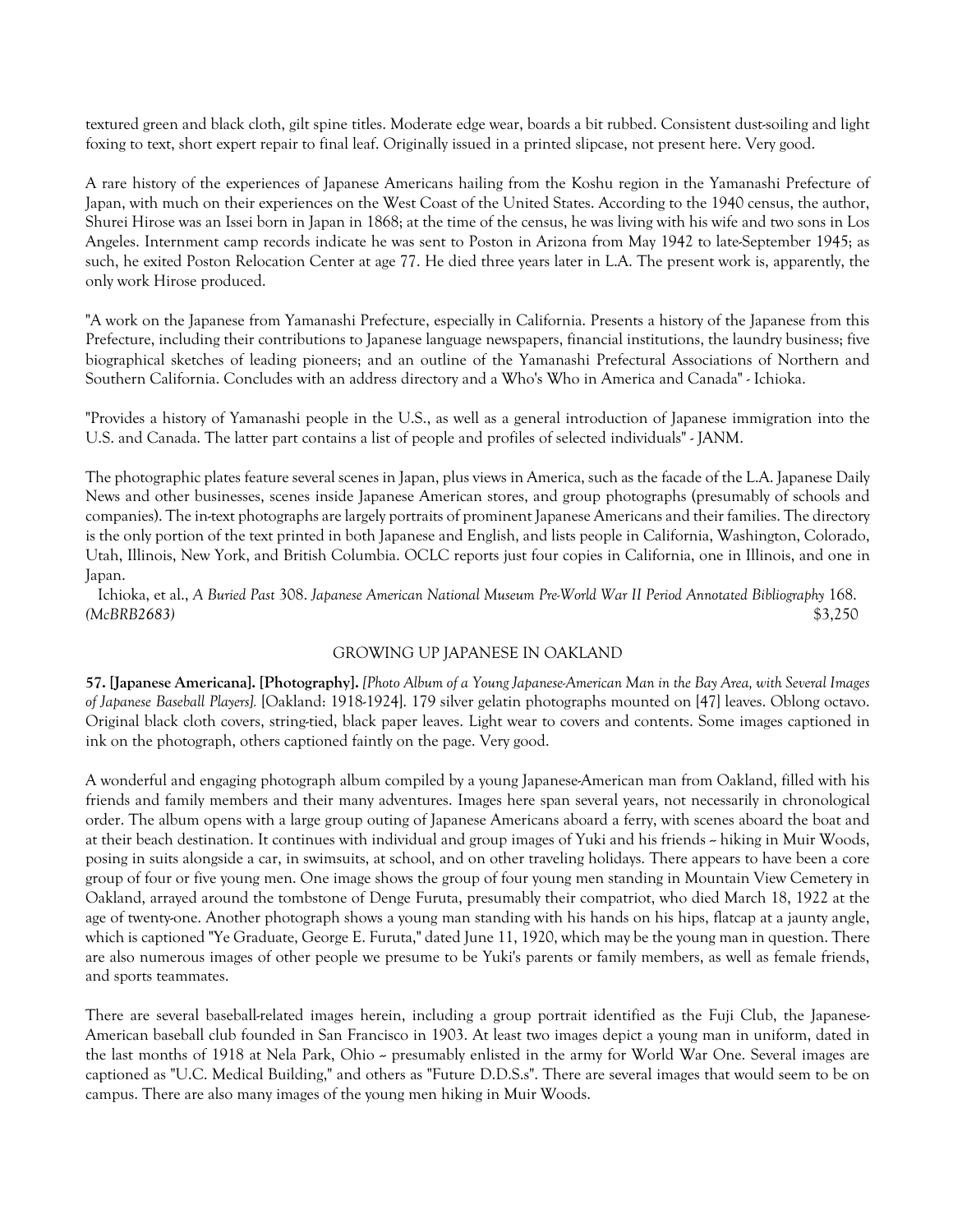textured green and black cloth, gilt spine titles. Moderate edge wear, boards a bit rubbed. Consistent dust-soiling and light foxing to text, short expert repair to final leaf. Originally issued in a printed slipcase, not present here. Very good.

A rare history of the experiences of Japanese Americans hailing from the Koshu region in the Yamanashi Prefecture of Japan, with much on their experiences on the West Coast of the United States. According to the 1940 census, the author, Shurei Hirose was an Issei born in Japan in 1868; at the time of the census, he was living with his wife and two sons in Los Angeles. Internment camp records indicate he was sent to Poston in Arizona from May 1942 to late-September 1945; as such, he exited Poston Relocation Center at age 77. He died three years later in L.A. The present work is, apparently, the only work Hirose produced.

"A work on the Japanese from Yamanashi Prefecture, especially in California. Presents a history of the Japanese from this Prefecture, including their contributions to Japanese language newspapers, financial institutions, the laundry business; five biographical sketches of leading pioneers; and an outline of the Yamanashi Prefectural Associations of Northern and Southern California. Concludes with an address directory and a Who's Who in America and Canada" - Ichioka.

"Provides a history of Yamanashi people in the U.S., as well as a general introduction of Japanese immigration into the U.S. and Canada. The latter part contains a list of people and profiles of selected individuals" - JANM.

The photographic plates feature several scenes in Japan, plus views in America, such as the facade of the L.A. Japanese Daily News and other businesses, scenes inside Japanese American stores, and group photographs (presumably of schools and companies). The in-text photographs are largely portraits of prominent Japanese Americans and their families. The directory is the only portion of the text printed in both Japanese and English, and lists people in California, Washington, Colorado, Utah, Illinois, New York, and British Columbia. OCLC reports just four copies in California, one in Illinois, and one in Japan.

Ichioka, et al., *A Buried Past* 308. *Japanese American National Museum Pre-World War II Period Annotated Bibliography* 168.
*(McBRB2683)* $3,250

## GROWING UP JAPANESE IN OAKLAND

**57. [Japanese Americana]. [Photography].** *[Photo Album of a Young Japanese-American Man in the Bay Area, with Several Images of Japanese Baseball Players].* [Oakland: 1918-1924]. 179 silver gelatin photographs mounted on [47] leaves. Oblong octavo. Original black cloth covers, string-tied, black paper leaves. Light wear to covers and contents. Some images captioned in ink on the photograph, others captioned faintly on the page. Very good.

A wonderful and engaging photograph album compiled by a young Japanese-American man from Oakland, filled with his friends and family members and their many adventures. Images here span several years, not necessarily in chronological order. The album opens with a large group outing of Japanese Americans aboard a ferry, with scenes aboard the boat and at their beach destination. It continues with individual and group images of Yuki and his friends -- hiking in Muir Woods, posing in suits alongside a car, in swimsuits, at school, and on other traveling holidays. There appears to have been a core group of four or five young men. One image shows the group of four young men standing in Mountain View Cemetery in Oakland, arrayed around the tombstone of Denge Furuta, presumably their compatriot, who died March 18, 1922 at the age of twenty-one. Another photograph shows a young man standing with his hands on his hips, flatcap at a jaunty angle, which is captioned "Ye Graduate, George E. Furuta," dated June 11, 1920, which may be the young man in question. There are also numerous images of other people we presume to be Yuki's parents or family members, as well as female friends, and sports teammates.

There are several baseball-related images herein, including a group portrait identified as the Fuji Club, the Japanese-American baseball club founded in San Francisco in 1903. At least two images depict a young man in uniform, dated in the last months of 1918 at Nela Park, Ohio -- presumably enlisted in the army for World War One. Several images are captioned as "U.C. Medical Building," and others as "Future D.D.S.s". There are several images that would seem to be on campus. There are also many images of the young men hiking in Muir Woods.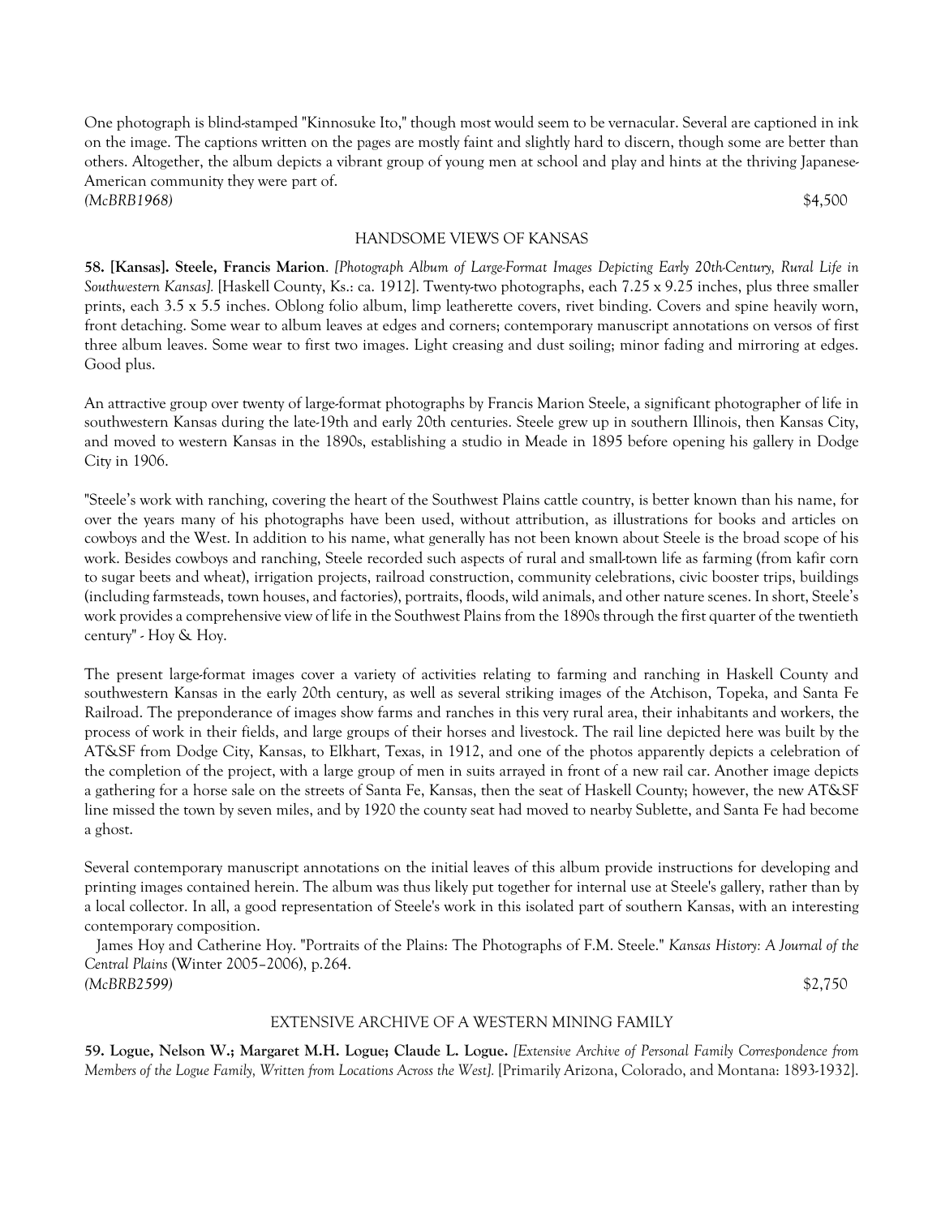One photograph is blind-stamped "Kinnosuke Ito," though most would seem to be vernacular. Several are captioned in ink on the image. The captions written on the pages are mostly faint and slightly hard to discern, though some are better than others. Altogether, the album depicts a vibrant group of young men at school and play and hints at the thriving Japanese-American community they were part of.

*(McBRB1968)* $4,500

## HANDSOME VIEWS OF KANSAS

**58. [Kansas]. Steele, Francis Marion**. *[Photograph Album of Large-Format Images Depicting Early 20th-Century, Rural Life in Southwestern Kansas].* [Haskell County, Ks.: ca. 1912]. Twenty-two photographs, each 7.25 x 9.25 inches, plus three smaller prints, each 3.5 x 5.5 inches. Oblong folio album, limp leatherette covers, rivet binding. Covers and spine heavily worn, front detaching. Some wear to album leaves at edges and corners; contemporary manuscript annotations on versos of first three album leaves. Some wear to first two images. Light creasing and dust soiling; minor fading and mirroring at edges. Good plus.

An attractive group over twenty of large-format photographs by Francis Marion Steele, a significant photographer of life in southwestern Kansas during the late-19th and early 20th centuries. Steele grew up in southern Illinois, then Kansas City, and moved to western Kansas in the 1890s, establishing a studio in Meade in 1895 before opening his gallery in Dodge City in 1906.

"Steele's work with ranching, covering the heart of the Southwest Plains cattle country, is better known than his name, for over the years many of his photographs have been used, without attribution, as illustrations for books and articles on cowboys and the West. In addition to his name, what generally has not been known about Steele is the broad scope of his work. Besides cowboys and ranching, Steele recorded such aspects of rural and small-town life as farming (from kafir corn to sugar beets and wheat), irrigation projects, railroad construction, community celebrations, civic booster trips, buildings (including farmsteads, town houses, and factories), portraits, floods, wild animals, and other nature scenes. In short, Steele's work provides a comprehensive view of life in the Southwest Plains from the 1890s through the first quarter of the twentieth century" - Hoy & Hoy.

The present large-format images cover a variety of activities relating to farming and ranching in Haskell County and southwestern Kansas in the early 20th century, as well as several striking images of the Atchison, Topeka, and Santa Fe Railroad. The preponderance of images show farms and ranches in this very rural area, their inhabitants and workers, the process of work in their fields, and large groups of their horses and livestock. The rail line depicted here was built by the AT&SF from Dodge City, Kansas, to Elkhart, Texas, in 1912, and one of the photos apparently depicts a celebration of the completion of the project, with a large group of men in suits arrayed in front of a new rail car. Another image depicts a gathering for a horse sale on the streets of Santa Fe, Kansas, then the seat of Haskell County; however, the new AT&SF line missed the town by seven miles, and by 1920 the county seat had moved to nearby Sublette, and Santa Fe had become a ghost.

Several contemporary manuscript annotations on the initial leaves of this album provide instructions for developing and printing images contained herein. The album was thus likely put together for internal use at Steele's gallery, rather than by a local collector. In all, a good representation of Steele's work in this isolated part of southern Kansas, with an interesting contemporary composition.

James Hoy and Catherine Hoy. "Portraits of the Plains: The Photographs of F.M. Steele." *Kansas History: A Journal of the Central Plains* (Winter 2005–2006), p.264.

*(McBRB2599)* $2,750

## EXTENSIVE ARCHIVE OF A WESTERN MINING FAMILY

**59. Logue, Nelson W.; Margaret M.H. Logue; Claude L. Logue.** *[Extensive Archive of Personal Family Correspondence from Members of the Logue Family, Written from Locations Across the West].* [Primarily Arizona, Colorado, and Montana: 1893-1932].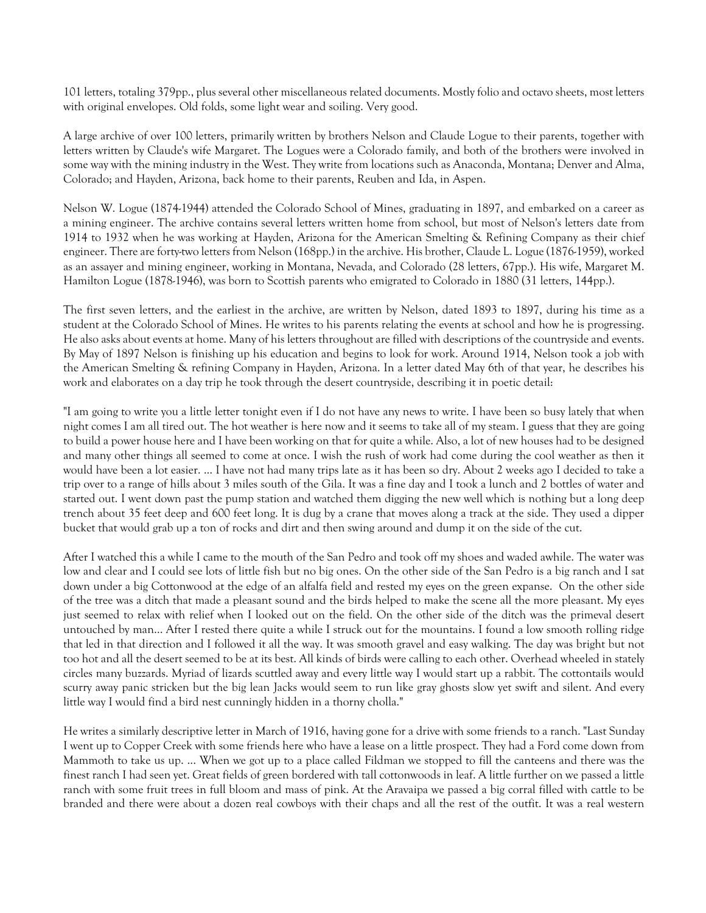101 letters, totaling 379pp., plus several other miscellaneous related documents. Mostly folio and octavo sheets, most letters with original envelopes. Old folds, some light wear and soiling. Very good.

A large archive of over 100 letters, primarily written by brothers Nelson and Claude Logue to their parents, together with letters written by Claude's wife Margaret. The Logues were a Colorado family, and both of the brothers were involved in some way with the mining industry in the West. They write from locations such as Anaconda, Montana; Denver and Alma, Colorado; and Hayden, Arizona, back home to their parents, Reuben and Ida, in Aspen.

Nelson W. Logue (1874-1944) attended the Colorado School of Mines, graduating in 1897, and embarked on a career as a mining engineer. The archive contains several letters written home from school, but most of Nelson's letters date from 1914 to 1932 when he was working at Hayden, Arizona for the American Smelting & Refining Company as their chief engineer. There are forty-two letters from Nelson (168pp.) in the archive. His brother, Claude L. Logue (1876-1959), worked as an assayer and mining engineer, working in Montana, Nevada, and Colorado (28 letters, 67pp.). His wife, Margaret M. Hamilton Logue (1878-1946), was born to Scottish parents who emigrated to Colorado in 1880 (31 letters, 144pp.).

The first seven letters, and the earliest in the archive, are written by Nelson, dated 1893 to 1897, during his time as a student at the Colorado School of Mines. He writes to his parents relating the events at school and how he is progressing. He also asks about events at home. Many of his letters throughout are filled with descriptions of the countryside and events. By May of 1897 Nelson is finishing up his education and begins to look for work. Around 1914, Nelson took a job with the American Smelting & refining Company in Hayden, Arizona. In a letter dated May 6th of that year, he describes his work and elaborates on a day trip he took through the desert countryside, describing it in poetic detail:

"I am going to write you a little letter tonight even if I do not have any news to write. I have been so busy lately that when night comes I am all tired out. The hot weather is here now and it seems to take all of my steam. I guess that they are going to build a power house here and I have been working on that for quite a while. Also, a lot of new houses had to be designed and many other things all seemed to come at once. I wish the rush of work had come during the cool weather as then it would have been a lot easier. ... I have not had many trips late as it has been so dry. About 2 weeks ago I decided to take a trip over to a range of hills about 3 miles south of the Gila. It was a fine day and I took a lunch and 2 bottles of water and started out. I went down past the pump station and watched them digging the new well which is nothing but a long deep trench about 35 feet deep and 600 feet long. It is dug by a crane that moves along a track at the side. They used a dipper bucket that would grab up a ton of rocks and dirt and then swing around and dump it on the side of the cut.

After I watched this a while I came to the mouth of the San Pedro and took off my shoes and waded awhile. The water was low and clear and I could see lots of little fish but no big ones. On the other side of the San Pedro is a big ranch and I sat down under a big Cottonwood at the edge of an alfalfa field and rested my eyes on the green expanse. On the other side of the tree was a ditch that made a pleasant sound and the birds helped to make the scene all the more pleasant. My eyes just seemed to relax with relief when I looked out on the field. On the other side of the ditch was the primeval desert untouched by man... After I rested there quite a while I struck out for the mountains. I found a low smooth rolling ridge that led in that direction and I followed it all the way. It was smooth gravel and easy walking. The day was bright but not too hot and all the desert seemed to be at its best. All kinds of birds were calling to each other. Overhead wheeled in stately circles many buzzards. Myriad of lizards scuttled away and every little way I would start up a rabbit. The cottontails would scurry away panic stricken but the big lean Jacks would seem to run like gray ghosts slow yet swift and silent. And every little way I would find a bird nest cunningly hidden in a thorny cholla."

He writes a similarly descriptive letter in March of 1916, having gone for a drive with some friends to a ranch. "Last Sunday I went up to Copper Creek with some friends here who have a lease on a little prospect. They had a Ford come down from Mammoth to take us up. ... When we got up to a place called Fildman we stopped to fill the canteens and there was the finest ranch I had seen yet. Great fields of green bordered with tall cottonwoods in leaf. A little further on we passed a little ranch with some fruit trees in full bloom and mass of pink. At the Aravaipa we passed a big corral filled with cattle to be branded and there were about a dozen real cowboys with their chaps and all the rest of the outfit. It was a real western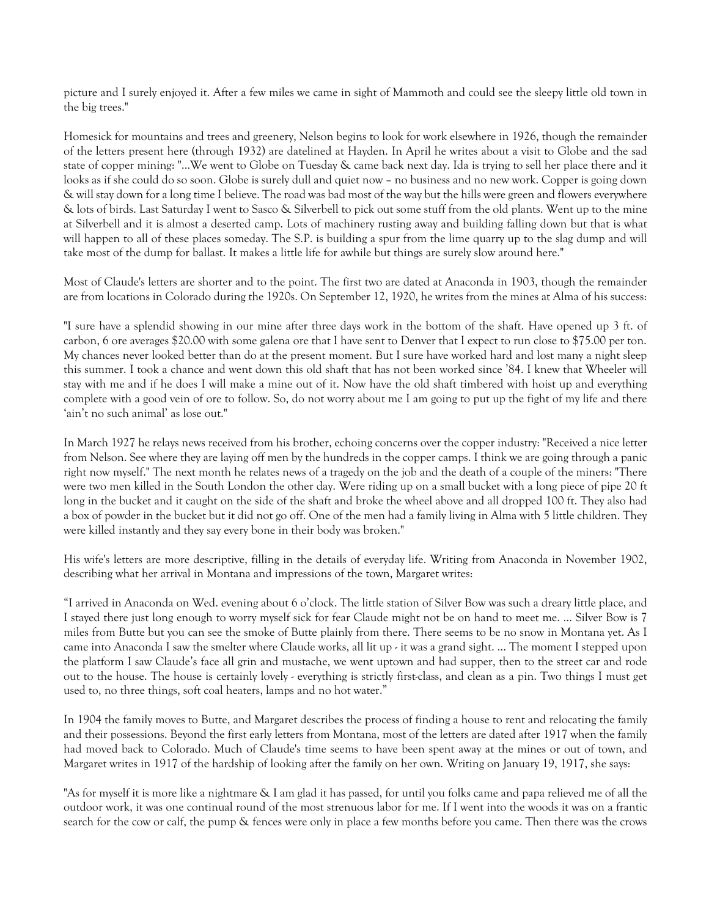picture and I surely enjoyed it. After a few miles we came in sight of Mammoth and could see the sleepy little old town in the big trees."

Homesick for mountains and trees and greenery, Nelson begins to look for work elsewhere in 1926, though the remainder of the letters present here (through 1932) are datelined at Hayden. In April he writes about a visit to Globe and the sad state of copper mining: "...We went to Globe on Tuesday & came back next day. Ida is trying to sell her place there and it looks as if she could do so soon. Globe is surely dull and quiet now – no business and no new work. Copper is going down & will stay down for a long time I believe. The road was bad most of the way but the hills were green and flowers everywhere & lots of birds. Last Saturday I went to Sasco & Silverbell to pick out some stuff from the old plants. Went up to the mine at Silverbell and it is almost a deserted camp. Lots of machinery rusting away and building falling down but that is what will happen to all of these places someday. The S.P. is building a spur from the lime quarry up to the slag dump and will take most of the dump for ballast. It makes a little life for awhile but things are surely slow around here."

Most of Claude's letters are shorter and to the point. The first two are dated at Anaconda in 1903, though the remainder are from locations in Colorado during the 1920s. On September 12, 1920, he writes from the mines at Alma of his success:

"I sure have a splendid showing in our mine after three days work in the bottom of the shaft. Have opened up 3 ft. of carbon, 6 ore averages $20.00 with some galena ore that I have sent to Denver that I expect to run close to $75.00 per ton. My chances never looked better than do at the present moment. But I sure have worked hard and lost many a night sleep this summer. I took a chance and went down this old shaft that has not been worked since '84. I knew that Wheeler will stay with me and if he does I will make a mine out of it. Now have the old shaft timbered with hoist up and everything complete with a good vein of ore to follow. So, do not worry about me I am going to put up the fight of my life and there 'ain't no such animal' as lose out."

In March 1927 he relays news received from his brother, echoing concerns over the copper industry: "Received a nice letter from Nelson. See where they are laying off men by the hundreds in the copper camps. I think we are going through a panic right now myself." The next month he relates news of a tragedy on the job and the death of a couple of the miners: "There were two men killed in the South London the other day. Were riding up on a small bucket with a long piece of pipe 20 ft long in the bucket and it caught on the side of the shaft and broke the wheel above and all dropped 100 ft. They also had a box of powder in the bucket but it did not go off. One of the men had a family living in Alma with 5 little children. They were killed instantly and they say every bone in their body was broken."

His wife's letters are more descriptive, filling in the details of everyday life. Writing from Anaconda in November 1902, describing what her arrival in Montana and impressions of the town, Margaret writes:

"I arrived in Anaconda on Wed. evening about 6 o'clock. The little station of Silver Bow was such a dreary little place, and I stayed there just long enough to worry myself sick for fear Claude might not be on hand to meet me. ... Silver Bow is 7 miles from Butte but you can see the smoke of Butte plainly from there. There seems to be no snow in Montana yet. As I came into Anaconda I saw the smelter where Claude works, all lit up - it was a grand sight. ... The moment I stepped upon the platform I saw Claude's face all grin and mustache, we went uptown and had supper, then to the street car and rode out to the house. The house is certainly lovely - everything is strictly first-class, and clean as a pin. Two things I must get used to, no three things, soft coal heaters, lamps and no hot water."

In 1904 the family moves to Butte, and Margaret describes the process of finding a house to rent and relocating the family and their possessions. Beyond the first early letters from Montana, most of the letters are dated after 1917 when the family had moved back to Colorado. Much of Claude's time seems to have been spent away at the mines or out of town, and Margaret writes in 1917 of the hardship of looking after the family on her own. Writing on January 19, 1917, she says:

"As for myself it is more like a nightmare & I am glad it has passed, for until you folks came and papa relieved me of all the outdoor work, it was one continual round of the most strenuous labor for me. If I went into the woods it was on a frantic search for the cow or calf, the pump & fences were only in place a few months before you came. Then there was the crows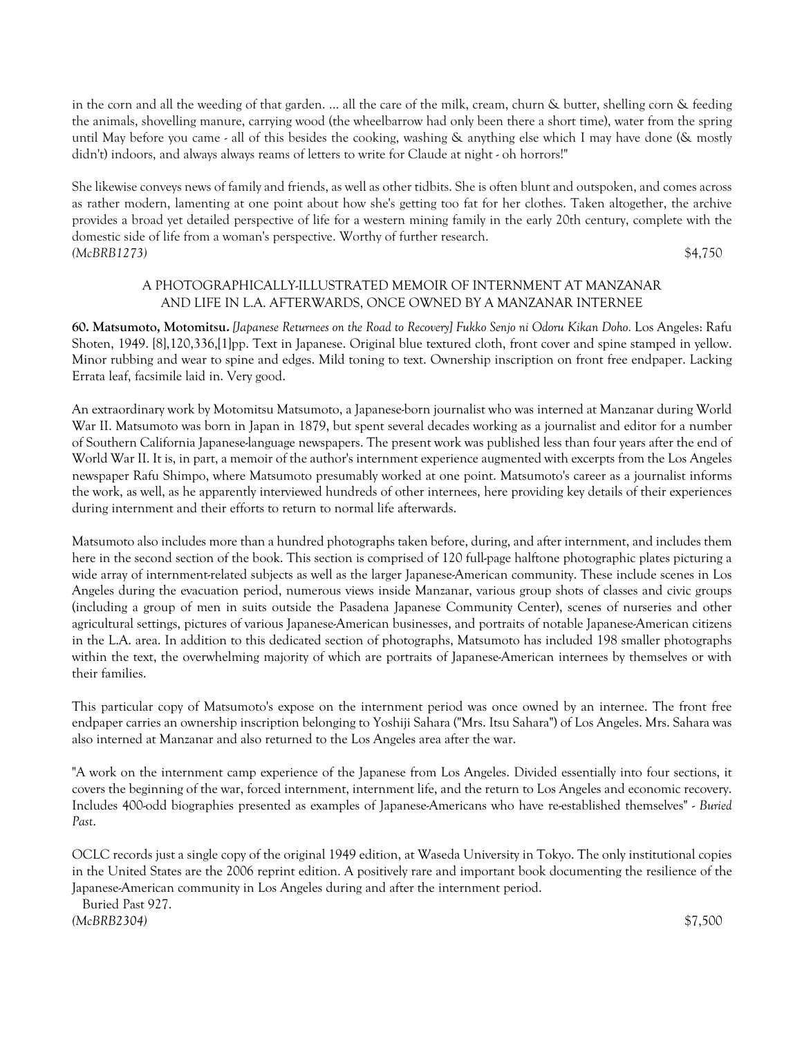in the corn and all the weeding of that garden. ... all the care of the milk, cream, churn & butter, shelling corn & feeding the animals, shovelling manure, carrying wood (the wheelbarrow had only been there a short time), water from the spring until May before you came - all of this besides the cooking, washing & anything else which I may have done (& mostly didn't) indoors, and always always reams of letters to write for Claude at night - oh horrors!"

She likewise conveys news of family and friends, as well as other tidbits. She is often blunt and outspoken, and comes across as rather modern, lamenting at one point about how she's getting too fat for her clothes. Taken altogether, the archive provides a broad yet detailed perspective of life for a western mining family in the early 20th century, complete with the domestic side of life from a woman's perspective. Worthy of further research.

*(McBRB1273)* $4,750

## A PHOTOGRAPHICALLY-ILLUSTRATED MEMOIR OF INTERNMENT AT MANZANAR AND LIFE IN L.A. AFTERWARDS, ONCE OWNED BY A MANZANAR INTERNEE

**60. Matsumoto, Motomitsu.** *[Japanese Returnees on the Road to Recovery] Fukko Senjo ni Odoru Kikan Doho.* Los Angeles: Rafu Shoten, 1949. [8],120,336,[1]pp. Text in Japanese. Original blue textured cloth, front cover and spine stamped in yellow. Minor rubbing and wear to spine and edges. Mild toning to text. Ownership inscription on front free endpaper. Lacking Errata leaf, facsimile laid in. Very good.

An extraordinary work by Motomitsu Matsumoto, a Japanese-born journalist who was interned at Manzanar during World War II. Matsumoto was born in Japan in 1879, but spent several decades working as a journalist and editor for a number of Southern California Japanese-language newspapers. The present work was published less than four years after the end of World War II. It is, in part, a memoir of the author's internment experience augmented with excerpts from the Los Angeles newspaper Rafu Shimpo, where Matsumoto presumably worked at one point. Matsumoto's career as a journalist informs the work, as well, as he apparently interviewed hundreds of other internees, here providing key details of their experiences during internment and their efforts to return to normal life afterwards.

Matsumoto also includes more than a hundred photographs taken before, during, and after internment, and includes them here in the second section of the book. This section is comprised of 120 full-page halftone photographic plates picturing a wide array of internment-related subjects as well as the larger Japanese-American community. These include scenes in Los Angeles during the evacuation period, numerous views inside Manzanar, various group shots of classes and civic groups (including a group of men in suits outside the Pasadena Japanese Community Center), scenes of nurseries and other agricultural settings, pictures of various Japanese-American businesses, and portraits of notable Japanese-American citizens in the L.A. area. In addition to this dedicated section of photographs, Matsumoto has included 198 smaller photographs within the text, the overwhelming majority of which are portraits of Japanese-American internees by themselves or with their families.

This particular copy of Matsumoto's expose on the internment period was once owned by an internee. The front free endpaper carries an ownership inscription belonging to Yoshiji Sahara ("Mrs. Itsu Sahara") of Los Angeles. Mrs. Sahara was also interned at Manzanar and also returned to the Los Angeles area after the war.

"A work on the internment camp experience of the Japanese from Los Angeles. Divided essentially into four sections, it covers the beginning of the war, forced internment, internment life, and the return to Los Angeles and economic recovery. Includes 400-odd biographies presented as examples of Japanese-Americans who have re-established themselves" - *Buried Past*.

OCLC records just a single copy of the original 1949 edition, at Waseda University in Tokyo. The only institutional copies in the United States are the 2006 reprint edition. A positively rare and important book documenting the resilience of the Japanese-American community in Los Angeles during and after the internment period.

Buried Past 927.

*(McBRB2304)* $7,500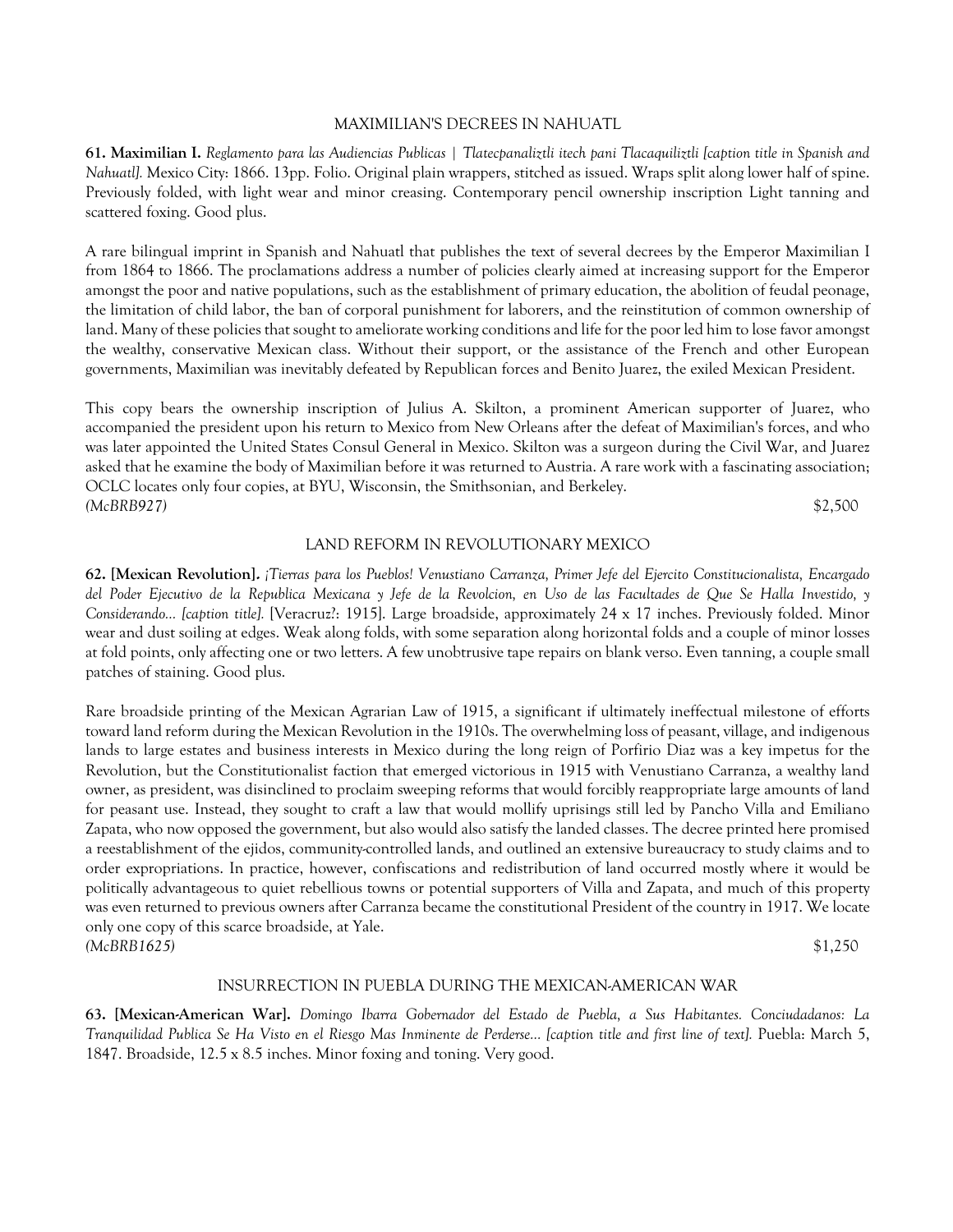## MAXIMILIAN'S DECREES IN NAHUATL

**61. Maximilian I.** *Reglamento para las Audiencias Publicas | Tlatecpanaliztli itech pani Tlacaquiliztli [caption title in Spanish and Nahuatl].* Mexico City: 1866. 13pp. Folio. Original plain wrappers, stitched as issued. Wraps split along lower half of spine. Previously folded, with light wear and minor creasing. Contemporary pencil ownership inscription Light tanning and scattered foxing. Good plus.

A rare bilingual imprint in Spanish and Nahuatl that publishes the text of several decrees by the Emperor Maximilian I from 1864 to 1866. The proclamations address a number of policies clearly aimed at increasing support for the Emperor amongst the poor and native populations, such as the establishment of primary education, the abolition of feudal peonage, the limitation of child labor, the ban of corporal punishment for laborers, and the reinstitution of common ownership of land. Many of these policies that sought to ameliorate working conditions and life for the poor led him to lose favor amongst the wealthy, conservative Mexican class. Without their support, or the assistance of the French and other European governments, Maximilian was inevitably defeated by Republican forces and Benito Juarez, the exiled Mexican President.

This copy bears the ownership inscription of Julius A. Skilton, a prominent American supporter of Juarez, who accompanied the president upon his return to Mexico from New Orleans after the defeat of Maximilian's forces, and who was later appointed the United States Consul General in Mexico. Skilton was a surgeon during the Civil War, and Juarez asked that he examine the body of Maximilian before it was returned to Austria. A rare work with a fascinating association; OCLC locates only four copies, at BYU, Wisconsin, the Smithsonian, and Berkeley.
*(McBRB927)* $2,500

## LAND REFORM IN REVOLUTIONARY MEXICO

**62. [Mexican Revolution].** *¡Tierras para los Pueblos! Venustiano Carranza, Primer Jefe del Ejercito Constitucionalista, Encargado del Poder Ejecutivo de la Republica Mexicana y Jefe de la Revolcion, en Uso de las Facultades de Que Se Halla Investido, y Considerando... [caption title].* [Veracruz?: 1915]. Large broadside, approximately 24 x 17 inches. Previously folded. Minor wear and dust soiling at edges. Weak along folds, with some separation along horizontal folds and a couple of minor losses at fold points, only affecting one or two letters. A few unobtrusive tape repairs on blank verso. Even tanning, a couple small patches of staining. Good plus.

Rare broadside printing of the Mexican Agrarian Law of 1915, a significant if ultimately ineffectual milestone of efforts toward land reform during the Mexican Revolution in the 1910s. The overwhelming loss of peasant, village, and indigenous lands to large estates and business interests in Mexico during the long reign of Porfirio Diaz was a key impetus for the Revolution, but the Constitutionalist faction that emerged victorious in 1915 with Venustiano Carranza, a wealthy land owner, as president, was disinclined to proclaim sweeping reforms that would forcibly reappropriate large amounts of land for peasant use. Instead, they sought to craft a law that would mollify uprisings still led by Pancho Villa and Emiliano Zapata, who now opposed the government, but also would also satisfy the landed classes. The decree printed here promised a reestablishment of the ejidos, community-controlled lands, and outlined an extensive bureaucracy to study claims and to order expropriations. In practice, however, confiscations and redistribution of land occurred mostly where it would be politically advantageous to quiet rebellious towns or potential supporters of Villa and Zapata, and much of this property was even returned to previous owners after Carranza became the constitutional President of the country in 1917. We locate only one copy of this scarce broadside, at Yale.
*(McBRB1625)* $1,250

## INSURRECTION IN PUEBLA DURING THE MEXICAN-AMERICAN WAR

**63. [Mexican-American War].** *Domingo Ibarra Gobernador del Estado de Puebla, a Sus Habitantes. Conciudadanos: La Tranquilidad Publica Se Ha Visto en el Riesgo Mas Inminente de Perderse... [caption title and first line of text].* Puebla: March 5, 1847. Broadside, 12.5 x 8.5 inches. Minor foxing and toning. Very good.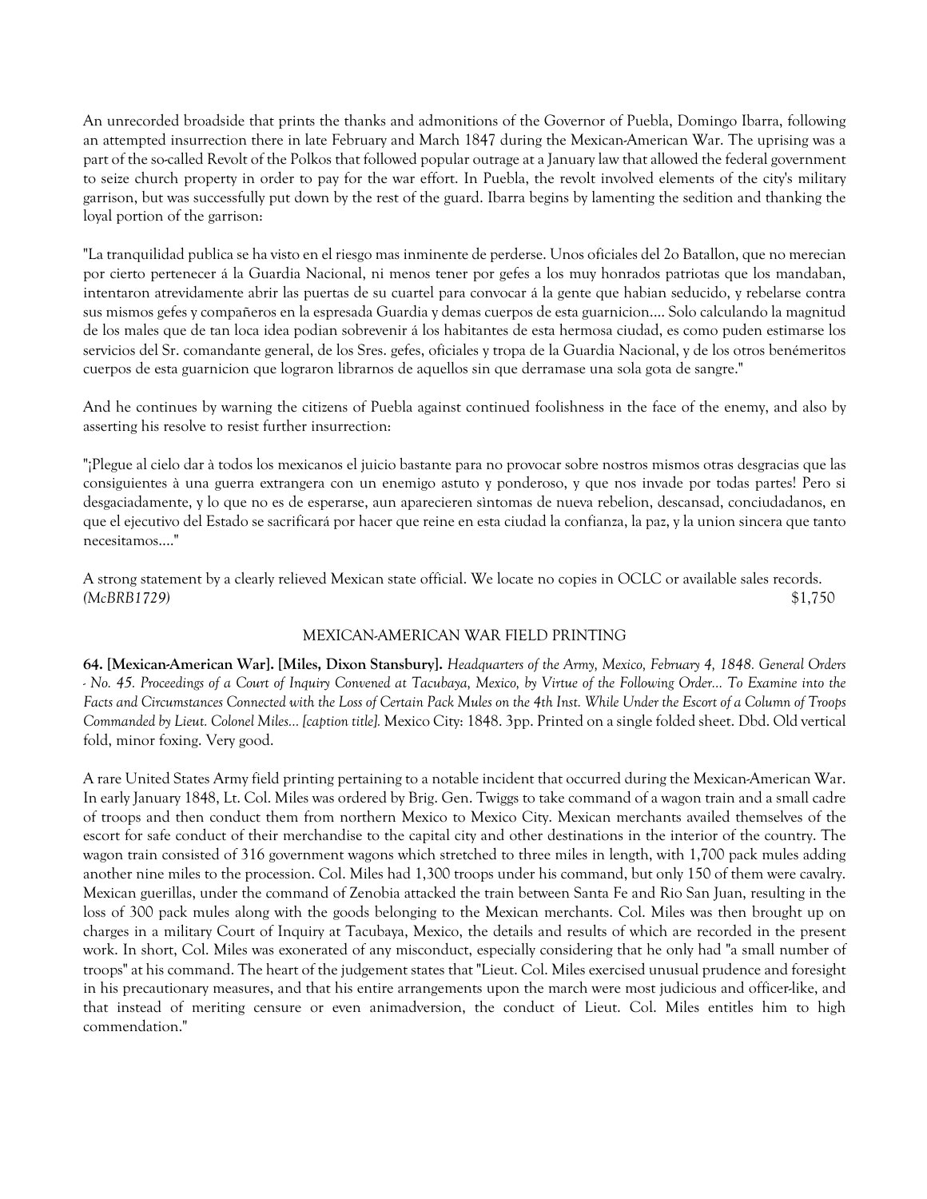An unrecorded broadside that prints the thanks and admonitions of the Governor of Puebla, Domingo Ibarra, following an attempted insurrection there in late February and March 1847 during the Mexican-American War. The uprising was a part of the so-called Revolt of the Polkos that followed popular outrage at a January law that allowed the federal government to seize church property in order to pay for the war effort. In Puebla, the revolt involved elements of the city's military garrison, but was successfully put down by the rest of the guard. Ibarra begins by lamenting the sedition and thanking the loyal portion of the garrison:

"La tranquilidad publica se ha visto en el riesgo mas inminente de perderse. Unos oficiales del 2o Batallon, que no merecian por cierto pertenecer á la Guardia Nacional, ni menos tener por gefes a los muy honrados patriotas que los mandaban, intentaron atrevidamente abrir las puertas de su cuartel para convocar á la gente que habian seducido, y rebelarse contra sus mismos gefes y compañeros en la espresada Guardia y demas cuerpos de esta guarnicion.... Solo calculando la magnitud de los males que de tan loca idea podian sobrevenir á los habitantes de esta hermosa ciudad, es como puden estimarse los servicios del Sr. comandante general, de los Sres. gefes, oficiales y tropa de la Guardia Nacional, y de los otros benémeritos cuerpos de esta guarnicion que lograron librarnos de aquellos sin que derramase una sola gota de sangre."

And he continues by warning the citizens of Puebla against continued foolishness in the face of the enemy, and also by asserting his resolve to resist further insurrection:

"¡Plegue al cielo dar à todos los mexicanos el juicio bastante para no provocar sobre nostros mismos otras desgracias que las consiguientes à una guerra extrangera con un enemigo astuto y ponderoso, y que nos invade por todas partes! Pero si desgaciadamente, y lo que no es de esperarse, aun aparecieren sìntomas de nueva rebelion, descansad, conciudadanos, en que el ejecutivo del Estado se sacrificará por hacer que reine en esta ciudad la confianza, la paz, y la union sincera que tanto necesitamos...."

A strong statement by a clearly relieved Mexican state official. We locate no copies in OCLC or available sales records.
*(McBRB1729)* $1,750

### MEXICAN-AMERICAN WAR FIELD PRINTING

**64. [Mexican-American War]. [Miles, Dixon Stansbury].** *Headquarters of the Army, Mexico, February 4, 1848. General Orders - No. 45. Proceedings of a Court of Inquiry Convened at Tacubaya, Mexico, by Virtue of the Following Order... To Examine into the Facts and Circumstances Connected with the Loss of Certain Pack Mules on the 4th Inst. While Under the Escort of a Column of Troops Commanded by Lieut. Colonel Miles... [caption title].* Mexico City: 1848. 3pp. Printed on a single folded sheet. Dbd. Old vertical fold, minor foxing. Very good.

A rare United States Army field printing pertaining to a notable incident that occurred during the Mexican-American War. In early January 1848, Lt. Col. Miles was ordered by Brig. Gen. Twiggs to take command of a wagon train and a small cadre of troops and then conduct them from northern Mexico to Mexico City. Mexican merchants availed themselves of the escort for safe conduct of their merchandise to the capital city and other destinations in the interior of the country. The wagon train consisted of 316 government wagons which stretched to three miles in length, with 1,700 pack mules adding another nine miles to the procession. Col. Miles had 1,300 troops under his command, but only 150 of them were cavalry. Mexican guerillas, under the command of Zenobia attacked the train between Santa Fe and Rio San Juan, resulting in the loss of 300 pack mules along with the goods belonging to the Mexican merchants. Col. Miles was then brought up on charges in a military Court of Inquiry at Tacubaya, Mexico, the details and results of which are recorded in the present work. In short, Col. Miles was exonerated of any misconduct, especially considering that he only had "a small number of troops" at his command. The heart of the judgement states that "Lieut. Col. Miles exercised unusual prudence and foresight in his precautionary measures, and that his entire arrangements upon the march were most judicious and officer-like, and that instead of meriting censure or even animadversion, the conduct of Lieut. Col. Miles entitles him to high commendation."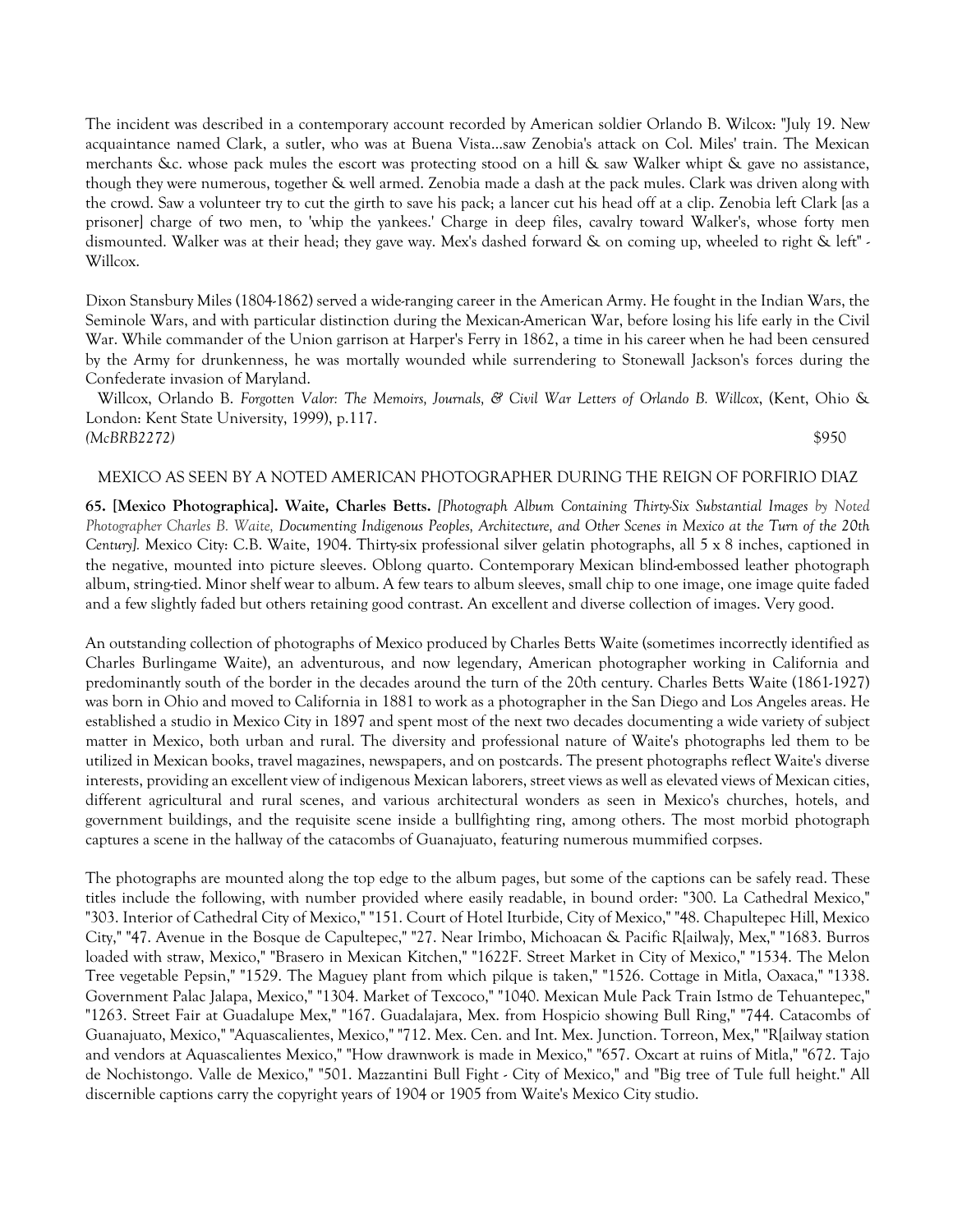The incident was described in a contemporary account recorded by American soldier Orlando B. Wilcox: "July 19. New acquaintance named Clark, a sutler, who was at Buena Vista...saw Zenobia's attack on Col. Miles' train. The Mexican merchants &c. whose pack mules the escort was protecting stood on a hill & saw Walker whipt & gave no assistance, though they were numerous, together & well armed. Zenobia made a dash at the pack mules. Clark was driven along with the crowd. Saw a volunteer try to cut the girth to save his pack; a lancer cut his head off at a clip. Zenobia left Clark [as a prisoner] charge of two men, to 'whip the yankees.' Charge in deep files, cavalry toward Walker's, whose forty men dismounted. Walker was at their head; they gave way. Mex's dashed forward & on coming up, wheeled to right & left" - Willcox.

Dixon Stansbury Miles (1804-1862) served a wide-ranging career in the American Army. He fought in the Indian Wars, the Seminole Wars, and with particular distinction during the Mexican-American War, before losing his life early in the Civil War. While commander of the Union garrison at Harper's Ferry in 1862, a time in his career when he had been censured by the Army for drunkenness, he was mortally wounded while surrendering to Stonewall Jackson's forces during the Confederate invasion of Maryland.

Willcox, Orlando B. *Forgotten Valor: The Memoirs, Journals, & Civil War Letters of Orlando B. Willcox*, (Kent, Ohio & London: Kent State University, 1999), p.117.

*(McBRB2272)* $950

MEXICO AS SEEN BY A NOTED AMERICAN PHOTOGRAPHER DURING THE REIGN OF PORFIRIO DIAZ

**65. [Mexico Photographica]. Waite, Charles Betts.** *[Photograph Album Containing Thirty-Six Substantial Images by Noted Photographer Charles B. Waite, Documenting Indigenous Peoples, Architecture, and Other Scenes in Mexico at the Turn of the 20th Century].* Mexico City: C.B. Waite, 1904. Thirty-six professional silver gelatin photographs, all 5 x 8 inches, captioned in the negative, mounted into picture sleeves. Oblong quarto. Contemporary Mexican blind-embossed leather photograph album, string-tied. Minor shelf wear to album. A few tears to album sleeves, small chip to one image, one image quite faded and a few slightly faded but others retaining good contrast. An excellent and diverse collection of images. Very good.

An outstanding collection of photographs of Mexico produced by Charles Betts Waite (sometimes incorrectly identified as Charles Burlingame Waite), an adventurous, and now legendary, American photographer working in California and predominantly south of the border in the decades around the turn of the 20th century. Charles Betts Waite (1861-1927) was born in Ohio and moved to California in 1881 to work as a photographer in the San Diego and Los Angeles areas. He established a studio in Mexico City in 1897 and spent most of the next two decades documenting a wide variety of subject matter in Mexico, both urban and rural. The diversity and professional nature of Waite's photographs led them to be utilized in Mexican books, travel magazines, newspapers, and on postcards. The present photographs reflect Waite's diverse interests, providing an excellent view of indigenous Mexican laborers, street views as well as elevated views of Mexican cities, different agricultural and rural scenes, and various architectural wonders as seen in Mexico's churches, hotels, and government buildings, and the requisite scene inside a bullfighting ring, among others. The most morbid photograph captures a scene in the hallway of the catacombs of Guanajuato, featuring numerous mummified corpses.

The photographs are mounted along the top edge to the album pages, but some of the captions can be safely read. These titles include the following, with number provided where easily readable, in bound order: "300. La Cathedral Mexico," "303. Interior of Cathedral City of Mexico," "151. Court of Hotel Iturbide, City of Mexico," "48. Chapultepec Hill, Mexico City," "47. Avenue in the Bosque de Capultepec," "27. Near Irimbo, Michoacan & Pacific R[ailwa]y, Mex," "1683. Burros loaded with straw, Mexico," "Brasero in Mexican Kitchen," "1622F. Street Market in City of Mexico," "1534. The Melon Tree vegetable Pepsin," "1529. The Maguey plant from which pilque is taken," "1526. Cottage in Mitla, Oaxaca," "1338. Government Palac Jalapa, Mexico," "1304. Market of Texcoco," "1040. Mexican Mule Pack Train Istmo de Tehuantepec," "1263. Street Fair at Guadalupe Mex," "167. Guadalajara, Mex. from Hospicio showing Bull Ring," "744. Catacombs of Guanajuato, Mexico," "Aquascalientes, Mexico," "712. Mex. Cen. and Int. Mex. Junction. Torreon, Mex," "R[ailway station and vendors at Aquascalientes Mexico," "How drawnwork is made in Mexico," "657. Oxcart at ruins of Mitla," "672. Tajo de Nochistongo. Valle de Mexico," "501. Mazzantini Bull Fight - City of Mexico," and "Big tree of Tule full height." All discernible captions carry the copyright years of 1904 or 1905 from Waite's Mexico City studio.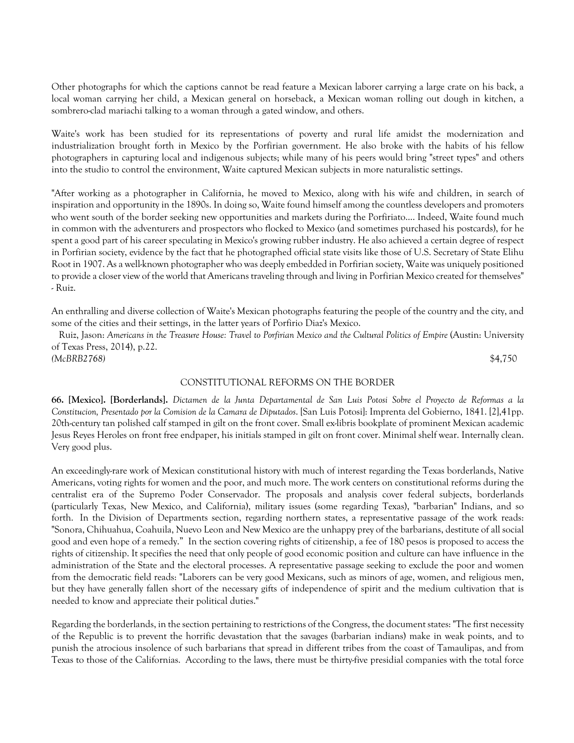Other photographs for which the captions cannot be read feature a Mexican laborer carrying a large crate on his back, a local woman carrying her child, a Mexican general on horseback, a Mexican woman rolling out dough in kitchen, a sombrero-clad mariachi talking to a woman through a gated window, and others.

Waite's work has been studied for its representations of poverty and rural life amidst the modernization and industrialization brought forth in Mexico by the Porfirian government. He also broke with the habits of his fellow photographers in capturing local and indigenous subjects; while many of his peers would bring "street types" and others into the studio to control the environment, Waite captured Mexican subjects in more naturalistic settings.

"After working as a photographer in California, he moved to Mexico, along with his wife and children, in search of inspiration and opportunity in the 1890s. In doing so, Waite found himself among the countless developers and promoters who went south of the border seeking new opportunities and markets during the Porfiriato.... Indeed, Waite found much in common with the adventurers and prospectors who flocked to Mexico (and sometimes purchased his postcards), for he spent a good part of his career speculating in Mexico's growing rubber industry. He also achieved a certain degree of respect in Porfirian society, evidence by the fact that he photographed official state visits like those of U.S. Secretary of State Elihu Root in 1907. As a well-known photographer who was deeply embedded in Porfirian society, Waite was uniquely positioned to provide a closer view of the world that Americans traveling through and living in Porfirian Mexico created for themselves" - Ruiz.

An enthralling and diverse collection of Waite's Mexican photographs featuring the people of the country and the city, and some of the cities and their settings, in the latter years of Porfirio Diaz's Mexico.

Ruiz, Jason: *Americans in the Treasure House: Travel to Porfirian Mexico and the Cultural Politics of Empire* (Austin: University of Texas Press, 2014), p.22.

*(McBRB2768)* $4,750

CONSTITUTIONAL REFORMS ON THE BORDER

**66. [Mexico]. [Borderlands].** *Dictamen de la Junta Departamental de San Luis Potosi Sobre el Proyecto de Reformas a la Constitucion, Presentado por la Comision de la Camara de Diputados*. [San Luis Potosi]: Imprenta del Gobierno, 1841. [2],41pp. 20th-century tan polished calf stamped in gilt on the front cover. Small ex-libris bookplate of prominent Mexican academic Jesus Reyes Heroles on front free endpaper, his initials stamped in gilt on front cover. Minimal shelf wear. Internally clean. Very good plus.

An exceedingly-rare work of Mexican constitutional history with much of interest regarding the Texas borderlands, Native Americans, voting rights for women and the poor, and much more. The work centers on constitutional reforms during the centralist era of the Supremo Poder Conservador. The proposals and analysis cover federal subjects, borderlands (particularly Texas, New Mexico, and California), military issues (some regarding Texas), "barbarian" Indians, and so forth. In the Division of Departments section, regarding northern states, a representative passage of the work reads: "Sonora, Chihuahua, Coahuila, Nuevo Leon and New Mexico are the unhappy prey of the barbarians, destitute of all social good and even hope of a remedy." In the section covering rights of citizenship, a fee of 180 pesos is proposed to access the rights of citizenship. It specifies the need that only people of good economic position and culture can have influence in the administration of the State and the electoral processes. A representative passage seeking to exclude the poor and women from the democratic field reads: "Laborers can be very good Mexicans, such as minors of age, women, and religious men, but they have generally fallen short of the necessary gifts of independence of spirit and the medium cultivation that is needed to know and appreciate their political duties."

Regarding the borderlands, in the section pertaining to restrictions of the Congress, the document states: "The first necessity of the Republic is to prevent the horrific devastation that the savages (barbarian indians) make in weak points, and to punish the atrocious insolence of such barbarians that spread in different tribes from the coast of Tamaulipas, and from Texas to those of the Californias. According to the laws, there must be thirty-five presidial companies with the total force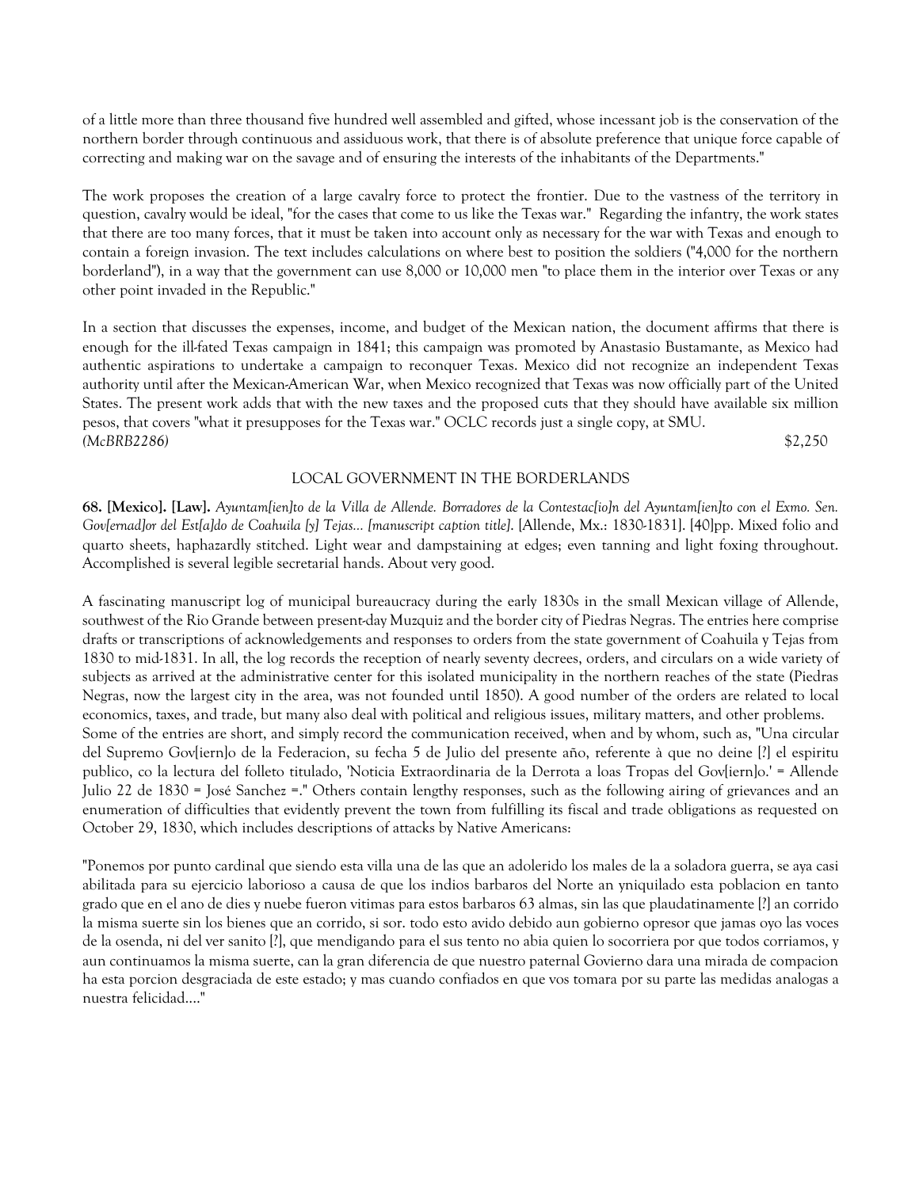of a little more than three thousand five hundred well assembled and gifted, whose incessant job is the conservation of the northern border through continuous and assiduous work, that there is of absolute preference that unique force capable of correcting and making war on the savage and of ensuring the interests of the inhabitants of the Departments."

The work proposes the creation of a large cavalry force to protect the frontier. Due to the vastness of the territory in question, cavalry would be ideal, "for the cases that come to us like the Texas war." Regarding the infantry, the work states that there are too many forces, that it must be taken into account only as necessary for the war with Texas and enough to contain a foreign invasion. The text includes calculations on where best to position the soldiers ("4,000 for the northern borderland"), in a way that the government can use 8,000 or 10,000 men "to place them in the interior over Texas or any other point invaded in the Republic."

In a section that discusses the expenses, income, and budget of the Mexican nation, the document affirms that there is enough for the ill-fated Texas campaign in 1841; this campaign was promoted by Anastasio Bustamante, as Mexico had authentic aspirations to undertake a campaign to reconquer Texas. Mexico did not recognize an independent Texas authority until after the Mexican-American War, when Mexico recognized that Texas was now officially part of the United States. The present work adds that with the new taxes and the proposed cuts that they should have available six million pesos, that covers "what it presupposes for the Texas war." OCLC records just a single copy, at SMU.
*(McBRB2286)* $2,250

## LOCAL GOVERNMENT IN THE BORDERLANDS

**68. [Mexico]. [Law].** *Ayuntam[ien]to de la Villa de Allende. Borradores de la Contestac[io]n del Ayuntam[ien]to con el Exmo. Sen. Gov[ernad]or del Est[a]do de Coahuila [y] Tejas... [manuscript caption title].* [Allende, Mx.: 1830-1831]. [40]pp. Mixed folio and quarto sheets, haphazardly stitched. Light wear and dampstaining at edges; even tanning and light foxing throughout. Accomplished is several legible secretarial hands. About very good.

A fascinating manuscript log of municipal bureaucracy during the early 1830s in the small Mexican village of Allende, southwest of the Rio Grande between present-day Muzquiz and the border city of Piedras Negras. The entries here comprise drafts or transcriptions of acknowledgements and responses to orders from the state government of Coahuila y Tejas from 1830 to mid-1831. In all, the log records the reception of nearly seventy decrees, orders, and circulars on a wide variety of subjects as arrived at the administrative center for this isolated municipality in the northern reaches of the state (Piedras Negras, now the largest city in the area, was not founded until 1850). A good number of the orders are related to local economics, taxes, and trade, but many also deal with political and religious issues, military matters, and other problems. Some of the entries are short, and simply record the communication received, when and by whom, such as, "Una circular del Supremo Gov[iern]o de la Federacion, su fecha 5 de Julio del presente año, referente à que no deine [?] el espiritu publico, co la lectura del folleto titulado, 'Noticia Extraordinaria de la Derrota a loas Tropas del Gov[iern]o.' = Allende Julio 22 de 1830 = José Sanchez =." Others contain lengthy responses, such as the following airing of grievances and an enumeration of difficulties that evidently prevent the town from fulfilling its fiscal and trade obligations as requested on October 29, 1830, which includes descriptions of attacks by Native Americans:

"Ponemos por punto cardinal que siendo esta villa una de las que an adolerido los males de la a soladora guerra, se aya casi abilitada para su ejercicio laborioso a causa de que los indios barbaros del Norte an yniquilado esta poblacion en tanto grado que en el ano de dies y nuebe fueron vitimas para estos barbaros 63 almas, sin las que plaudatinamente [?] an corrido la misma suerte sin los bienes que an corrido, si sor. todo esto avido debido aun gobierno opresor que jamas oyo las voces de la osenda, ni del ver sanito [?], que mendigando para el sus tento no abia quien lo socorriera por que todos corriamos, y aun continuamos la misma suerte, can la gran diferencia de que nuestro paternal Govierno dara una mirada de compacion ha esta porcion desgraciada de este estado; y mas cuando confiados en que vos tomara por su parte las medidas analogas a nuestra felicidad...."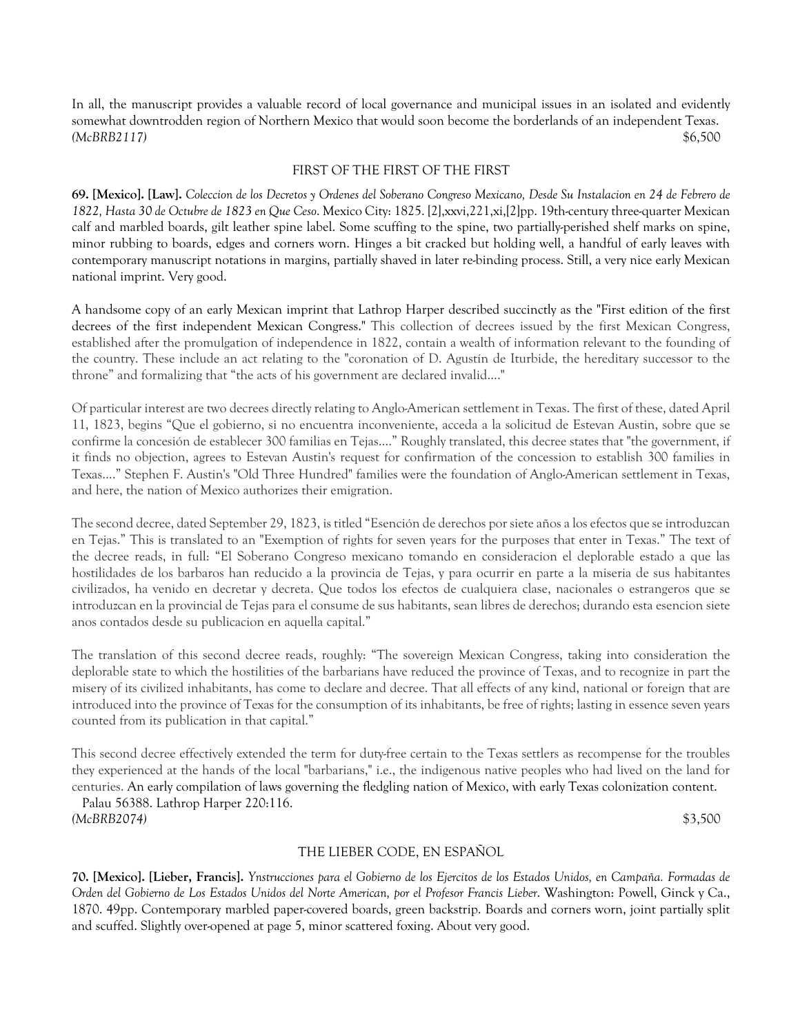In all, the manuscript provides a valuable record of local governance and municipal issues in an isolated and evidently somewhat downtrodden region of Northern Mexico that would soon become the borderlands of an independent Texas. *(McBRB2117)* $6,500

## FIRST OF THE FIRST OF THE FIRST

**69. [Mexico]. [Law].** *Coleccion de los Decretos y Ordenes del Soberano Congreso Mexicano, Desde Su Instalacion en 24 de Febrero de 1822, Hasta 30 de Octubre de 1823 en Que Ceso*. Mexico City: 1825. [2],xxvi,221,xi,[2]pp. 19th-century three-quarter Mexican calf and marbled boards, gilt leather spine label. Some scuffing to the spine, two partially-perished shelf marks on spine, minor rubbing to boards, edges and corners worn. Hinges a bit cracked but holding well, a handful of early leaves with contemporary manuscript notations in margins, partially shaved in later re-binding process. Still, a very nice early Mexican national imprint. Very good.

A handsome copy of an early Mexican imprint that Lathrop Harper described succinctly as the "First edition of the first decrees of the first independent Mexican Congress." This collection of decrees issued by the first Mexican Congress, established after the promulgation of independence in 1822, contain a wealth of information relevant to the founding of the country. These include an act relating to the "coronation of D. Agustín de Iturbide, the hereditary successor to the throne" and formalizing that "the acts of his government are declared invalid...."

Of particular interest are two decrees directly relating to Anglo-American settlement in Texas. The first of these, dated April 11, 1823, begins "Que el gobierno, si no encuentra inconveniente, acceda a la solicitud de Estevan Austin, sobre que se confirme la concesión de establecer 300 familias en Tejas...." Roughly translated, this decree states that "the government, if it finds no objection, agrees to Estevan Austin's request for confirmation of the concession to establish 300 families in Texas...." Stephen F. Austin's "Old Three Hundred" families were the foundation of Anglo-American settlement in Texas, and here, the nation of Mexico authorizes their emigration.

The second decree, dated September 29, 1823, is titled "Esención de derechos por siete años a los efectos que se introduzcan en Tejas." This is translated to an "Exemption of rights for seven years for the purposes that enter in Texas." The text of the decree reads, in full: "El Soberano Congreso mexicano tomando en consideracion el deplorable estado a que las hostilidades de los barbaros han reducido a la provincia de Tejas, y para ocurrir en parte a la miseria de sus habitantes civilizados, ha venido en decretar y decreta. Que todos los efectos de cualquiera clase, nacionales o estrangeros que se introduzcan en la provincial de Tejas para el consume de sus habitants, sean libres de derechos; durando esta esencion siete anos contados desde su publicacion en aquella capital."

The translation of this second decree reads, roughly: "The sovereign Mexican Congress, taking into consideration the deplorable state to which the hostilities of the barbarians have reduced the province of Texas, and to recognize in part the misery of its civilized inhabitants, has come to declare and decree. That all effects of any kind, national or foreign that are introduced into the province of Texas for the consumption of its inhabitants, be free of rights; lasting in essence seven years counted from its publication in that capital."

This second decree effectively extended the term for duty-free certain to the Texas settlers as recompense for the troubles they experienced at the hands of the local "barbarians," i.e., the indigenous native peoples who had lived on the land for centuries. An early compilation of laws governing the fledgling nation of Mexico, with early Texas colonization content.

Palau 56388. Lathrop Harper 220:116.

*(McBRB2074)* $3,500

## THE LIEBER CODE, EN ESPAÑOL

**70. [Mexico]. [Lieber, Francis].** *Ynstrucciones para el Gobierno de los Ejercitos de los Estados Unidos, en Campaña. Formadas de Orden del Gobierno de Los Estados Unidos del Norte American, por el Profesor Francis Lieber*. Washington: Powell, Ginck y Ca., 1870. 49pp. Contemporary marbled paper-covered boards, green backstrip. Boards and corners worn, joint partially split and scuffed. Slightly over-opened at page 5, minor scattered foxing. About very good.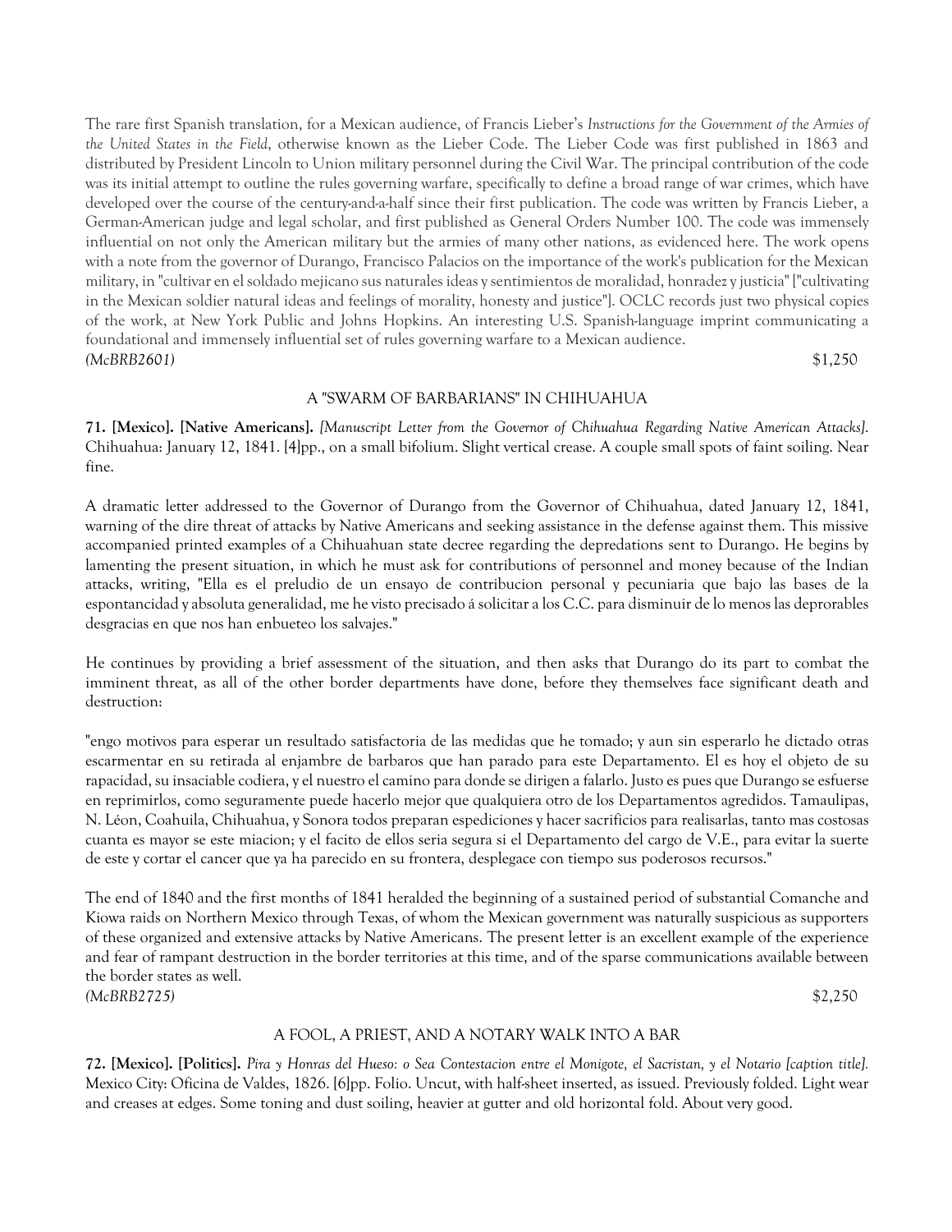The rare first Spanish translation, for a Mexican audience, of Francis Lieber's *Instructions for the Government of the Armies of the United States in the Field*, otherwise known as the Lieber Code. The Lieber Code was first published in 1863 and distributed by President Lincoln to Union military personnel during the Civil War. The principal contribution of the code was its initial attempt to outline the rules governing warfare, specifically to define a broad range of war crimes, which have developed over the course of the century-and-a-half since their first publication. The code was written by Francis Lieber, a German-American judge and legal scholar, and first published as General Orders Number 100. The code was immensely influential on not only the American military but the armies of many other nations, as evidenced here. The work opens with a note from the governor of Durango, Francisco Palacios on the importance of the work's publication for the Mexican military, in "cultivar en el soldado mejicano sus naturales ideas y sentimientos de moralidad, honradez y justicia" ["cultivating in the Mexican soldier natural ideas and feelings of morality, honesty and justice"]. OCLC records just two physical copies of the work, at New York Public and Johns Hopkins. An interesting U.S. Spanish-language imprint communicating a foundational and immensely influential set of rules governing warfare to a Mexican audience.

*(McBRB2601)* $1,250

### A "SWARM OF BARBARIANS" IN CHIHUAHUA

**71. [Mexico]. [Native Americans].** *[Manuscript Letter from the Governor of Chihuahua Regarding Native American Attacks].* Chihuahua: January 12, 1841. [4]pp., on a small bifolium. Slight vertical crease. A couple small spots of faint soiling. Near fine.

A dramatic letter addressed to the Governor of Durango from the Governor of Chihuahua, dated January 12, 1841, warning of the dire threat of attacks by Native Americans and seeking assistance in the defense against them. This missive accompanied printed examples of a Chihuahuan state decree regarding the depredations sent to Durango. He begins by lamenting the present situation, in which he must ask for contributions of personnel and money because of the Indian attacks, writing, "Ella es el preludio de un ensayo de contribucion personal y pecuniaria que bajo las bases de la espontancidad y absoluta generalidad, me he visto precisado á solicitar a los C.C. para disminuir de lo menos las deprorables desgracias en que nos han enbueteo los salvajes."

He continues by providing a brief assessment of the situation, and then asks that Durango do its part to combat the imminent threat, as all of the other border departments have done, before they themselves face significant death and destruction:

"engo motivos para esperar un resultado satisfactoria de las medidas que he tomado; y aun sin esperarlo he dictado otras escarmentar en su retirada al enjambre de barbaros que han parado para este Departamento. El es hoy el objeto de su rapacidad, su insaciable codiera, y el nuestro el camino para donde se dirigen a falarlo. Justo es pues que Durango se esfuerse en reprimirlos, como seguramente puede hacerlo mejor que qualquiera otro de los Departamentos agredidos. Tamaulipas, N. Léon, Coahuila, Chihuahua, y Sonora todos preparan espediciones y hacer sacrificios para realisarlas, tanto mas costosas cuanta es mayor se este miacion; y el facito de ellos seria segura si el Departamento del cargo de V.E., para evitar la suerte de este y cortar el cancer que ya ha parecido en su frontera, desplegace con tiempo sus poderosos recursos."

The end of 1840 and the first months of 1841 heralded the beginning of a sustained period of substantial Comanche and Kiowa raids on Northern Mexico through Texas, of whom the Mexican government was naturally suspicious as supporters of these organized and extensive attacks by Native Americans. The present letter is an excellent example of the experience and fear of rampant destruction in the border territories at this time, and of the sparse communications available between the border states as well.

*(McBRB2725)* $2,250

### A FOOL, A PRIEST, AND A NOTARY WALK INTO A BAR

**72. [Mexico]. [Politics].** *Pira y Honras del Hueso: o Sea Contestacion entre el Monigote, el Sacristan, y el Notario [caption title].* Mexico City: Oficina de Valdes, 1826. [6]pp. Folio. Uncut, with half-sheet inserted, as issued. Previously folded. Light wear and creases at edges. Some toning and dust soiling, heavier at gutter and old horizontal fold. About very good.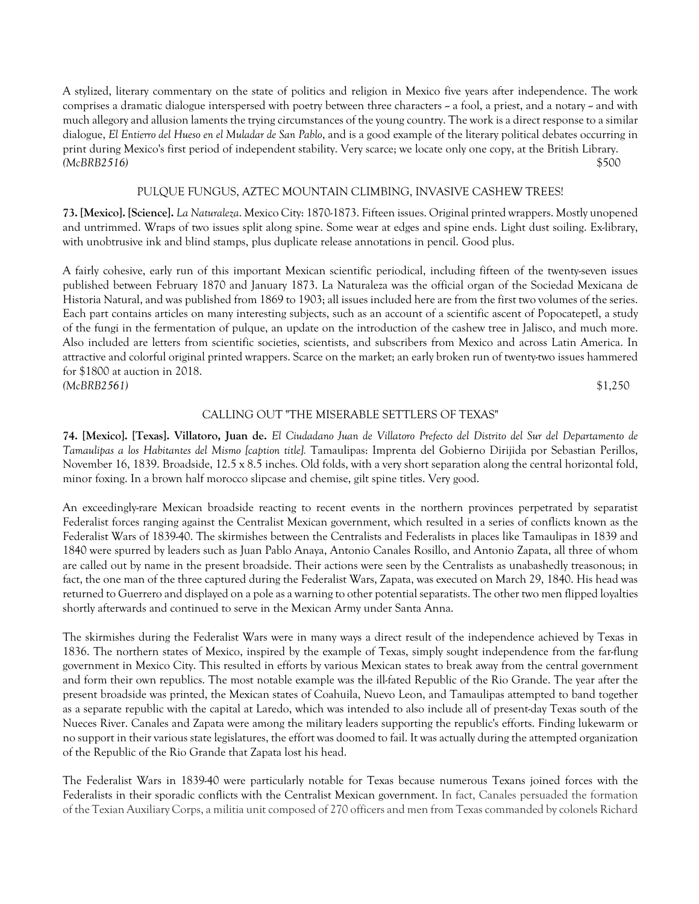A stylized, literary commentary on the state of politics and religion in Mexico five years after independence. The work comprises a dramatic dialogue interspersed with poetry between three characters -- a fool, a priest, and a notary -- and with much allegory and allusion laments the trying circumstances of the young country. The work is a direct response to a similar dialogue, *El Entierro del Hueso en el Muladar de San Pablo*, and is a good example of the literary political debates occurring in print during Mexico's first period of independent stability. Very scarce; we locate only one copy, at the British Library.
*(McBRB2516)* $500

PULQUE FUNGUS, AZTEC MOUNTAIN CLIMBING, INVASIVE CASHEW TREES!

**73. [Mexico]. [Science].** *La Naturaleza*. Mexico City: 1870-1873. Fifteen issues. Original printed wrappers. Mostly unopened and untrimmed. Wraps of two issues split along spine. Some wear at edges and spine ends. Light dust soiling. Ex-library, with unobtrusive ink and blind stamps, plus duplicate release annotations in pencil. Good plus.

A fairly cohesive, early run of this important Mexican scientific periodical, including fifteen of the twenty-seven issues published between February 1870 and January 1873. La Naturaleza was the official organ of the Sociedad Mexicana de Historia Natural, and was published from 1869 to 1903; all issues included here are from the first two volumes of the series. Each part contains articles on many interesting subjects, such as an account of a scientific ascent of Popocatepetl, a study of the fungi in the fermentation of pulque, an update on the introduction of the cashew tree in Jalisco, and much more. Also included are letters from scientific societies, scientists, and subscribers from Mexico and across Latin America. In attractive and colorful original printed wrappers. Scarce on the market; an early broken run of twenty-two issues hammered for $1800 at auction in 2018.
*(McBRB2561)* $1,250

CALLING OUT "THE MISERABLE SETTLERS OF TEXAS"

**74. [Mexico]. [Texas]. Villatoro, Juan de.** *El Ciudadano Juan de Villatoro Prefecto del Distrito del Sur del Departamento de Tamaulipas a los Habitantes del Mismo [caption title].* Tamaulipas: Imprenta del Gobierno Dirijida por Sebastian Perillos, November 16, 1839. Broadside, 12.5 x 8.5 inches. Old folds, with a very short separation along the central horizontal fold, minor foxing. In a brown half morocco slipcase and chemise, gilt spine titles. Very good.

An exceedingly-rare Mexican broadside reacting to recent events in the northern provinces perpetrated by separatist Federalist forces ranging against the Centralist Mexican government, which resulted in a series of conflicts known as the Federalist Wars of 1839-40. The skirmishes between the Centralists and Federalists in places like Tamaulipas in 1839 and 1840 were spurred by leaders such as Juan Pablo Anaya, Antonio Canales Rosillo, and Antonio Zapata, all three of whom are called out by name in the present broadside. Their actions were seen by the Centralists as unabashedly treasonous; in fact, the one man of the three captured during the Federalist Wars, Zapata, was executed on March 29, 1840. His head was returned to Guerrero and displayed on a pole as a warning to other potential separatists. The other two men flipped loyalties shortly afterwards and continued to serve in the Mexican Army under Santa Anna.

The skirmishes during the Federalist Wars were in many ways a direct result of the independence achieved by Texas in 1836. The northern states of Mexico, inspired by the example of Texas, simply sought independence from the far-flung government in Mexico City. This resulted in efforts by various Mexican states to break away from the central government and form their own republics. The most notable example was the ill-fated Republic of the Rio Grande. The year after the present broadside was printed, the Mexican states of Coahuila, Nuevo Leon, and Tamaulipas attempted to band together as a separate republic with the capital at Laredo, which was intended to also include all of present-day Texas south of the Nueces River. Canales and Zapata were among the military leaders supporting the republic's efforts. Finding lukewarm or no support in their various state legislatures, the effort was doomed to fail. It was actually during the attempted organization of the Republic of the Rio Grande that Zapata lost his head.

The Federalist Wars in 1839-40 were particularly notable for Texas because numerous Texans joined forces with the Federalists in their sporadic conflicts with the Centralist Mexican government. In fact, Canales persuaded the formation of the Texian Auxiliary Corps, a militia unit composed of 270 officers and men from Texas commanded by colonels Richard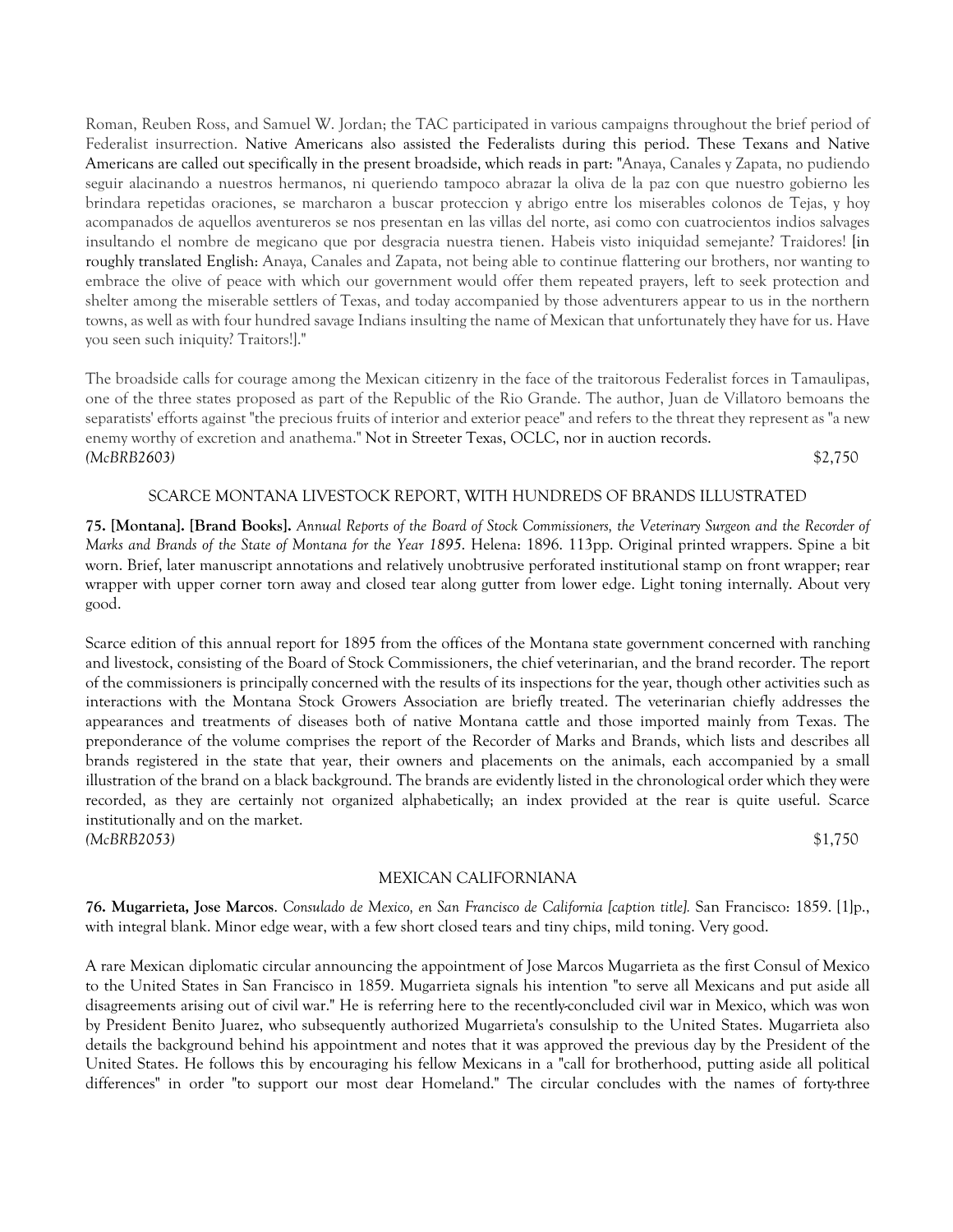Roman, Reuben Ross, and Samuel W. Jordan; the TAC participated in various campaigns throughout the brief period of Federalist insurrection. Native Americans also assisted the Federalists during this period. These Texans and Native Americans are called out specifically in the present broadside, which reads in part: "Anaya, Canales y Zapata, no pudiendo seguir alacinando a nuestros hermanos, ni queriendo tampoco abrazar la oliva de la paz con que nuestro gobierno les brindara repetidas oraciones, se marcharon a buscar proteccion y abrigo entre los miserables colonos de Tejas, y hoy acompanados de aquellos aventureros se nos presentan en las villas del norte, asi como con cuatrocientos indios salvages insultando el nombre de megicano que por desgracia nuestra tienen. Habeis visto iniquidad semejante? Traidores! [in roughly translated English: Anaya, Canales and Zapata, not being able to continue flattering our brothers, nor wanting to embrace the olive of peace with which our government would offer them repeated prayers, left to seek protection and shelter among the miserable settlers of Texas, and today accompanied by those adventurers appear to us in the northern towns, as well as with four hundred savage Indians insulting the name of Mexican that unfortunately they have for us. Have you seen such iniquity? Traitors!]."

The broadside calls for courage among the Mexican citizenry in the face of the traitorous Federalist forces in Tamaulipas, one of the three states proposed as part of the Republic of the Rio Grande. The author, Juan de Villatoro bemoans the separatists' efforts against "the precious fruits of interior and exterior peace" and refers to the threat they represent as "a new enemy worthy of excretion and anathema." Not in Streeter Texas, OCLC, nor in auction records.
*(McBRB2603)* $2,750

SCARCE MONTANA LIVESTOCK REPORT, WITH HUNDREDS OF BRANDS ILLUSTRATED

**75. [Montana]. [Brand Books].** *Annual Reports of the Board of Stock Commissioners, the Veterinary Surgeon and the Recorder of Marks and Brands of the State of Montana for the Year 1895.* Helena: 1896. 113pp. Original printed wrappers. Spine a bit worn. Brief, later manuscript annotations and relatively unobtrusive perforated institutional stamp on front wrapper; rear wrapper with upper corner torn away and closed tear along gutter from lower edge. Light toning internally. About very good.

Scarce edition of this annual report for 1895 from the offices of the Montana state government concerned with ranching and livestock, consisting of the Board of Stock Commissioners, the chief veterinarian, and the brand recorder. The report of the commissioners is principally concerned with the results of its inspections for the year, though other activities such as interactions with the Montana Stock Growers Association are briefly treated. The veterinarian chiefly addresses the appearances and treatments of diseases both of native Montana cattle and those imported mainly from Texas. The preponderance of the volume comprises the report of the Recorder of Marks and Brands, which lists and describes all brands registered in the state that year, their owners and placements on the animals, each accompanied by a small illustration of the brand on a black background. The brands are evidently listed in the chronological order which they were recorded, as they are certainly not organized alphabetically; an index provided at the rear is quite useful. Scarce institutionally and on the market.
*(McBRB2053)* $1,750

MEXICAN CALIFORNIANA

**76. Mugarrieta, Jose Marcos**. *Consulado de Mexico, en San Francisco de California [caption title].* San Francisco: 1859. [1]p., with integral blank. Minor edge wear, with a few short closed tears and tiny chips, mild toning. Very good.

A rare Mexican diplomatic circular announcing the appointment of Jose Marcos Mugarrieta as the first Consul of Mexico to the United States in San Francisco in 1859. Mugarrieta signals his intention "to serve all Mexicans and put aside all disagreements arising out of civil war." He is referring here to the recently-concluded civil war in Mexico, which was won by President Benito Juarez, who subsequently authorized Mugarrieta's consulship to the United States. Mugarrieta also details the background behind his appointment and notes that it was approved the previous day by the President of the United States. He follows this by encouraging his fellow Mexicans in a "call for brotherhood, putting aside all political differences" in order "to support our most dear Homeland." The circular concludes with the names of forty-three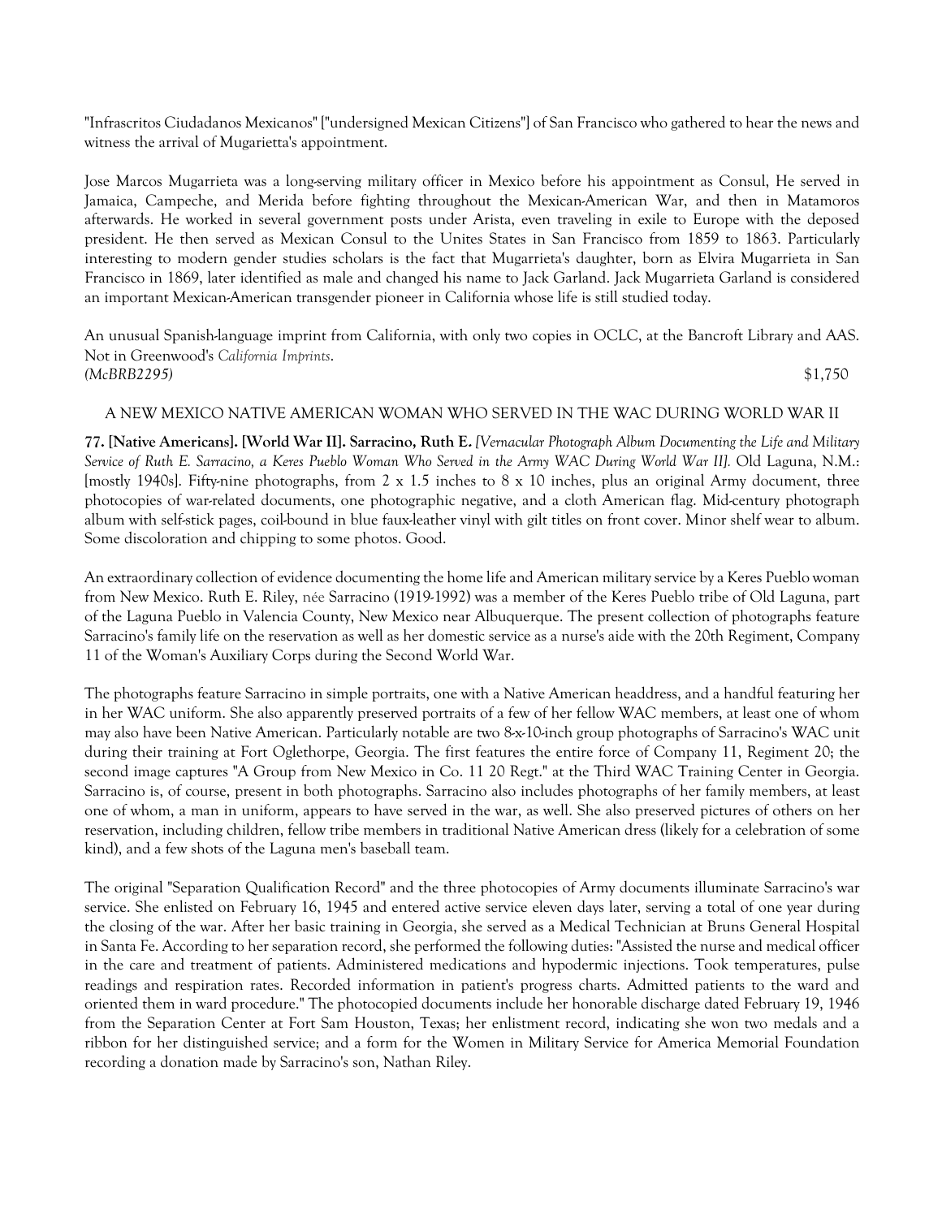"Infrascritos Ciudadanos Mexicanos" ["undersigned Mexican Citizens"] of San Francisco who gathered to hear the news and witness the arrival of Mugarietta's appointment.

Jose Marcos Mugarrieta was a long-serving military officer in Mexico before his appointment as Consul, He served in Jamaica, Campeche, and Merida before fighting throughout the Mexican-American War, and then in Matamoros afterwards. He worked in several government posts under Arista, even traveling in exile to Europe with the deposed president. He then served as Mexican Consul to the Unites States in San Francisco from 1859 to 1863. Particularly interesting to modern gender studies scholars is the fact that Mugarrieta's daughter, born as Elvira Mugarrieta in San Francisco in 1869, later identified as male and changed his name to Jack Garland. Jack Mugarrieta Garland is considered an important Mexican-American transgender pioneer in California whose life is still studied today.

An unusual Spanish-language imprint from California, with only two copies in OCLC, at the Bancroft Library and AAS. Not in Greenwood's *California Imprints*.
*(McBRB2295)* $1,750

A NEW MEXICO NATIVE AMERICAN WOMAN WHO SERVED IN THE WAC DURING WORLD WAR II

**77. [Native Americans]. [World War II]. Sarracino, Ruth E.** *[Vernacular Photograph Album Documenting the Life and Military Service of Ruth E. Sarracino, a Keres Pueblo Woman Who Served in the Army WAC During World War II].* Old Laguna, N.M.: [mostly 1940s]. Fifty-nine photographs, from 2 x 1.5 inches to 8 x 10 inches, plus an original Army document, three photocopies of war-related documents, one photographic negative, and a cloth American flag. Mid-century photograph album with self-stick pages, coil-bound in blue faux-leather vinyl with gilt titles on front cover. Minor shelf wear to album. Some discoloration and chipping to some photos. Good.

An extraordinary collection of evidence documenting the home life and American military service by a Keres Pueblo woman from New Mexico. Ruth E. Riley, née Sarracino (1919-1992) was a member of the Keres Pueblo tribe of Old Laguna, part of the Laguna Pueblo in Valencia County, New Mexico near Albuquerque. The present collection of photographs feature Sarracino's family life on the reservation as well as her domestic service as a nurse's aide with the 20th Regiment, Company 11 of the Woman's Auxiliary Corps during the Second World War.

The photographs feature Sarracino in simple portraits, one with a Native American headdress, and a handful featuring her in her WAC uniform. She also apparently preserved portraits of a few of her fellow WAC members, at least one of whom may also have been Native American. Particularly notable are two 8-x-10-inch group photographs of Sarracino's WAC unit during their training at Fort Oglethorpe, Georgia. The first features the entire force of Company 11, Regiment 20; the second image captures "A Group from New Mexico in Co. 11 20 Regt." at the Third WAC Training Center in Georgia. Sarracino is, of course, present in both photographs. Sarracino also includes photographs of her family members, at least one of whom, a man in uniform, appears to have served in the war, as well. She also preserved pictures of others on her reservation, including children, fellow tribe members in traditional Native American dress (likely for a celebration of some kind), and a few shots of the Laguna men's baseball team.

The original "Separation Qualification Record" and the three photocopies of Army documents illuminate Sarracino's war service. She enlisted on February 16, 1945 and entered active service eleven days later, serving a total of one year during the closing of the war. After her basic training in Georgia, she served as a Medical Technician at Bruns General Hospital in Santa Fe. According to her separation record, she performed the following duties: "Assisted the nurse and medical officer in the care and treatment of patients. Administered medications and hypodermic injections. Took temperatures, pulse readings and respiration rates. Recorded information in patient's progress charts. Admitted patients to the ward and oriented them in ward procedure." The photocopied documents include her honorable discharge dated February 19, 1946 from the Separation Center at Fort Sam Houston, Texas; her enlistment record, indicating she won two medals and a ribbon for her distinguished service; and a form for the Women in Military Service for America Memorial Foundation recording a donation made by Sarracino's son, Nathan Riley.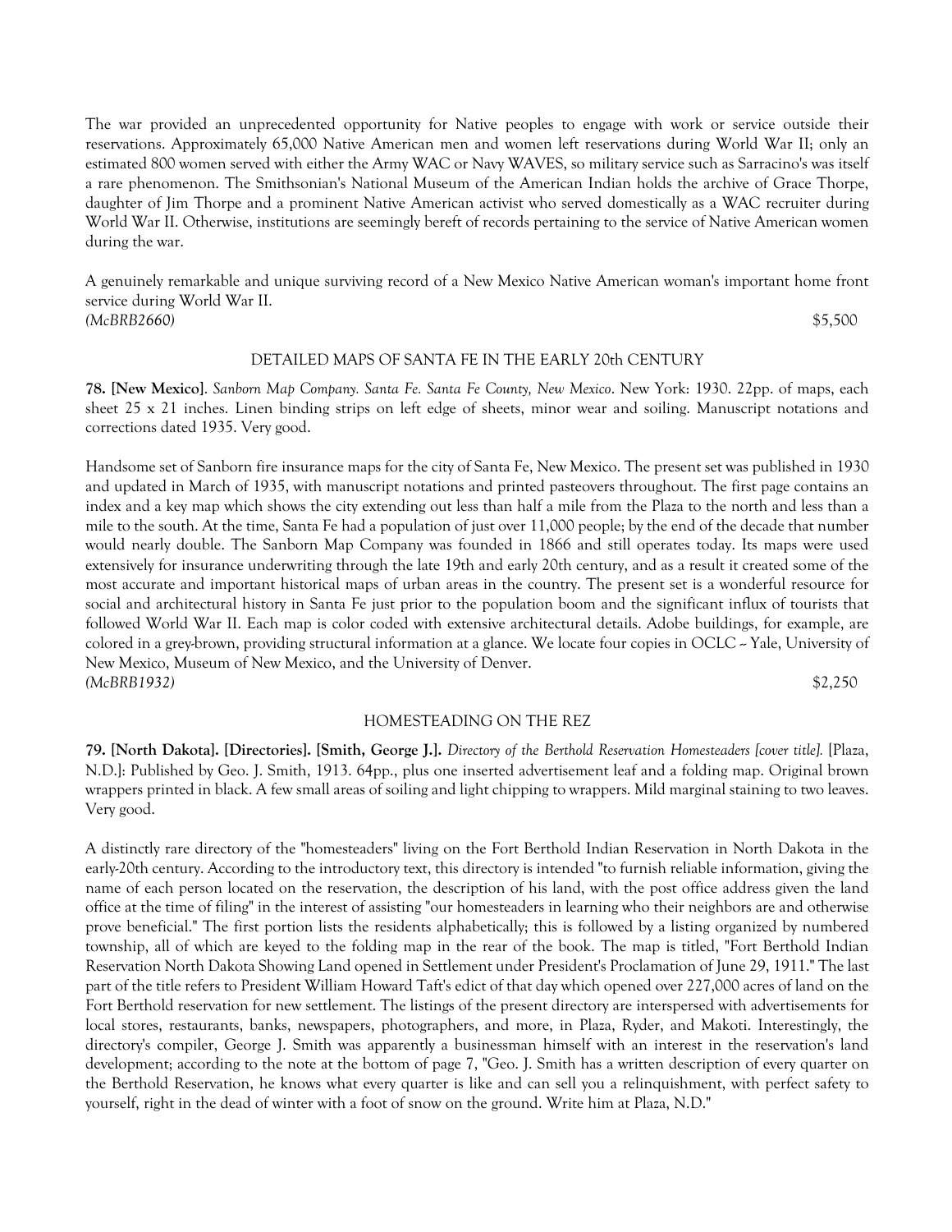The war provided an unprecedented opportunity for Native peoples to engage with work or service outside their reservations. Approximately 65,000 Native American men and women left reservations during World War II; only an estimated 800 women served with either the Army WAC or Navy WAVES, so military service such as Sarracino's was itself a rare phenomenon. The Smithsonian's National Museum of the American Indian holds the archive of Grace Thorpe, daughter of Jim Thorpe and a prominent Native American activist who served domestically as a WAC recruiter during World War II. Otherwise, institutions are seemingly bereft of records pertaining to the service of Native American women during the war.

A genuinely remarkable and unique surviving record of a New Mexico Native American woman's important home front service during World War II.

*(McBRB2660)* $5,500

### DETAILED MAPS OF SANTA FE IN THE EARLY 20th CENTURY

**78. [New Mexico]**. *Sanborn Map Company. Santa Fe. Santa Fe County, New Mexico*. New York: 1930. 22pp. of maps, each sheet 25 x 21 inches. Linen binding strips on left edge of sheets, minor wear and soiling. Manuscript notations and corrections dated 1935. Very good.

Handsome set of Sanborn fire insurance maps for the city of Santa Fe, New Mexico. The present set was published in 1930 and updated in March of 1935, with manuscript notations and printed pasteovers throughout. The first page contains an index and a key map which shows the city extending out less than half a mile from the Plaza to the north and less than a mile to the south. At the time, Santa Fe had a population of just over 11,000 people; by the end of the decade that number would nearly double. The Sanborn Map Company was founded in 1866 and still operates today. Its maps were used extensively for insurance underwriting through the late 19th and early 20th century, and as a result it created some of the most accurate and important historical maps of urban areas in the country. The present set is a wonderful resource for social and architectural history in Santa Fe just prior to the population boom and the significant influx of tourists that followed World War II. Each map is color coded with extensive architectural details. Adobe buildings, for example, are colored in a grey-brown, providing structural information at a glance. We locate four copies in OCLC -- Yale, University of New Mexico, Museum of New Mexico, and the University of Denver.

*(McBRB1932)* $2,250

### HOMESTEADING ON THE REZ

**79. [North Dakota]. [Directories]. [Smith, George J.].** *Directory of the Berthold Reservation Homesteaders [cover title].* [Plaza, N.D.]: Published by Geo. J. Smith, 1913. 64pp., plus one inserted advertisement leaf and a folding map. Original brown wrappers printed in black. A few small areas of soiling and light chipping to wrappers. Mild marginal staining to two leaves. Very good.

A distinctly rare directory of the "homesteaders" living on the Fort Berthold Indian Reservation in North Dakota in the early-20th century. According to the introductory text, this directory is intended "to furnish reliable information, giving the name of each person located on the reservation, the description of his land, with the post office address given the land office at the time of filing" in the interest of assisting "our homesteaders in learning who their neighbors are and otherwise prove beneficial." The first portion lists the residents alphabetically; this is followed by a listing organized by numbered township, all of which are keyed to the folding map in the rear of the book. The map is titled, "Fort Berthold Indian Reservation North Dakota Showing Land opened in Settlement under President's Proclamation of June 29, 1911." The last part of the title refers to President William Howard Taft's edict of that day which opened over 227,000 acres of land on the Fort Berthold reservation for new settlement. The listings of the present directory are interspersed with advertisements for local stores, restaurants, banks, newspapers, photographers, and more, in Plaza, Ryder, and Makoti. Interestingly, the directory's compiler, George J. Smith was apparently a businessman himself with an interest in the reservation's land development; according to the note at the bottom of page 7, "Geo. J. Smith has a written description of every quarter on the Berthold Reservation, he knows what every quarter is like and can sell you a relinquishment, with perfect safety to yourself, right in the dead of winter with a foot of snow on the ground. Write him at Plaza, N.D."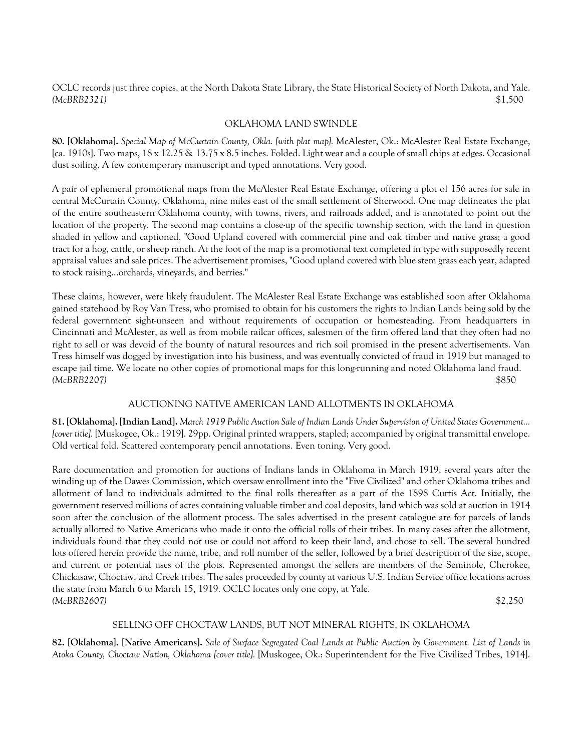OCLC records just three copies, at the North Dakota State Library, the State Historical Society of North Dakota, and Yale.
*(McBRB2321)* $1,500

## OKLAHOMA LAND SWINDLE

**80. [Oklahoma].** *Special Map of McCurtain County, Okla. [with plat map].* McAlester, Ok.: McAlester Real Estate Exchange, [ca. 1910s]. Two maps, 18 x 12.25 & 13.75 x 8.5 inches. Folded. Light wear and a couple of small chips at edges. Occasional dust soiling. A few contemporary manuscript and typed annotations. Very good.

A pair of ephemeral promotional maps from the McAlester Real Estate Exchange, offering a plot of 156 acres for sale in central McCurtain County, Oklahoma, nine miles east of the small settlement of Sherwood. One map delineates the plat of the entire southeastern Oklahoma county, with towns, rivers, and railroads added, and is annotated to point out the location of the property. The second map contains a close-up of the specific township section, with the land in question shaded in yellow and captioned, "Good Upland covered with commercial pine and oak timber and native grass; a good tract for a hog, cattle, or sheep ranch. At the foot of the map is a promotional text completed in type with supposedly recent appraisal values and sale prices. The advertisement promises, "Good upland covered with blue stem grass each year, adapted to stock raising...orchards, vineyards, and berries."

These claims, however, were likely fraudulent. The McAlester Real Estate Exchange was established soon after Oklahoma gained statehood by Roy Van Tress, who promised to obtain for his customers the rights to Indian Lands being sold by the federal government sight-unseen and without requirements of occupation or homesteading. From headquarters in Cincinnati and McAlester, as well as from mobile railcar offices, salesmen of the firm offered land that they often had no right to sell or was devoid of the bounty of natural resources and rich soil promised in the present advertisements. Van Tress himself was dogged by investigation into his business, and was eventually convicted of fraud in 1919 but managed to escape jail time. We locate no other copies of promotional maps for this long-running and noted Oklahoma land fraud.
*(McBRB2207)* $850

## AUCTIONING NATIVE AMERICAN LAND ALLOTMENTS IN OKLAHOMA

**81. [Oklahoma]. [Indian Land].** *March 1919 Public Auction Sale of Indian Lands Under Supervision of United States Government... [cover title].* [Muskogee, Ok.: 1919]. 29pp. Original printed wrappers, stapled; accompanied by original transmittal envelope. Old vertical fold. Scattered contemporary pencil annotations. Even toning. Very good.

Rare documentation and promotion for auctions of Indians lands in Oklahoma in March 1919, several years after the winding up of the Dawes Commission, which oversaw enrollment into the "Five Civilized" and other Oklahoma tribes and allotment of land to individuals admitted to the final rolls thereafter as a part of the 1898 Curtis Act. Initially, the government reserved millions of acres containing valuable timber and coal deposits, land which was sold at auction in 1914 soon after the conclusion of the allotment process. The sales advertised in the present catalogue are for parcels of lands actually allotted to Native Americans who made it onto the official rolls of their tribes. In many cases after the allotment, individuals found that they could not use or could not afford to keep their land, and chose to sell. The several hundred lots offered herein provide the name, tribe, and roll number of the seller, followed by a brief description of the size, scope, and current or potential uses of the plots. Represented amongst the sellers are members of the Seminole, Cherokee, Chickasaw, Choctaw, and Creek tribes. The sales proceeded by county at various U.S. Indian Service office locations across the state from March 6 to March 15, 1919. OCLC locates only one copy, at Yale.
*(McBRB2607)* $2,250

## SELLING OFF CHOCTAW LANDS, BUT NOT MINERAL RIGHTS, IN OKLAHOMA

**82. [Oklahoma]. [Native Americans].** *Sale of Surface Segregated Coal Lands at Public Auction by Government. List of Lands in Atoka County, Choctaw Nation, Oklahoma [cover title].* [Muskogee, Ok.: Superintendent for the Five Civilized Tribes, 1914].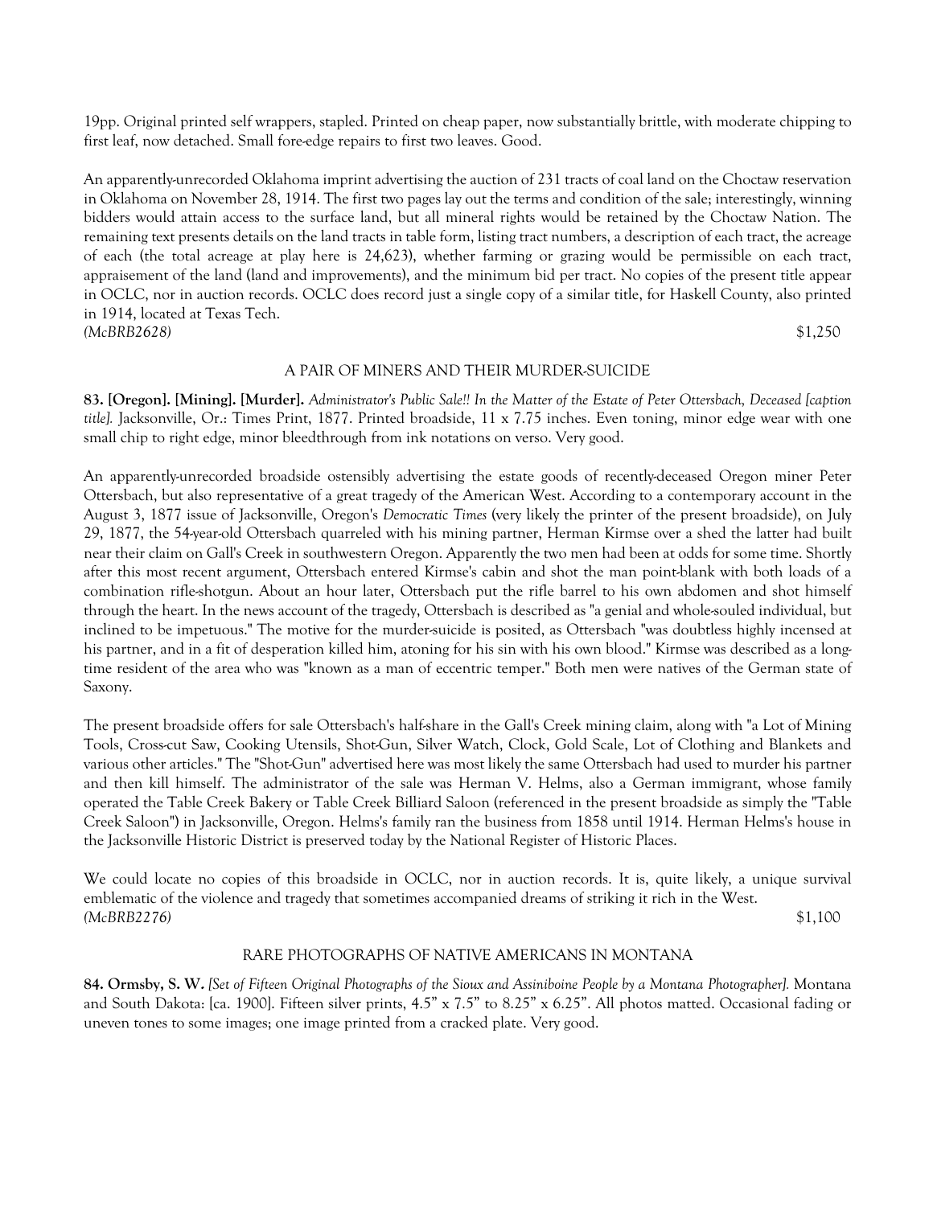19pp. Original printed self wrappers, stapled. Printed on cheap paper, now substantially brittle, with moderate chipping to first leaf, now detached. Small fore-edge repairs to first two leaves. Good.

An apparently-unrecorded Oklahoma imprint advertising the auction of 231 tracts of coal land on the Choctaw reservation in Oklahoma on November 28, 1914. The first two pages lay out the terms and condition of the sale; interestingly, winning bidders would attain access to the surface land, but all mineral rights would be retained by the Choctaw Nation. The remaining text presents details on the land tracts in table form, listing tract numbers, a description of each tract, the acreage of each (the total acreage at play here is 24,623), whether farming or grazing would be permissible on each tract, appraisement of the land (land and improvements), and the minimum bid per tract. No copies of the present title appear in OCLC, nor in auction records. OCLC does record just a single copy of a similar title, for Haskell County, also printed in 1914, located at Texas Tech.

*(McBRB2628)* $1,250

### A PAIR OF MINERS AND THEIR MURDER-SUICIDE

**83. [Oregon]. [Mining]. [Murder].** *Administrator's Public Sale!! In the Matter of the Estate of Peter Ottersbach, Deceased [caption title].* Jacksonville, Or.: Times Print, 1877. Printed broadside, 11 x 7.75 inches. Even toning, minor edge wear with one small chip to right edge, minor bleedthrough from ink notations on verso. Very good.

An apparently-unrecorded broadside ostensibly advertising the estate goods of recently-deceased Oregon miner Peter Ottersbach, but also representative of a great tragedy of the American West. According to a contemporary account in the August 3, 1877 issue of Jacksonville, Oregon's *Democratic Times* (very likely the printer of the present broadside), on July 29, 1877, the 54-year-old Ottersbach quarreled with his mining partner, Herman Kirmse over a shed the latter had built near their claim on Gall's Creek in southwestern Oregon. Apparently the two men had been at odds for some time. Shortly after this most recent argument, Ottersbach entered Kirmse's cabin and shot the man point-blank with both loads of a combination rifle-shotgun. About an hour later, Ottersbach put the rifle barrel to his own abdomen and shot himself through the heart. In the news account of the tragedy, Ottersbach is described as "a genial and whole-souled individual, but inclined to be impetuous." The motive for the murder-suicide is posited, as Ottersbach "was doubtless highly incensed at his partner, and in a fit of desperation killed him, atoning for his sin with his own blood." Kirmse was described as a long-time resident of the area who was "known as a man of eccentric temper." Both men were natives of the German state of Saxony.

The present broadside offers for sale Ottersbach's half-share in the Gall's Creek mining claim, along with "a Lot of Mining Tools, Cross-cut Saw, Cooking Utensils, Shot-Gun, Silver Watch, Clock, Gold Scale, Lot of Clothing and Blankets and various other articles." The "Shot-Gun" advertised here was most likely the same Ottersbach had used to murder his partner and then kill himself. The administrator of the sale was Herman V. Helms, also a German immigrant, whose family operated the Table Creek Bakery or Table Creek Billiard Saloon (referenced in the present broadside as simply the "Table Creek Saloon") in Jacksonville, Oregon. Helms's family ran the business from 1858 until 1914. Herman Helms's house in the Jacksonville Historic District is preserved today by the National Register of Historic Places.

We could locate no copies of this broadside in OCLC, nor in auction records. It is, quite likely, a unique survival emblematic of the violence and tragedy that sometimes accompanied dreams of striking it rich in the West.

*(McBRB2276)* $1,100

### RARE PHOTOGRAPHS OF NATIVE AMERICANS IN MONTANA

**84. Ormsby, S. W.** *[Set of Fifteen Original Photographs of the Sioux and Assiniboine People by a Montana Photographer].* Montana and South Dakota: [ca. 1900]. Fifteen silver prints, 4.5" x 7.5" to 8.25" x 6.25". All photos matted. Occasional fading or uneven tones to some images; one image printed from a cracked plate. Very good.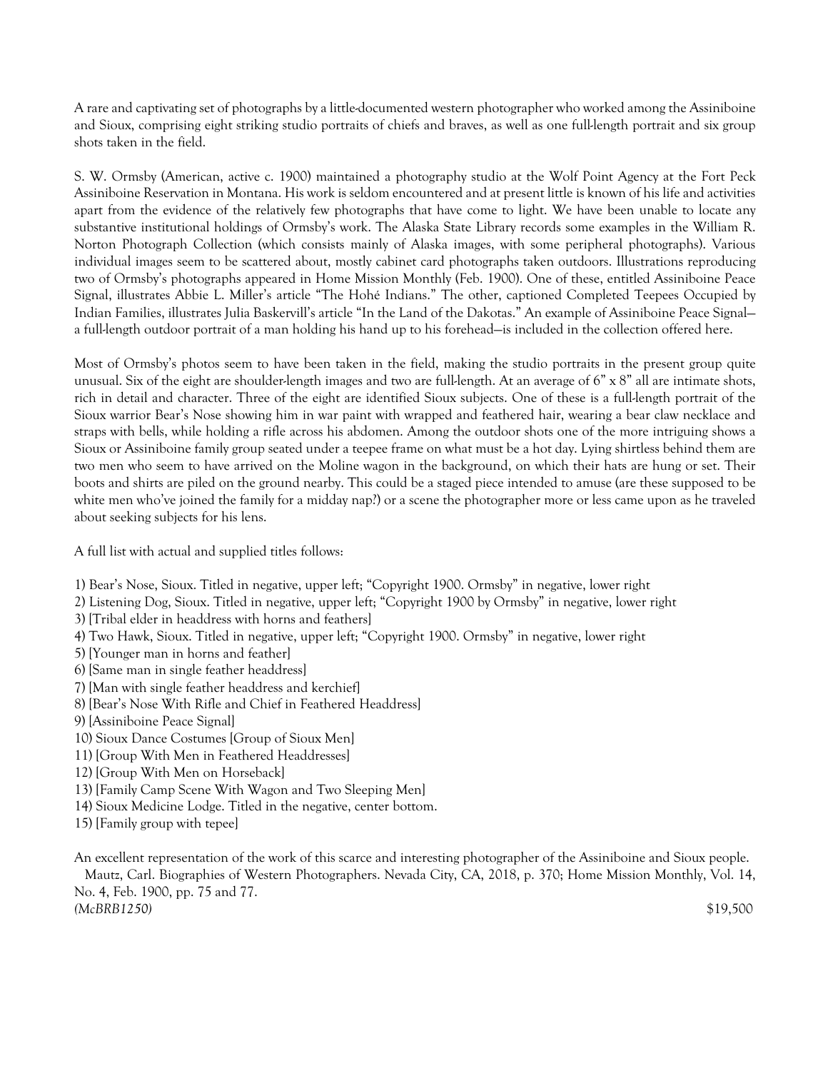A rare and captivating set of photographs by a little-documented western photographer who worked among the Assiniboine and Sioux, comprising eight striking studio portraits of chiefs and braves, as well as one full-length portrait and six group shots taken in the field.

S. W. Ormsby (American, active c. 1900) maintained a photography studio at the Wolf Point Agency at the Fort Peck Assiniboine Reservation in Montana. His work is seldom encountered and at present little is known of his life and activities apart from the evidence of the relatively few photographs that have come to light. We have been unable to locate any substantive institutional holdings of Ormsby's work. The Alaska State Library records some examples in the William R. Norton Photograph Collection (which consists mainly of Alaska images, with some peripheral photographs). Various individual images seem to be scattered about, mostly cabinet card photographs taken outdoors. Illustrations reproducing two of Ormsby's photographs appeared in Home Mission Monthly (Feb. 1900). One of these, entitled Assiniboine Peace Signal, illustrates Abbie L. Miller's article "The Hohé Indians." The other, captioned Completed Teepees Occupied by Indian Families, illustrates Julia Baskervill's article "In the Land of the Dakotas." An example of Assiniboine Peace Signal—a full-length outdoor portrait of a man holding his hand up to his forehead—is included in the collection offered here.

Most of Ormsby's photos seem to have been taken in the field, making the studio portraits in the present group quite unusual. Six of the eight are shoulder-length images and two are full-length. At an average of 6" x 8" all are intimate shots, rich in detail and character. Three of the eight are identified Sioux subjects. One of these is a full-length portrait of the Sioux warrior Bear's Nose showing him in war paint with wrapped and feathered hair, wearing a bear claw necklace and straps with bells, while holding a rifle across his abdomen. Among the outdoor shots one of the more intriguing shows a Sioux or Assiniboine family group seated under a teepee frame on what must be a hot day. Lying shirtless behind them are two men who seem to have arrived on the Moline wagon in the background, on which their hats are hung or set. Their boots and shirts are piled on the ground nearby. This could be a staged piece intended to amuse (are these supposed to be white men who've joined the family for a midday nap?) or a scene the photographer more or less came upon as he traveled about seeking subjects for his lens.

A full list with actual and supplied titles follows:

1) Bear's Nose, Sioux. Titled in negative, upper left; "Copyright 1900. Ormsby" in negative, lower right
2) Listening Dog, Sioux. Titled in negative, upper left; "Copyright 1900 by Ormsby" in negative, lower right
3) [Tribal elder in headdress with horns and feathers]
4) Two Hawk, Sioux. Titled in negative, upper left; "Copyright 1900. Ormsby" in negative, lower right
5) [Younger man in horns and feather]
6) [Same man in single feather headdress]
7) [Man with single feather headdress and kerchief]
8) [Bear's Nose With Rifle and Chief in Feathered Headdress]
9) [Assiniboine Peace Signal]
10) Sioux Dance Costumes [Group of Sioux Men]
11) [Group With Men in Feathered Headdresses]
12) [Group With Men on Horseback]
13) [Family Camp Scene With Wagon and Two Sleeping Men]
14) Sioux Medicine Lodge. Titled in the negative, center bottom.
15) [Family group with tepee]

An excellent representation of the work of this scarce and interesting photographer of the Assiniboine and Sioux people.
Mautz, Carl. Biographies of Western Photographers. Nevada City, CA, 2018, p. 370; Home Mission Monthly, Vol. 14, No. 4, Feb. 1900, pp. 75 and 77.

*(McBRB1250)* $19,500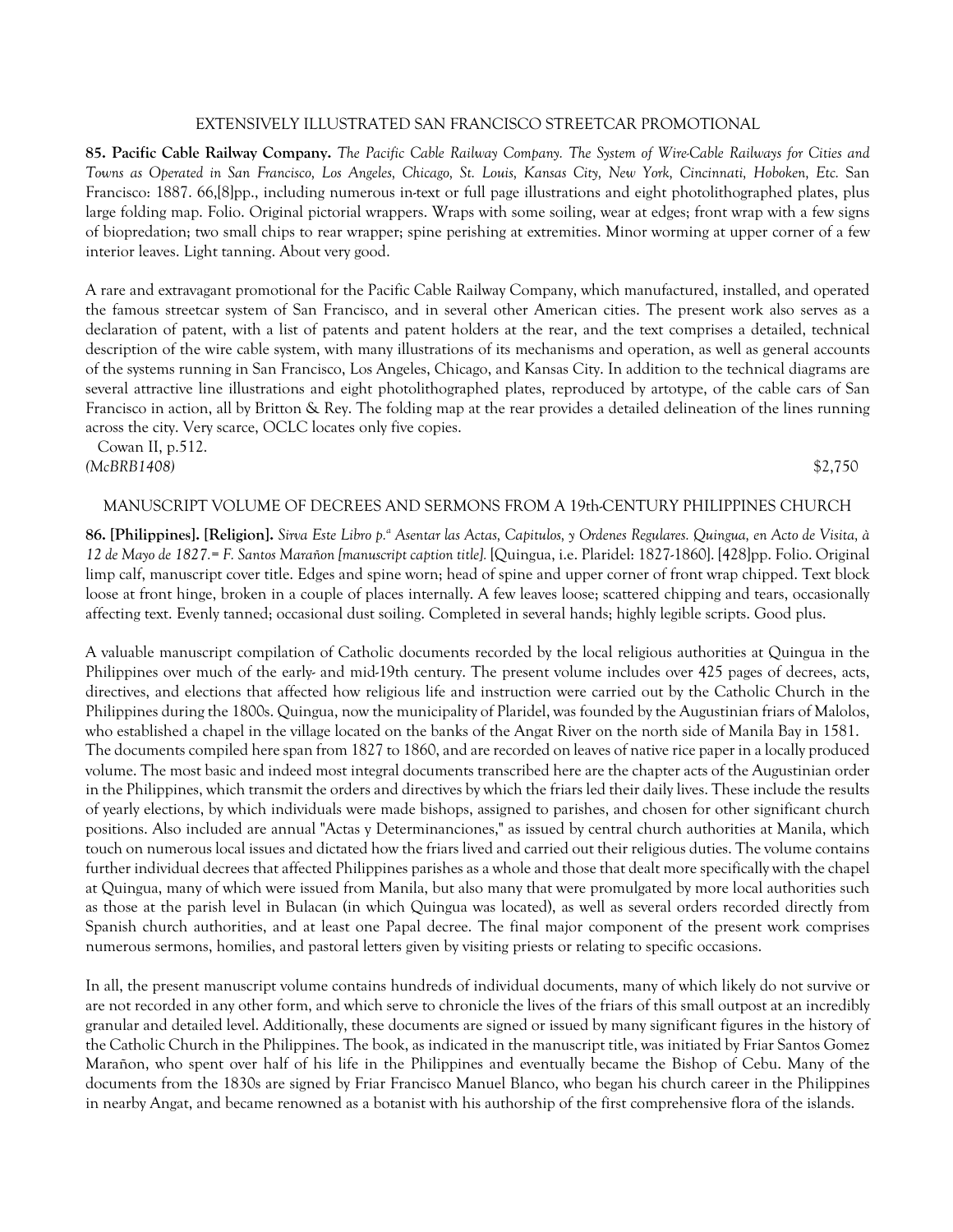EXTENSIVELY ILLUSTRATED SAN FRANCISCO STREETCAR PROMOTIONAL

**85. Pacific Cable Railway Company.** *The Pacific Cable Railway Company. The System of Wire-Cable Railways for Cities and Towns as Operated in San Francisco, Los Angeles, Chicago, St. Louis, Kansas City, New York, Cincinnati, Hoboken, Etc.* San Francisco: 1887. 66,[8]pp., including numerous in-text or full page illustrations and eight photolithographed plates, plus large folding map. Folio. Original pictorial wrappers. Wraps with some soiling, wear at edges; front wrap with a few signs of biopredation; two small chips to rear wrapper; spine perishing at extremities. Minor worming at upper corner of a few interior leaves. Light tanning. About very good.

A rare and extravagant promotional for the Pacific Cable Railway Company, which manufactured, installed, and operated the famous streetcar system of San Francisco, and in several other American cities. The present work also serves as a declaration of patent, with a list of patents and patent holders at the rear, and the text comprises a detailed, technical description of the wire cable system, with many illustrations of its mechanisms and operation, as well as general accounts of the systems running in San Francisco, Los Angeles, Chicago, and Kansas City. In addition to the technical diagrams are several attractive line illustrations and eight photolithographed plates, reproduced by artotype, of the cable cars of San Francisco in action, all by Britton & Rey. The folding map at the rear provides a detailed delineation of the lines running across the city. Very scarce, OCLC locates only five copies.

Cowan II, p.512.

*(McBRB1408)* $2,750

MANUSCRIPT VOLUME OF DECREES AND SERMONS FROM A 19th-CENTURY PHILIPPINES CHURCH

**86. [Philippines]. [Religion].** *Sirva Este Libro p.ª Asentar las Actas, Capitulos, y Ordenes Regulares. Quingua, en Acto de Visita, à 12 de Mayo de 1827.= F. Santos Marañon [manuscript caption title].* [Quingua, i.e. Plaridel: 1827-1860]. [428]pp. Folio. Original limp calf, manuscript cover title. Edges and spine worn; head of spine and upper corner of front wrap chipped. Text block loose at front hinge, broken in a couple of places internally. A few leaves loose; scattered chipping and tears, occasionally affecting text. Evenly tanned; occasional dust soiling. Completed in several hands; highly legible scripts. Good plus.

A valuable manuscript compilation of Catholic documents recorded by the local religious authorities at Quingua in the Philippines over much of the early- and mid-19th century. The present volume includes over 425 pages of decrees, acts, directives, and elections that affected how religious life and instruction were carried out by the Catholic Church in the Philippines during the 1800s. Quingua, now the municipality of Plaridel, was founded by the Augustinian friars of Malolos, who established a chapel in the village located on the banks of the Angat River on the north side of Manila Bay in 1581. The documents compiled here span from 1827 to 1860, and are recorded on leaves of native rice paper in a locally produced volume. The most basic and indeed most integral documents transcribed here are the chapter acts of the Augustinian order in the Philippines, which transmit the orders and directives by which the friars led their daily lives. These include the results of yearly elections, by which individuals were made bishops, assigned to parishes, and chosen for other significant church positions. Also included are annual "Actas y Determinanciones," as issued by central church authorities at Manila, which touch on numerous local issues and dictated how the friars lived and carried out their religious duties. The volume contains further individual decrees that affected Philippines parishes as a whole and those that dealt more specifically with the chapel at Quingua, many of which were issued from Manila, but also many that were promulgated by more local authorities such as those at the parish level in Bulacan (in which Quingua was located), as well as several orders recorded directly from Spanish church authorities, and at least one Papal decree. The final major component of the present work comprises numerous sermons, homilies, and pastoral letters given by visiting priests or relating to specific occasions.

In all, the present manuscript volume contains hundreds of individual documents, many of which likely do not survive or are not recorded in any other form, and which serve to chronicle the lives of the friars of this small outpost at an incredibly granular and detailed level. Additionally, these documents are signed or issued by many significant figures in the history of the Catholic Church in the Philippines. The book, as indicated in the manuscript title, was initiated by Friar Santos Gomez Marañon, who spent over half of his life in the Philippines and eventually became the Bishop of Cebu. Many of the documents from the 1830s are signed by Friar Francisco Manuel Blanco, who began his church career in the Philippines in nearby Angat, and became renowned as a botanist with his authorship of the first comprehensive flora of the islands.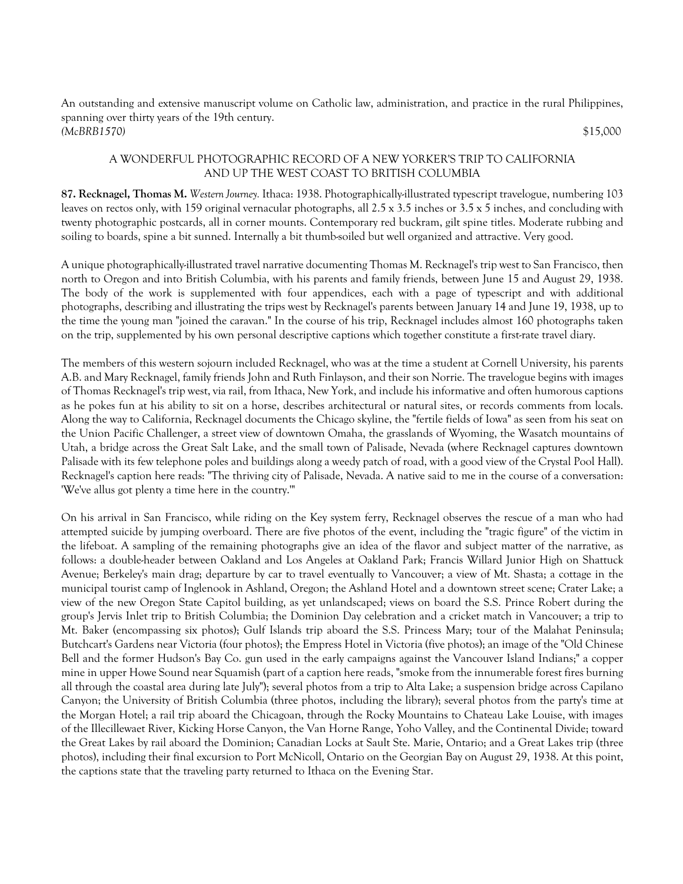An outstanding and extensive manuscript volume on Catholic law, administration, and practice in the rural Philippines, spanning over thirty years of the 19th century.

*(McBRB1570)* $15,000

A WONDERFUL PHOTOGRAPHIC RECORD OF A NEW YORKER'S TRIP TO CALIFORNIA AND UP THE WEST COAST TO BRITISH COLUMBIA

**87. Recknagel, Thomas M.** *Western Journey.* Ithaca: 1938. Photographically-illustrated typescript travelogue, numbering 103 leaves on rectos only, with 159 original vernacular photographs, all 2.5 x 3.5 inches or 3.5 x 5 inches, and concluding with twenty photographic postcards, all in corner mounts. Contemporary red buckram, gilt spine titles. Moderate rubbing and soiling to boards, spine a bit sunned. Internally a bit thumb-soiled but well organized and attractive. Very good.

A unique photographically-illustrated travel narrative documenting Thomas M. Recknagel's trip west to San Francisco, then north to Oregon and into British Columbia, with his parents and family friends, between June 15 and August 29, 1938. The body of the work is supplemented with four appendices, each with a page of typescript and with additional photographs, describing and illustrating the trips west by Recknagel's parents between January 14 and June 19, 1938, up to the time the young man "joined the caravan." In the course of his trip, Recknagel includes almost 160 photographs taken on the trip, supplemented by his own personal descriptive captions which together constitute a first-rate travel diary.

The members of this western sojourn included Recknagel, who was at the time a student at Cornell University, his parents A.B. and Mary Recknagel, family friends John and Ruth Finlayson, and their son Norrie. The travelogue begins with images of Thomas Recknagel's trip west, via rail, from Ithaca, New York, and include his informative and often humorous captions as he pokes fun at his ability to sit on a horse, describes architectural or natural sites, or records comments from locals. Along the way to California, Recknagel documents the Chicago skyline, the "fertile fields of Iowa" as seen from his seat on the Union Pacific Challenger, a street view of downtown Omaha, the grasslands of Wyoming, the Wasatch mountains of Utah, a bridge across the Great Salt Lake, and the small town of Palisade, Nevada (where Recknagel captures downtown Palisade with its few telephone poles and buildings along a weedy patch of road, with a good view of the Crystal Pool Hall). Recknagel's caption here reads: "The thriving city of Palisade, Nevada. A native said to me in the course of a conversation: 'We've allus got plenty a time here in the country.'"

On his arrival in San Francisco, while riding on the Key system ferry, Recknagel observes the rescue of a man who had attempted suicide by jumping overboard. There are five photos of the event, including the "tragic figure" of the victim in the lifeboat. A sampling of the remaining photographs give an idea of the flavor and subject matter of the narrative, as follows: a double-header between Oakland and Los Angeles at Oakland Park; Francis Willard Junior High on Shattuck Avenue; Berkeley's main drag; departure by car to travel eventually to Vancouver; a view of Mt. Shasta; a cottage in the municipal tourist camp of Inglenook in Ashland, Oregon; the Ashland Hotel and a downtown street scene; Crater Lake; a view of the new Oregon State Capitol building, as yet unlandscaped; views on board the S.S. Prince Robert during the group's Jervis Inlet trip to British Columbia; the Dominion Day celebration and a cricket match in Vancouver; a trip to Mt. Baker (encompassing six photos); Gulf Islands trip aboard the S.S. Princess Mary; tour of the Malahat Peninsula; Butchcart's Gardens near Victoria (four photos); the Empress Hotel in Victoria (five photos); an image of the "Old Chinese Bell and the former Hudson's Bay Co. gun used in the early campaigns against the Vancouver Island Indians;" a copper mine in upper Howe Sound near Squamish (part of a caption here reads, "smoke from the innumerable forest fires burning all through the coastal area during late July"); several photos from a trip to Alta Lake; a suspension bridge across Capilano Canyon; the University of British Columbia (three photos, including the library); several photos from the party's time at the Morgan Hotel; a rail trip aboard the Chicagoan, through the Rocky Mountains to Chateau Lake Louise, with images of the Illecillewaet River, Kicking Horse Canyon, the Van Horne Range, Yoho Valley, and the Continental Divide; toward the Great Lakes by rail aboard the Dominion; Canadian Locks at Sault Ste. Marie, Ontario; and a Great Lakes trip (three photos), including their final excursion to Port McNicoll, Ontario on the Georgian Bay on August 29, 1938. At this point, the captions state that the traveling party returned to Ithaca on the Evening Star.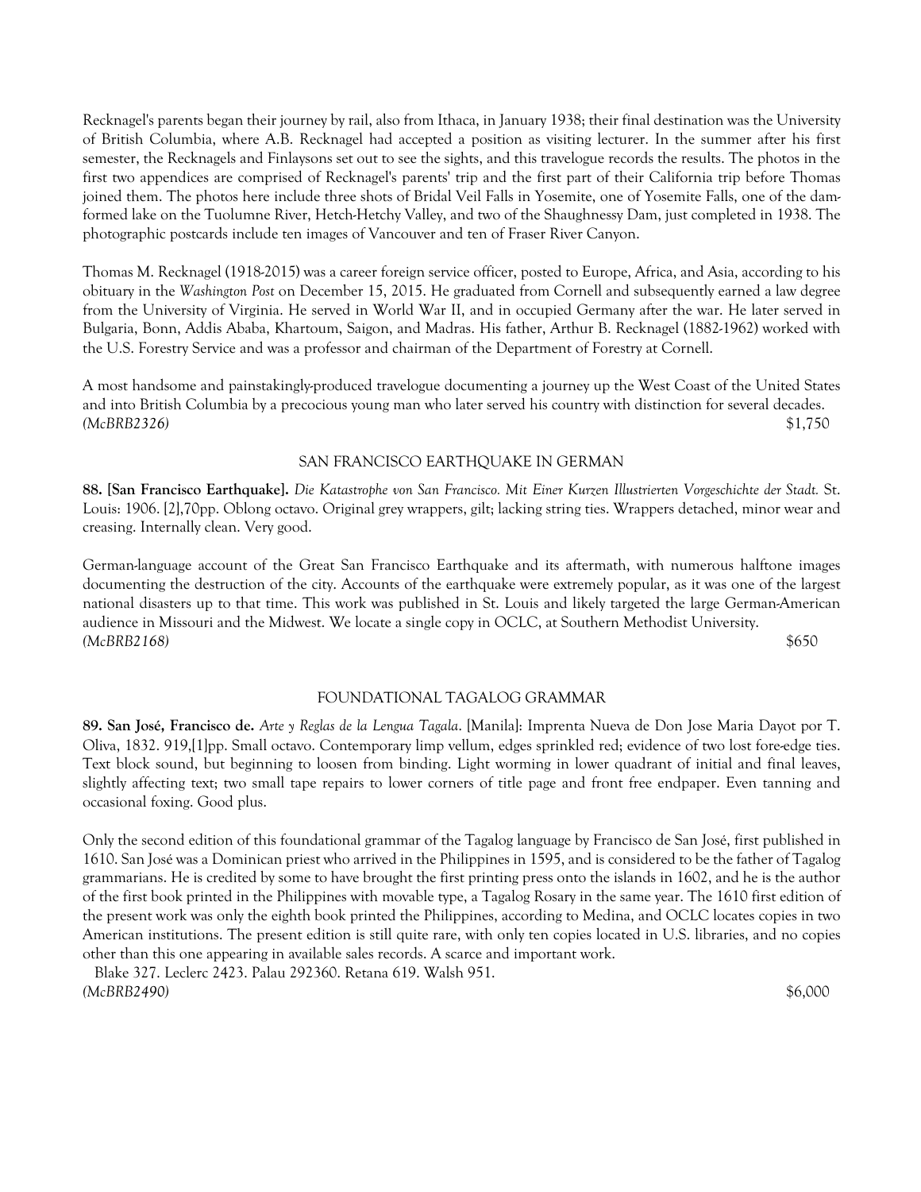Recknagel's parents began their journey by rail, also from Ithaca, in January 1938; their final destination was the University of British Columbia, where A.B. Recknagel had accepted a position as visiting lecturer. In the summer after his first semester, the Recknagels and Finlaysons set out to see the sights, and this travelogue records the results. The photos in the first two appendices are comprised of Recknagel's parents' trip and the first part of their California trip before Thomas joined them. The photos here include three shots of Bridal Veil Falls in Yosemite, one of Yosemite Falls, one of the dam-formed lake on the Tuolumne River, Hetch-Hetchy Valley, and two of the Shaughnessy Dam, just completed in 1938. The photographic postcards include ten images of Vancouver and ten of Fraser River Canyon.

Thomas M. Recknagel (1918-2015) was a career foreign service officer, posted to Europe, Africa, and Asia, according to his obituary in the *Washington Post* on December 15, 2015. He graduated from Cornell and subsequently earned a law degree from the University of Virginia. He served in World War II, and in occupied Germany after the war. He later served in Bulgaria, Bonn, Addis Ababa, Khartoum, Saigon, and Madras. His father, Arthur B. Recknagel (1882-1962) worked with the U.S. Forestry Service and was a professor and chairman of the Department of Forestry at Cornell.

A most handsome and painstakingly-produced travelogue documenting a journey up the West Coast of the United States and into British Columbia by a precocious young man who later served his country with distinction for several decades.
*(McBRB2326)* $1,750

### SAN FRANCISCO EARTHQUAKE IN GERMAN

**88. [San Francisco Earthquake].** *Die Katastrophe von San Francisco. Mit Einer Kurzen Illustrierten Vorgeschichte der Stadt.* St. Louis: 1906. [2],70pp. Oblong octavo. Original grey wrappers, gilt; lacking string ties. Wrappers detached, minor wear and creasing. Internally clean. Very good.

German-language account of the Great San Francisco Earthquake and its aftermath, with numerous halftone images documenting the destruction of the city. Accounts of the earthquake were extremely popular, as it was one of the largest national disasters up to that time. This work was published in St. Louis and likely targeted the large German-American audience in Missouri and the Midwest. We locate a single copy in OCLC, at Southern Methodist University.
*(McBRB2168)* $650

### FOUNDATIONAL TAGALOG GRAMMAR

**89. San José, Francisco de.** *Arte y Reglas de la Lengua Tagala*. [Manila]: Imprenta Nueva de Don Jose Maria Dayot por T. Oliva, 1832. 919,[1]pp. Small octavo. Contemporary limp vellum, edges sprinkled red; evidence of two lost fore-edge ties. Text block sound, but beginning to loosen from binding. Light worming in lower quadrant of initial and final leaves, slightly affecting text; two small tape repairs to lower corners of title page and front free endpaper. Even tanning and occasional foxing. Good plus.

Only the second edition of this foundational grammar of the Tagalog language by Francisco de San José, first published in 1610. San José was a Dominican priest who arrived in the Philippines in 1595, and is considered to be the father of Tagalog grammarians. He is credited by some to have brought the first printing press onto the islands in 1602, and he is the author of the first book printed in the Philippines with movable type, a Tagalog Rosary in the same year. The 1610 first edition of the present work was only the eighth book printed the Philippines, according to Medina, and OCLC locates copies in two American institutions. The present edition is still quite rare, with only ten copies located in U.S. libraries, and no copies other than this one appearing in available sales records. A scarce and important work.

Blake 327. Leclerc 2423. Palau 292360. Retana 619. Walsh 951.
*(McBRB2490)* $6,000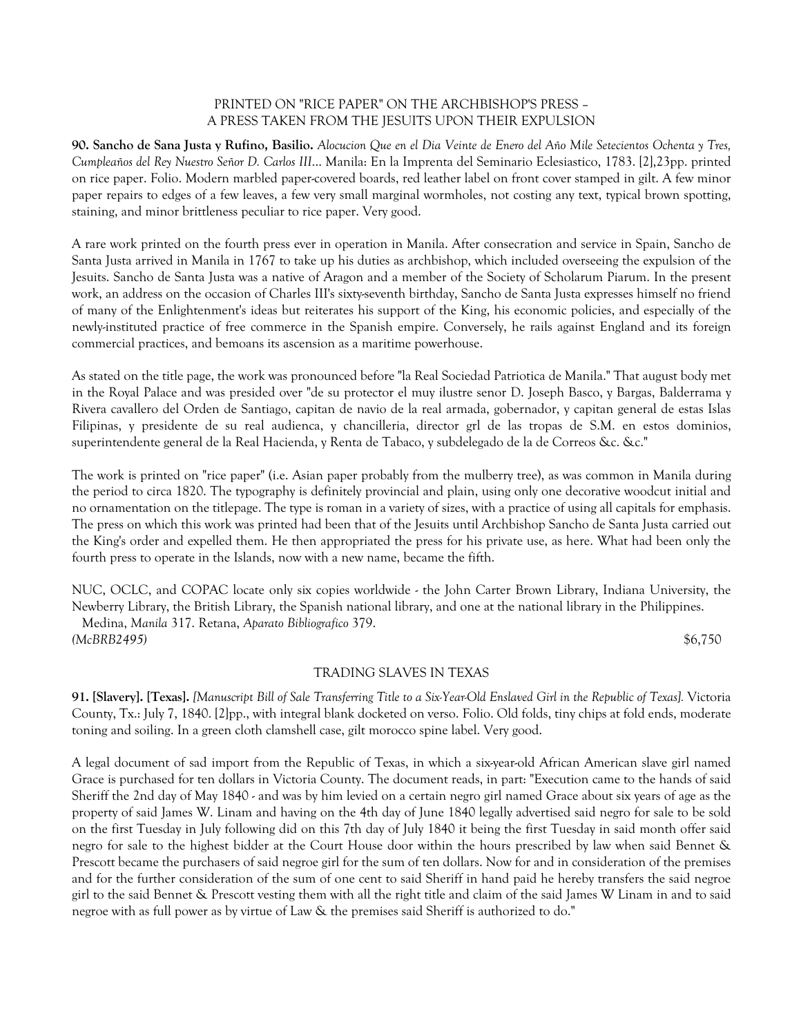PRINTED ON "RICE PAPER" ON THE ARCHBISHOP'S PRESS –
A PRESS TAKEN FROM THE JESUITS UPON THEIR EXPULSION

**90. Sancho de Sana Justa y Rufino, Basilio.** *Alocucion Que en el Dia Veinte de Enero del Año Mile Setecientos Ochenta y Tres, Cumpleaños del Rey Nuestro Señor D. Carlos III...* Manila: En la Imprenta del Seminario Eclesiastico, 1783. [2],23pp. printed on rice paper. Folio. Modern marbled paper-covered boards, red leather label on front cover stamped in gilt. A few minor paper repairs to edges of a few leaves, a few very small marginal wormholes, not costing any text, typical brown spotting, staining, and minor brittleness peculiar to rice paper. Very good.

A rare work printed on the fourth press ever in operation in Manila. After consecration and service in Spain, Sancho de Santa Justa arrived in Manila in 1767 to take up his duties as archbishop, which included overseeing the expulsion of the Jesuits. Sancho de Santa Justa was a native of Aragon and a member of the Society of Scholarum Piarum. In the present work, an address on the occasion of Charles III's sixty-seventh birthday, Sancho de Santa Justa expresses himself no friend of many of the Enlightenment's ideas but reiterates his support of the King, his economic policies, and especially of the newly-instituted practice of free commerce in the Spanish empire. Conversely, he rails against England and its foreign commercial practices, and bemoans its ascension as a maritime powerhouse.

As stated on the title page, the work was pronounced before "la Real Sociedad Patriotica de Manila." That august body met in the Royal Palace and was presided over "de su protector el muy ilustre senor D. Joseph Basco, y Bargas, Balderrama y Rivera cavallero del Orden de Santiago, capitan de navio de la real armada, gobernador, y capitan general de estas Islas Filipinas, y presidente de su real audienca, y chancilleria, director grl de las tropas de S.M. en estos dominios, superintendente general de la Real Hacienda, y Renta de Tabaco, y subdelegado de la de Correos &c. &c."

The work is printed on "rice paper" (i.e. Asian paper probably from the mulberry tree), as was common in Manila during the period to circa 1820. The typography is definitely provincial and plain, using only one decorative woodcut initial and no ornamentation on the titlepage. The type is roman in a variety of sizes, with a practice of using all capitals for emphasis. The press on which this work was printed had been that of the Jesuits until Archbishop Sancho de Santa Justa carried out the King's order and expelled them. He then appropriated the press for his private use, as here. What had been only the fourth press to operate in the Islands, now with a new name, became the fifth.

NUC, OCLC, and COPAC locate only six copies worldwide - the John Carter Brown Library, Indiana University, the Newberry Library, the British Library, the Spanish national library, and one at the national library in the Philippines.
Medina, *Manila* 317. Retana, *Aparato Bibliografico* 379.
*(McBRB2495)* $6,750

TRADING SLAVES IN TEXAS

**91. [Slavery]. [Texas].** *[Manuscript Bill of Sale Transferring Title to a Six-Year-Old Enslaved Girl in the Republic of Texas].* Victoria County, Tx.: July 7, 1840. [2]pp., with integral blank docketed on verso. Folio. Old folds, tiny chips at fold ends, moderate toning and soiling. In a green cloth clamshell case, gilt morocco spine label. Very good.

A legal document of sad import from the Republic of Texas, in which a six-year-old African American slave girl named Grace is purchased for ten dollars in Victoria County. The document reads, in part: "Execution came to the hands of said Sheriff the 2nd day of May 1840 - and was by him levied on a certain negro girl named Grace about six years of age as the property of said James W. Linam and having on the 4th day of June 1840 legally advertised said negro for sale to be sold on the first Tuesday in July following did on this 7th day of July 1840 it being the first Tuesday in said month offer said negro for sale to the highest bidder at the Court House door within the hours prescribed by law when said Bennet & Prescott became the purchasers of said negroe girl for the sum of ten dollars. Now for and in consideration of the premises and for the further consideration of the sum of one cent to said Sheriff in hand paid he hereby transfers the said negroe girl to the said Bennet & Prescott vesting them with all the right title and claim of the said James W Linam in and to said negroe with as full power as by virtue of Law & the premises said Sheriff is authorized to do."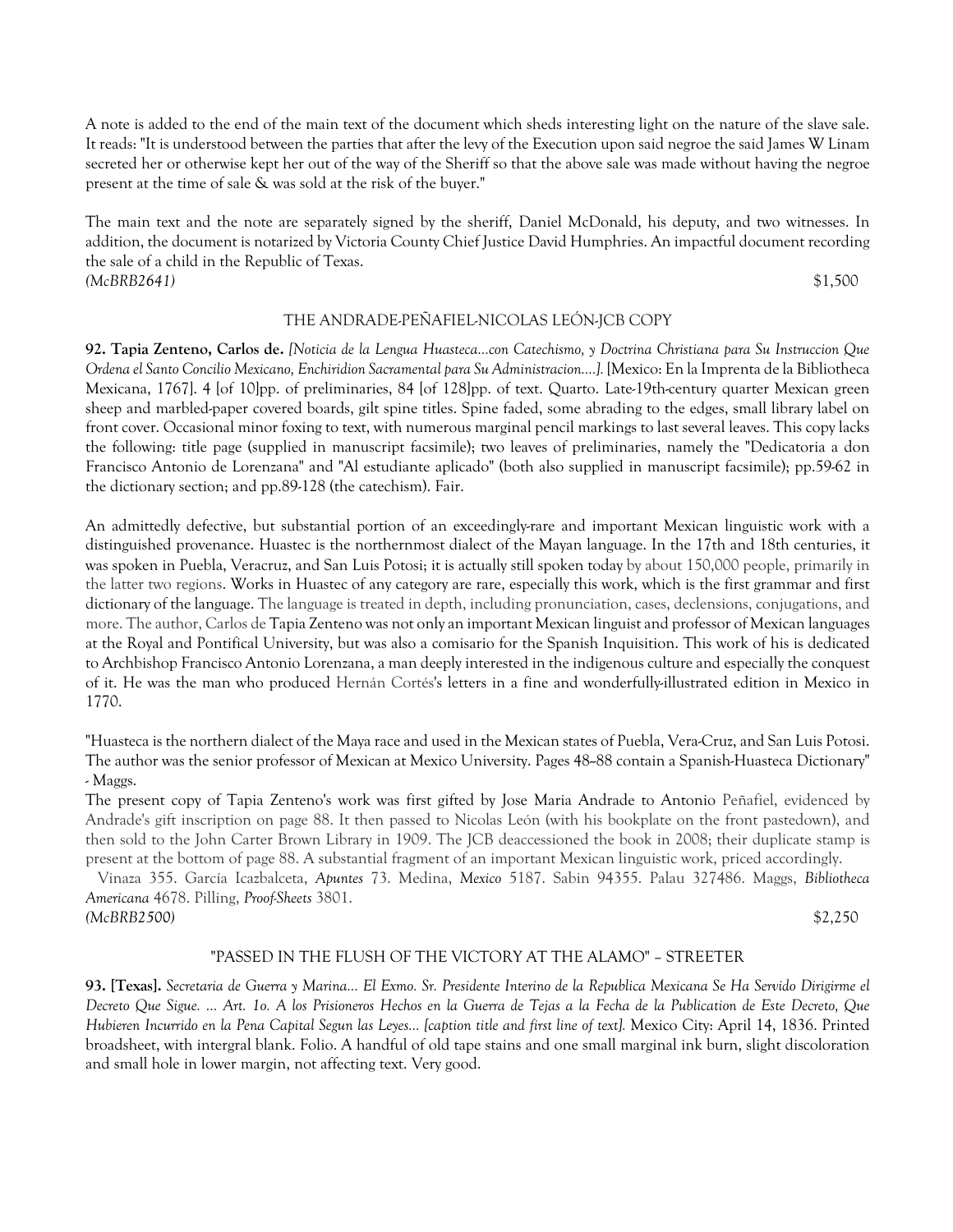A note is added to the end of the main text of the document which sheds interesting light on the nature of the slave sale. It reads: "It is understood between the parties that after the levy of the Execution upon said negroe the said James W Linam secreted her or otherwise kept her out of the way of the Sheriff so that the above sale was made without having the negroe present at the time of sale & was sold at the risk of the buyer."

The main text and the note are separately signed by the sheriff, Daniel McDonald, his deputy, and two witnesses. In addition, the document is notarized by Victoria County Chief Justice David Humphries. An impactful document recording the sale of a child in the Republic of Texas.

*(McBRB2641)* $1,500

### THE ANDRADE-PEÑAFIEL-NICOLAS LEÓN-JCB COPY

**92. Tapia Zenteno, Carlos de.** *[Noticia de la Lengua Huasteca...con Catechismo, y Doctrina Christiana para Su Instruccion Que Ordena el Santo Concilio Mexicano, Enchiridion Sacramental para Su Administracion....].* [Mexico: En la Imprenta de la Bibliotheca Mexicana, 1767]. 4 [of 10]pp. of preliminaries, 84 [of 128]pp. of text. Quarto. Late-19th-century quarter Mexican green sheep and marbled-paper covered boards, gilt spine titles. Spine faded, some abrading to the edges, small library label on front cover. Occasional minor foxing to text, with numerous marginal pencil markings to last several leaves. This copy lacks the following: title page (supplied in manuscript facsimile); two leaves of preliminaries, namely the "Dedicatoria a don Francisco Antonio de Lorenzana" and "Al estudiante aplicado" (both also supplied in manuscript facsimile); pp.59-62 in the dictionary section; and pp.89-128 (the catechism). Fair.

An admittedly defective, but substantial portion of an exceedingly-rare and important Mexican linguistic work with a distinguished provenance. Huastec is the northernmost dialect of the Mayan language. In the 17th and 18th centuries, it was spoken in Puebla, Veracruz, and San Luis Potosi; it is actually still spoken today by about 150,000 people, primarily in the latter two regions. Works in Huastec of any category are rare, especially this work, which is the first grammar and first dictionary of the language. The language is treated in depth, including pronunciation, cases, declensions, conjugations, and more. The author, Carlos de Tapia Zenteno was not only an important Mexican linguist and professor of Mexican languages at the Royal and Pontifical University, but was also a comisario for the Spanish Inquisition. This work of his is dedicated to Archbishop Francisco Antonio Lorenzana, a man deeply interested in the indigenous culture and especially the conquest of it. He was the man who produced Hernán Cortés's letters in a fine and wonderfully-illustrated edition in Mexico in 1770.

"Huasteca is the northern dialect of the Maya race and used in the Mexican states of Puebla, Vera-Cruz, and San Luis Potosi. The author was the senior professor of Mexican at Mexico University. Pages 48-88 contain a Spanish-Huasteca Dictionary" - Maggs.

The present copy of Tapia Zenteno's work was first gifted by Jose Maria Andrade to Antonio Peñafiel, evidenced by Andrade's gift inscription on page 88. It then passed to Nicolas León (with his bookplate on the front pastedown), and then sold to the John Carter Brown Library in 1909. The JCB deaccessioned the book in 2008; their duplicate stamp is present at the bottom of page 88. A substantial fragment of an important Mexican linguistic work, priced accordingly.

Vinaza 355. García Icazbalceta, *Apuntes* 73. Medina, *Mexico* 5187. Sabin 94355. Palau 327486. Maggs, *Bibliotheca Americana* 4678. Pilling, *Proof-Sheets* 3801.

*(McBRB2500)* $2,250

### "PASSED IN THE FLUSH OF THE VICTORY AT THE ALAMO" – STREETER

**93. [Texas].** *Secretaria de Guerra y Marina... El Exmo. Sr. Presidente Interino de la Republica Mexicana Se Ha Servido Dirigirme el Decreto Que Sigue. ... Art. 1o. A los Prisioneros Hechos en la Guerra de Tejas a la Fecha de la Publication de Este Decreto, Que Hubieren Incurrido en la Pena Capital Segun las Leyes... [caption title and first line of text].* Mexico City: April 14, 1836. Printed broadsheet, with intergral blank. Folio. A handful of old tape stains and one small marginal ink burn, slight discoloration and small hole in lower margin, not affecting text. Very good.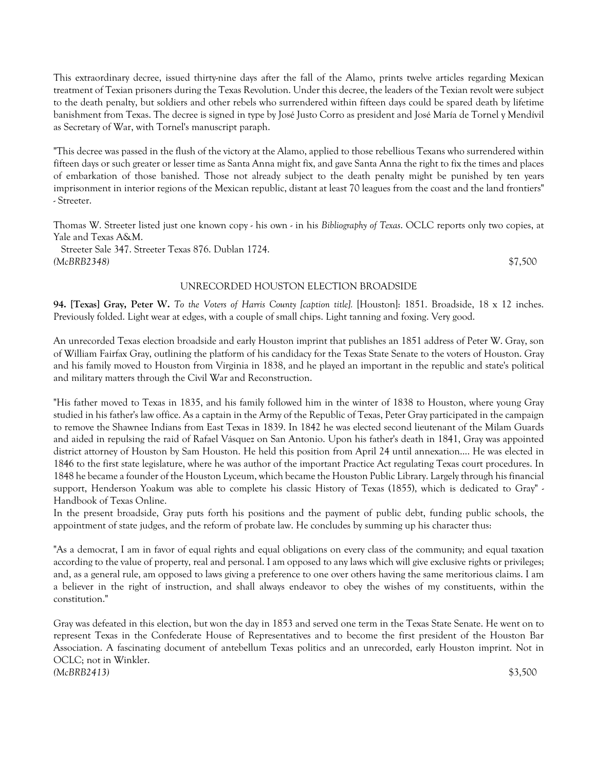This extraordinary decree, issued thirty-nine days after the fall of the Alamo, prints twelve articles regarding Mexican treatment of Texian prisoners during the Texas Revolution. Under this decree, the leaders of the Texian revolt were subject to the death penalty, but soldiers and other rebels who surrendered within fifteen days could be spared death by lifetime banishment from Texas. The decree is signed in type by José Justo Corro as president and José María de Tornel y Mendívil as Secretary of War, with Tornel's manuscript paraph.

"This decree was passed in the flush of the victory at the Alamo, applied to those rebellious Texans who surrendered within fifteen days or such greater or lesser time as Santa Anna might fix, and gave Santa Anna the right to fix the times and places of embarkation of those banished. Those not already subject to the death penalty might be punished by ten years imprisonment in interior regions of the Mexican republic, distant at least 70 leagues from the coast and the land frontiers" - Streeter.

Thomas W. Streeter listed just one known copy - his own - in his *Bibliography of Texas*. OCLC reports only two copies, at Yale and Texas A&M.

Streeter Sale 347. Streeter Texas 876. Dublan 1724.

*(McBRB2348)* $7,500

## UNRECORDED HOUSTON ELECTION BROADSIDE

**94. [Texas] Gray, Peter W.** *To the Voters of Harris County [caption title].* [Houston]: 1851. Broadside, 18 x 12 inches. Previously folded. Light wear at edges, with a couple of small chips. Light tanning and foxing. Very good.

An unrecorded Texas election broadside and early Houston imprint that publishes an 1851 address of Peter W. Gray, son of William Fairfax Gray, outlining the platform of his candidacy for the Texas State Senate to the voters of Houston. Gray and his family moved to Houston from Virginia in 1838, and he played an important in the republic and state's political and military matters through the Civil War and Reconstruction.

"His father moved to Texas in 1835, and his family followed him in the winter of 1838 to Houston, where young Gray studied in his father's law office. As a captain in the Army of the Republic of Texas, Peter Gray participated in the campaign to remove the Shawnee Indians from East Texas in 1839. In 1842 he was elected second lieutenant of the Milam Guards and aided in repulsing the raid of Rafael Vásquez on San Antonio. Upon his father's death in 1841, Gray was appointed district attorney of Houston by Sam Houston. He held this position from April 24 until annexation.... He was elected in 1846 to the first state legislature, where he was author of the important Practice Act regulating Texas court procedures. In 1848 he became a founder of the Houston Lyceum, which became the Houston Public Library. Largely through his financial support, Henderson Yoakum was able to complete his classic History of Texas (1855), which is dedicated to Gray" - Handbook of Texas Online.

In the present broadside, Gray puts forth his positions and the payment of public debt, funding public schools, the appointment of state judges, and the reform of probate law. He concludes by summing up his character thus:

"As a democrat, I am in favor of equal rights and equal obligations on every class of the community; and equal taxation according to the value of property, real and personal. I am opposed to any laws which will give exclusive rights or privileges; and, as a general rule, am opposed to laws giving a preference to one over others having the same meritorious claims. I am a believer in the right of instruction, and shall always endeavor to obey the wishes of my constituents, within the constitution."

Gray was defeated in this election, but won the day in 1853 and served one term in the Texas State Senate. He went on to represent Texas in the Confederate House of Representatives and to become the first president of the Houston Bar Association. A fascinating document of antebellum Texas politics and an unrecorded, early Houston imprint. Not in OCLC; not in Winkler.

*(McBRB2413)* $3,500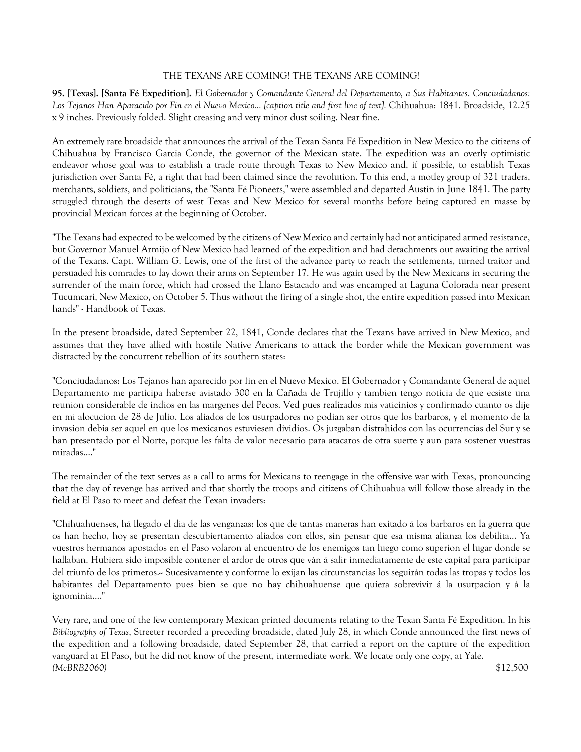THE TEXANS ARE COMING! THE TEXANS ARE COMING!

**95. [Texas]. [Santa Fé Expedition].** *El Gobernador y Comandante General del Departamento, a Sus Habitantes. Conciudadanos: Los Tejanos Han Aparacido por Fin en el Nuevo Mexico... [caption title and first line of text].* Chihuahua: 1841. Broadside, 12.25 x 9 inches. Previously folded. Slight creasing and very minor dust soiling. Near fine.

An extremely rare broadside that announces the arrival of the Texan Santa Fé Expedition in New Mexico to the citizens of Chihuahua by Francisco Garcia Conde, the governor of the Mexican state. The expedition was an overly optimistic endeavor whose goal was to establish a trade route through Texas to New Mexico and, if possible, to establish Texas jurisdiction over Santa Fé, a right that had been claimed since the revolution. To this end, a motley group of 321 traders, merchants, soldiers, and politicians, the "Santa Fé Pioneers," were assembled and departed Austin in June 1841. The party struggled through the deserts of west Texas and New Mexico for several months before being captured en masse by provincial Mexican forces at the beginning of October.

"The Texans had expected to be welcomed by the citizens of New Mexico and certainly had not anticipated armed resistance, but Governor Manuel Armijo of New Mexico had learned of the expedition and had detachments out awaiting the arrival of the Texans. Capt. William G. Lewis, one of the first of the advance party to reach the settlements, turned traitor and persuaded his comrades to lay down their arms on September 17. He was again used by the New Mexicans in securing the surrender of the main force, which had crossed the Llano Estacado and was encamped at Laguna Colorada near present Tucumcari, New Mexico, on October 5. Thus without the firing of a single shot, the entire expedition passed into Mexican hands" - Handbook of Texas.

In the present broadside, dated September 22, 1841, Conde declares that the Texans have arrived in New Mexico, and assumes that they have allied with hostile Native Americans to attack the border while the Mexican government was distracted by the concurrent rebellion of its southern states:

"Conciudadanos: Los Tejanos han aparecido por fin en el Nuevo Mexico. El Gobernador y Comandante General de aquel Departamento me participa haberse avistado 300 en la Cañada de Trujillo y tambien tengo noticia de que ecsiste una reunion considerable de indios en las margenes del Pecos. Ved pues realizados mis vaticinios y confirmado cuanto os dije en mi alocucion de 28 de Julio. Los aliados de los usurpadores no podian ser otros que los barbaros, y el momento de la invasion debia ser aquel en que los mexicanos estuviesen dividios. Os juzgaban distrahidos con las ocurrencias del Sur y se han presentado por el Norte, porque les falta de valor necesario para atacaros de otra suerte y aun para sostener vuestras miradas...."

The remainder of the text serves as a call to arms for Mexicans to reengage in the offensive war with Texas, pronouncing that the day of revenge has arrived and that shortly the troops and citizens of Chihuahua will follow those already in the field at El Paso to meet and defeat the Texan invaders:

"Chihuahuenses, há llegado el dia de las venganzas: los que de tantas maneras han exitado á los barbaros en la guerra que os han hecho, hoy se presentan descubiertamento aliados con ellos, sin pensar que esa misma alianza los debilita... Ya vuestros hermanos apostados en el Paso volaron al encuentro de los enemigos tan luego como superion el lugar donde se hallaban. Hubiera sido imposible contener el ardor de otros que ván á salir inmediatamente de este capital para participar del triunfo de los primeros.~ Sucesivamente y conforme lo exijan las circunstancias los seguirán todas las tropas y todos los habitantes del Departamento pues bien se que no hay chihuahuense que quiera sobrevivir á la usurpacion y á la ignominia...."

Very rare, and one of the few contemporary Mexican printed documents relating to the Texan Santa Fé Expedition. In his *Bibliography of Texas*, Streeter recorded a preceding broadside, dated July 28, in which Conde announced the first news of the expedition and a following broadside, dated September 28, that carried a report on the capture of the expedition vanguard at El Paso, but he did not know of the present, intermediate work. We locate only one copy, at Yale.
*(McBRB2060)* $12,500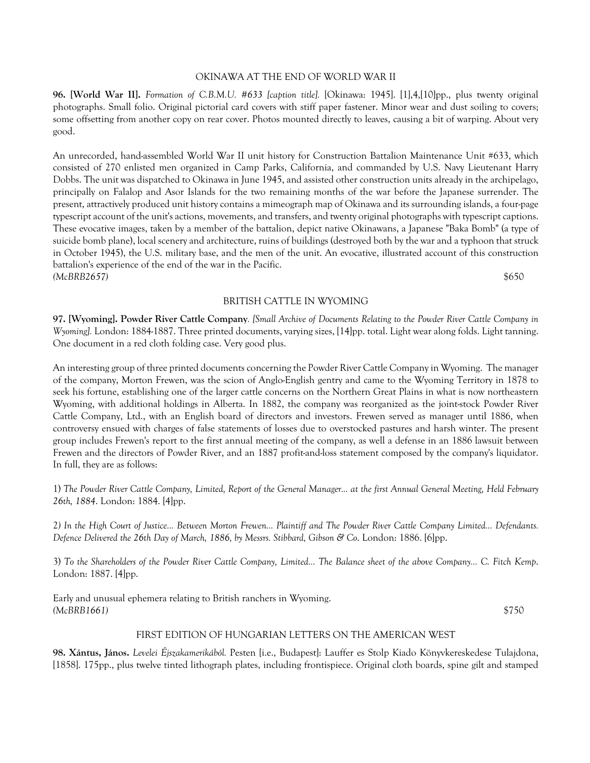## OKINAWA AT THE END OF WORLD WAR II

**96. [World War II].** *Formation of C.B.M.U. #633 [caption title].* [Okinawa: 1945]. [1],4,[10]pp., plus twenty original photographs. Small folio. Original pictorial card covers with stiff paper fastener. Minor wear and dust soiling to covers; some offsetting from another copy on rear cover. Photos mounted directly to leaves, causing a bit of warping. About very good.

An unrecorded, hand-assembled World War II unit history for Construction Battalion Maintenance Unit #633, which consisted of 270 enlisted men organized in Camp Parks, California, and commanded by U.S. Navy Lieutenant Harry Dobbs. The unit was dispatched to Okinawa in June 1945, and assisted other construction units already in the archipelago, principally on Falalop and Asor Islands for the two remaining months of the war before the Japanese surrender. The present, attractively produced unit history contains a mimeograph map of Okinawa and its surrounding islands, a four-page typescript account of the unit's actions, movements, and transfers, and twenty original photographs with typescript captions. These evocative images, taken by a member of the battalion, depict native Okinawans, a Japanese "Baka Bomb" (a type of suicide bomb plane), local scenery and architecture, ruins of buildings (destroyed both by the war and a typhoon that struck in October 1945), the U.S. military base, and the men of the unit. An evocative, illustrated account of this construction battalion's experience of the end of the war in the Pacific.

*(McBRB2657)* $650

## BRITISH CATTLE IN WYOMING

**97. [Wyoming]. Powder River Cattle Company**. *[Small Archive of Documents Relating to the Powder River Cattle Company in Wyoming].* London: 1884-1887. Three printed documents, varying sizes, [14]pp. total. Light wear along folds. Light tanning. One document in a red cloth folding case. Very good plus.

An interesting group of three printed documents concerning the Powder River Cattle Company in Wyoming. The manager of the company, Morton Frewen, was the scion of Anglo-English gentry and came to the Wyoming Territory in 1878 to seek his fortune, establishing one of the larger cattle concerns on the Northern Great Plains in what is now northeastern Wyoming, with additional holdings in Alberta. In 1882, the company was reorganized as the joint-stock Powder River Cattle Company, Ltd., with an English board of directors and investors. Frewen served as manager until 1886, when controversy ensued with charges of false statements of losses due to overstocked pastures and harsh winter. The present group includes Frewen's report to the first annual meeting of the company, as well a defense in an 1886 lawsuit between Frewen and the directors of Powder River, and an 1887 profit-and-loss statement composed by the company's liquidator. In full, they are as follows:

1) *The Powder River Cattle Company, Limited, Report of the General Manager... at the first Annual General Meeting, Held February 26th, 1884*. London: 1884. [4]pp.

2) *In the High Court of Justice... Between Morton Frewen... Plaintiff and The Powder River Cattle Company Limited... Defendants. Defence Delivered the 26th Day of March, 1886, by Messrs. Stibbard, Gibson & Co*. London: 1886. [6]pp.

3) *To the Shareholders of the Powder River Cattle Company, Limited... The Balance sheet of the above Company... C. Fitch Kemp*. London: 1887. [4]pp.

Early and unusual ephemera relating to British ranchers in Wyoming.

*(McBRB1661)* $750

## FIRST EDITION OF HUNGARIAN LETTERS ON THE AMERICAN WEST

**98. Xántus, János.** *Levelei Éjszakamerikából.* Pesten [i.e., Budapest]: Lauffer es Stolp Kiado Könyvkereskedese Tulajdona, [1858]. 175pp., plus twelve tinted lithograph plates, including frontispiece. Original cloth boards, spine gilt and stamped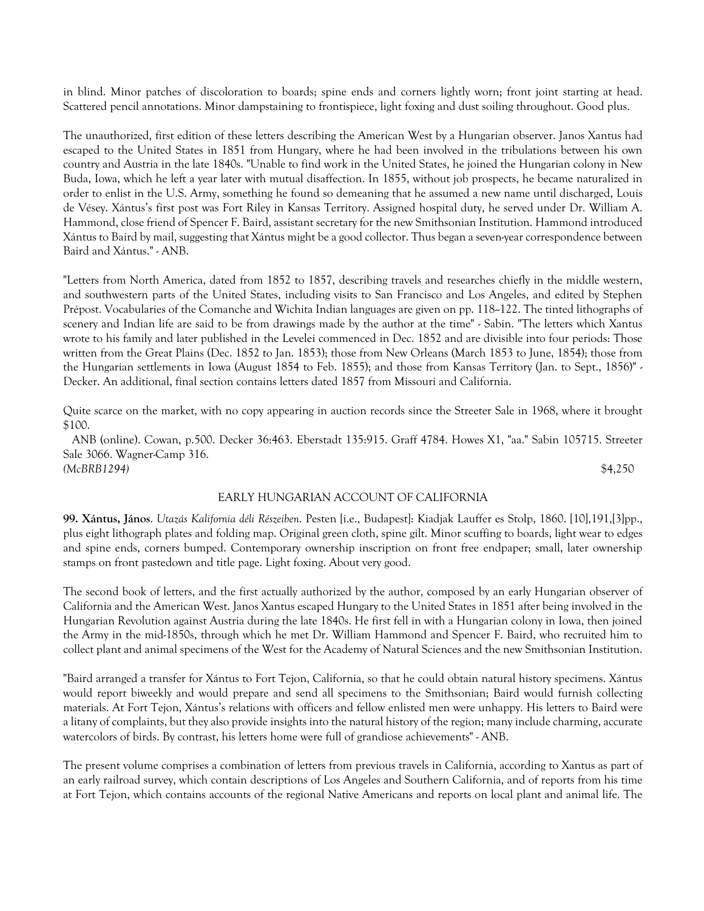in blind. Minor patches of discoloration to boards; spine ends and corners lightly worn; front joint starting at head. Scattered pencil annotations. Minor dampstaining to frontispiece, light foxing and dust soiling throughout. Good plus.

The unauthorized, first edition of these letters describing the American West by a Hungarian observer. Janos Xantus had escaped to the United States in 1851 from Hungary, where he had been involved in the tribulations between his own country and Austria in the late 1840s. "Unable to find work in the United States, he joined the Hungarian colony in New Buda, Iowa, which he left a year later with mutual disaffection. In 1855, without job prospects, he became naturalized in order to enlist in the U.S. Army, something he found so demeaning that he assumed a new name until discharged, Louis de Vésey. Xántus's first post was Fort Riley in Kansas Territory. Assigned hospital duty, he served under Dr. William A. Hammond, close friend of Spencer F. Baird, assistant secretary for the new Smithsonian Institution. Hammond introduced Xántus to Baird by mail, suggesting that Xántus might be a good collector. Thus began a seven-year correspondence between Baird and Xántus." - ANB.

"Letters from North America, dated from 1852 to 1857, describing travels and researches chiefly in the middle western, and southwestern parts of the United States, including visits to San Francisco and Los Angeles, and edited by Stephen Prépost. Vocabularies of the Comanche and Wichita Indian languages are given on pp. 118-122. The tinted lithographs of scenery and Indian life are said to be from drawings made by the author at the time" - Sabin. "The letters which Xantus wrote to his family and later published in the Levelei commenced in Dec. 1852 and are divisible into four periods: Those written from the Great Plains (Dec. 1852 to Jan. 1853); those from New Orleans (March 1853 to June, 1854); those from the Hungarian settlements in Iowa (August 1854 to Feb. 1855); and those from Kansas Territory (Jan. to Sept., 1856)" - Decker. An additional, final section contains letters dated 1857 from Missouri and California.

Quite scarce on the market, with no copy appearing in auction records since the Streeter Sale in 1968, where it brought $100.

ANB (online). Cowan, p.500. Decker 36:463. Eberstadt 135:915. Graff 4784. Howes X1, "aa." Sabin 105715. Streeter Sale 3066. Wagner-Camp 316.

*(McBRB1294)* $4,250

EARLY HUNGARIAN ACCOUNT OF CALIFORNIA

**99. Xántus, János**. *Utazás Kalifornia déli Részeiben*. Pesten [i.e., Budapest]: Kiadjak Lauffer es Stolp, 1860. [10],191,[3]pp., plus eight lithograph plates and folding map. Original green cloth, spine gilt. Minor scuffing to boards, light wear to edges and spine ends, corners bumped. Contemporary ownership inscription on front free endpaper; small, later ownership stamps on front pastedown and title page. Light foxing. About very good.

The second book of letters, and the first actually authorized by the author, composed by an early Hungarian observer of California and the American West. Janos Xantus escaped Hungary to the United States in 1851 after being involved in the Hungarian Revolution against Austria during the late 1840s. He first fell in with a Hungarian colony in Iowa, then joined the Army in the mid-1850s, through which he met Dr. William Hammond and Spencer F. Baird, who recruited him to collect plant and animal specimens of the West for the Academy of Natural Sciences and the new Smithsonian Institution.

"Baird arranged a transfer for Xántus to Fort Tejon, California, so that he could obtain natural history specimens. Xántus would report biweekly and would prepare and send all specimens to the Smithsonian; Baird would furnish collecting materials. At Fort Tejon, Xántus's relations with officers and fellow enlisted men were unhappy. His letters to Baird were a litany of complaints, but they also provide insights into the natural history of the region; many include charming, accurate watercolors of birds. By contrast, his letters home were full of grandiose achievements" - ANB.

The present volume comprises a combination of letters from previous travels in California, according to Xantus as part of an early railroad survey, which contain descriptions of Los Angeles and Southern California, and of reports from his time at Fort Tejon, which contains accounts of the regional Native Americans and reports on local plant and animal life. The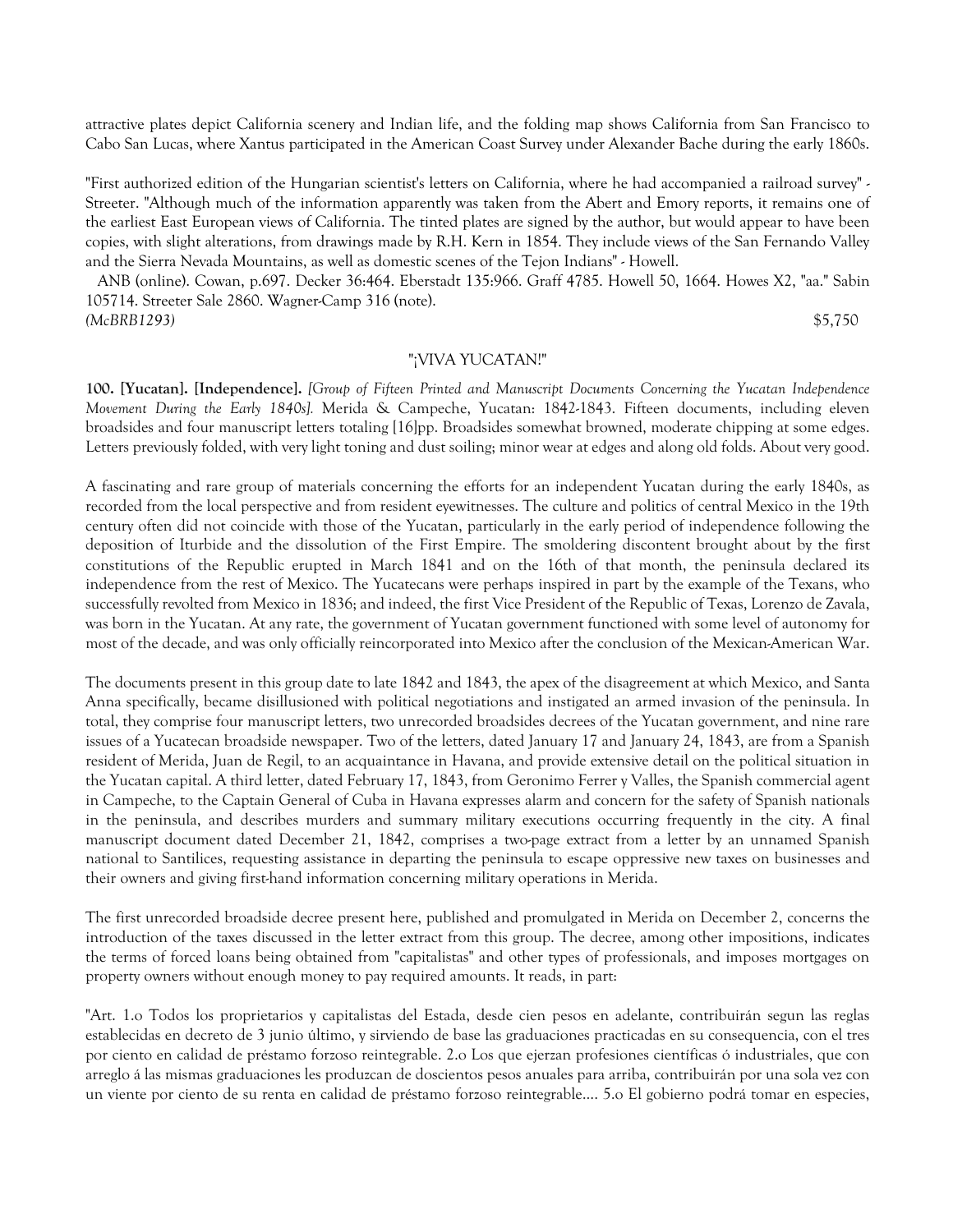attractive plates depict California scenery and Indian life, and the folding map shows California from San Francisco to Cabo San Lucas, where Xantus participated in the American Coast Survey under Alexander Bache during the early 1860s.

"First authorized edition of the Hungarian scientist's letters on California, where he had accompanied a railroad survey" - Streeter. "Although much of the information apparently was taken from the Abert and Emory reports, it remains one of the earliest East European views of California. The tinted plates are signed by the author, but would appear to have been copies, with slight alterations, from drawings made by R.H. Kern in 1854. They include views of the San Fernando Valley and the Sierra Nevada Mountains, as well as domestic scenes of the Tejon Indians" - Howell.

ANB (online). Cowan, p.697. Decker 36:464. Eberstadt 135:966. Graff 4785. Howell 50, 1664. Howes X2, "aa." Sabin 105714. Streeter Sale 2860. Wagner-Camp 316 (note).

*(McBRB1293)* $5,750

"¡VIVA YUCATAN!"

**100. [Yucatan]. [Independence].** *[Group of Fifteen Printed and Manuscript Documents Concerning the Yucatan Independence Movement During the Early 1840s].* Merida & Campeche, Yucatan: 1842-1843. Fifteen documents, including eleven broadsides and four manuscript letters totaling [16]pp. Broadsides somewhat browned, moderate chipping at some edges. Letters previously folded, with very light toning and dust soiling; minor wear at edges and along old folds. About very good.

A fascinating and rare group of materials concerning the efforts for an independent Yucatan during the early 1840s, as recorded from the local perspective and from resident eyewitnesses. The culture and politics of central Mexico in the 19th century often did not coincide with those of the Yucatan, particularly in the early period of independence following the deposition of Iturbide and the dissolution of the First Empire. The smoldering discontent brought about by the first constitutions of the Republic erupted in March 1841 and on the 16th of that month, the peninsula declared its independence from the rest of Mexico. The Yucatecans were perhaps inspired in part by the example of the Texans, who successfully revolted from Mexico in 1836; and indeed, the first Vice President of the Republic of Texas, Lorenzo de Zavala, was born in the Yucatan. At any rate, the government of Yucatan government functioned with some level of autonomy for most of the decade, and was only officially reincorporated into Mexico after the conclusion of the Mexican-American War.

The documents present in this group date to late 1842 and 1843, the apex of the disagreement at which Mexico, and Santa Anna specifically, became disillusioned with political negotiations and instigated an armed invasion of the peninsula. In total, they comprise four manuscript letters, two unrecorded broadsides decrees of the Yucatan government, and nine rare issues of a Yucatecan broadside newspaper. Two of the letters, dated January 17 and January 24, 1843, are from a Spanish resident of Merida, Juan de Regil, to an acquaintance in Havana, and provide extensive detail on the political situation in the Yucatan capital. A third letter, dated February 17, 1843, from Geronimo Ferrer y Valles, the Spanish commercial agent in Campeche, to the Captain General of Cuba in Havana expresses alarm and concern for the safety of Spanish nationals in the peninsula, and describes murders and summary military executions occurring frequently in the city. A final manuscript document dated December 21, 1842, comprises a two-page extract from a letter by an unnamed Spanish national to Santilices, requesting assistance in departing the peninsula to escape oppressive new taxes on businesses and their owners and giving first-hand information concerning military operations in Merida.

The first unrecorded broadside decree present here, published and promulgated in Merida on December 2, concerns the introduction of the taxes discussed in the letter extract from this group. The decree, among other impositions, indicates the terms of forced loans being obtained from "capitalistas" and other types of professionals, and imposes mortgages on property owners without enough money to pay required amounts. It reads, in part:

"Art. 1.o Todos los proprietarios y capitalistas del Estada, desde cien pesos en adelante, contribuirán segun las reglas establecidas en decreto de 3 junio último, y sirviendo de base las graduaciones practicadas en su consequencia, con el tres por ciento en calidad de préstamo forzoso reintegrable. 2.o Los que ejerzan profesiones científicas ó industriales, que con arreglo á las mismas graduaciones les produzcan de doscientos pesos anuales para arriba, contribuirán por una sola vez con un viente por ciento de su renta en calidad de préstamo forzoso reintegrable.... 5.o El gobierno podrá tomar en especies,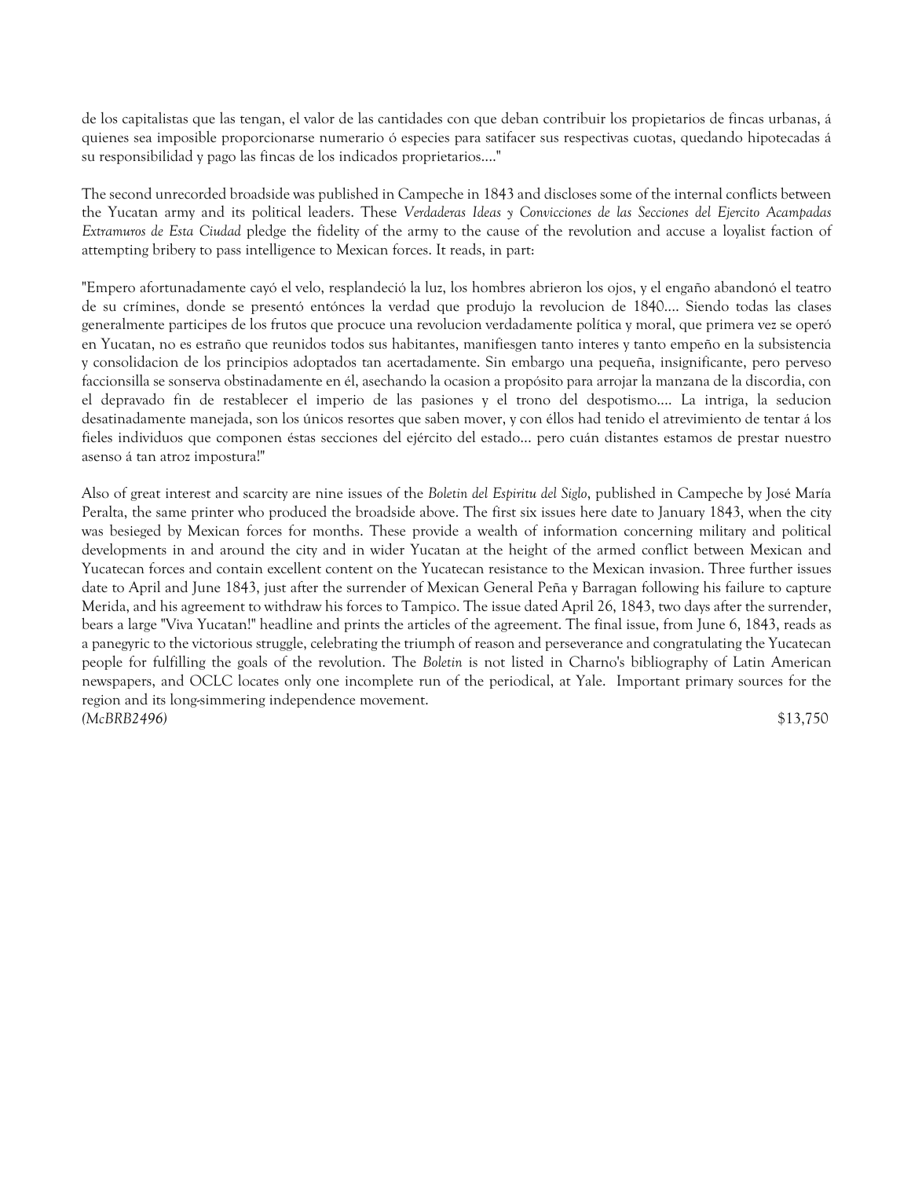de los capitalistas que las tengan, el valor de las cantidades con que deban contribuir los propietarios de fincas urbanas, á quienes sea imposible proporcionarse numerario ó especies para satifacer sus respectivas cuotas, quedando hipotecadas á su responsibilidad y pago las fincas de los indicados proprietarios...."

The second unrecorded broadside was published in Campeche in 1843 and discloses some of the internal conflicts between the Yucatan army and its political leaders. These *Verdaderas Ideas y Convicciones de las Secciones del Ejercito Acampadas Extramuros de Esta Ciudad* pledge the fidelity of the army to the cause of the revolution and accuse a loyalist faction of attempting bribery to pass intelligence to Mexican forces. It reads, in part:

"Empero afortunadamente cayó el velo, resplandeció la luz, los hombres abrieron los ojos, y el engaño abandonó el teatro de su crímines, donde se presentó entónces la verdad que produjo la revolucion de 1840.... Siendo todas las clases generalmente participes de los frutos que procuce una revolucion verdadamente política y moral, que primera vez se operó en Yucatan, no es estraño que reunidos todos sus habitantes, manifiesgen tanto interes y tanto empeño en la subsistencia y consolidacion de los principios adoptados tan acertadamente. Sin embargo una pequeña, insignificante, pero perveso faccionsilla se sonserva obstinadamente en él, asechando la ocasion a propósito para arrojar la manzana de la discordia, con el depravado fin de restablecer el imperio de las pasiones y el trono del despotismo.... La intriga, la seducion desatinadamente manejada, son los únicos resortes que saben mover, y con éllos had tenido el atrevimiento de tentar á los fieles individuos que componen éstas secciones del ejército del estado... pero cuán distantes estamos de prestar nuestro asenso á tan atroz impostura!"

Also of great interest and scarcity are nine issues of the *Boletin del Espiritu del Siglo*, published in Campeche by José María Peralta, the same printer who produced the broadside above. The first six issues here date to January 1843, when the city was besieged by Mexican forces for months. These provide a wealth of information concerning military and political developments in and around the city and in wider Yucatan at the height of the armed conflict between Mexican and Yucatecan forces and contain excellent content on the Yucatecan resistance to the Mexican invasion. Three further issues date to April and June 1843, just after the surrender of Mexican General Peña y Barragan following his failure to capture Merida, and his agreement to withdraw his forces to Tampico. The issue dated April 26, 1843, two days after the surrender, bears a large "Viva Yucatan!" headline and prints the articles of the agreement. The final issue, from June 6, 1843, reads as a panegyric to the victorious struggle, celebrating the triumph of reason and perseverance and congratulating the Yucatecan people for fulfilling the goals of the revolution. The *Boletin* is not listed in Charno's bibliography of Latin American newspapers, and OCLC locates only one incomplete run of the periodical, at Yale. Important primary sources for the region and its long-simmering independence movement.

*(McBRB2496)* $13,750